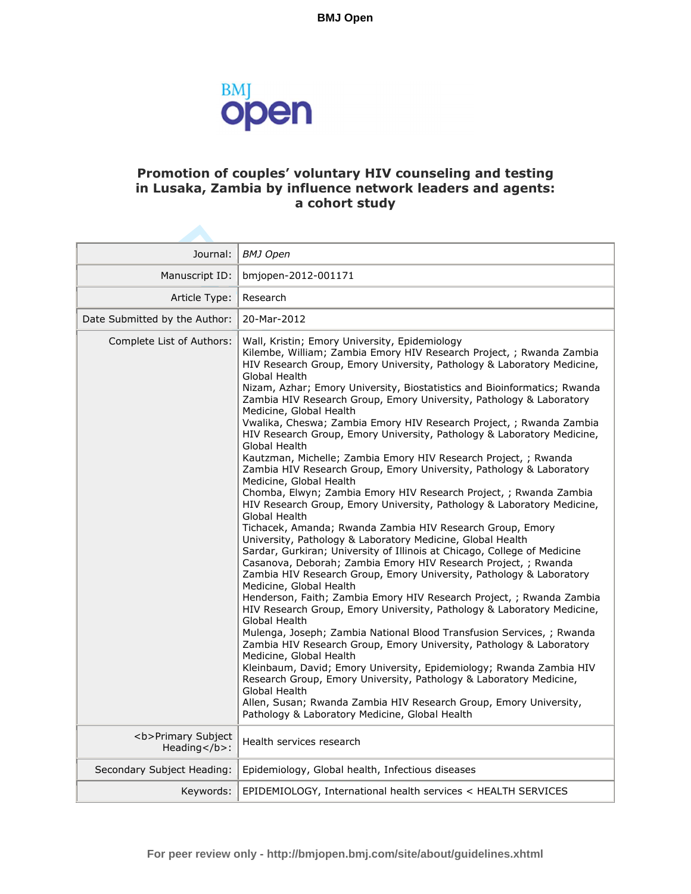# Promotion of couples' voluntary HIV counseling and testing in Lusaka, Zambia by influence network leaders and agents: a cohort study

| | |
|---|---|
| Journal: | *BMJ Open* |
| Manuscript ID: | bmjopen-2012-001171 |
| Article Type: | Research |
| Date Submitted by the Author: | 20-Mar-2012 |
| Complete List of Authors: | Wall, Kristin; Emory University, Epidemiology<br>Kilembe, William; Zambia Emory HIV Research Project, ; Rwanda Zambia HIV Research Group, Emory University, Pathology & Laboratory Medicine, Global Health<br>Nizam, Azhar; Emory University, Biostatistics and Bioinformatics; Rwanda Zambia HIV Research Group, Emory University, Pathology & Laboratory Medicine, Global Health<br>Vwalika, Cheswa; Zambia Emory HIV Research Project, ; Rwanda Zambia HIV Research Group, Emory University, Pathology & Laboratory Medicine, Global Health<br>Kautzman, Michelle; Zambia Emory HIV Research Project, ; Rwanda Zambia HIV Research Group, Emory University, Pathology & Laboratory Medicine, Global Health<br>Chomba, Elwyn; Zambia Emory HIV Research Project, ; Rwanda Zambia HIV Research Group, Emory University, Pathology & Laboratory Medicine, Global Health<br>Tichacek, Amanda; Rwanda Zambia HIV Research Group, Emory University, Pathology & Laboratory Medicine, Global Health<br>Sardar, Gurkiran; University of Illinois at Chicago, College of Medicine<br>Casanova, Deborah; Zambia Emory HIV Research Project, ; Rwanda Zambia HIV Research Group, Emory University, Pathology & Laboratory Medicine, Global Health<br>Henderson, Faith; Zambia Emory HIV Research Project, ; Rwanda Zambia HIV Research Group, Emory University, Pathology & Laboratory Medicine, Global Health<br>Mulenga, Joseph; Zambia National Blood Transfusion Services, ; Rwanda Zambia HIV Research Group, Emory University, Pathology & Laboratory Medicine, Global Health<br>Kleinbaum, David; Emory University, Epidemiology; Rwanda Zambia HIV Research Group, Emory University, Pathology & Laboratory Medicine, Global Health<br>Allen, Susan; Rwanda Zambia HIV Research Group, Emory University, Pathology & Laboratory Medicine, Global Health |
| <b>Primary Subject Heading</b>: | Health services research |
| Secondary Subject Heading: | Epidemiology, Global health, Infectious diseases |
| Keywords: | EPIDEMIOLOGY, International health services < HEALTH SERVICES |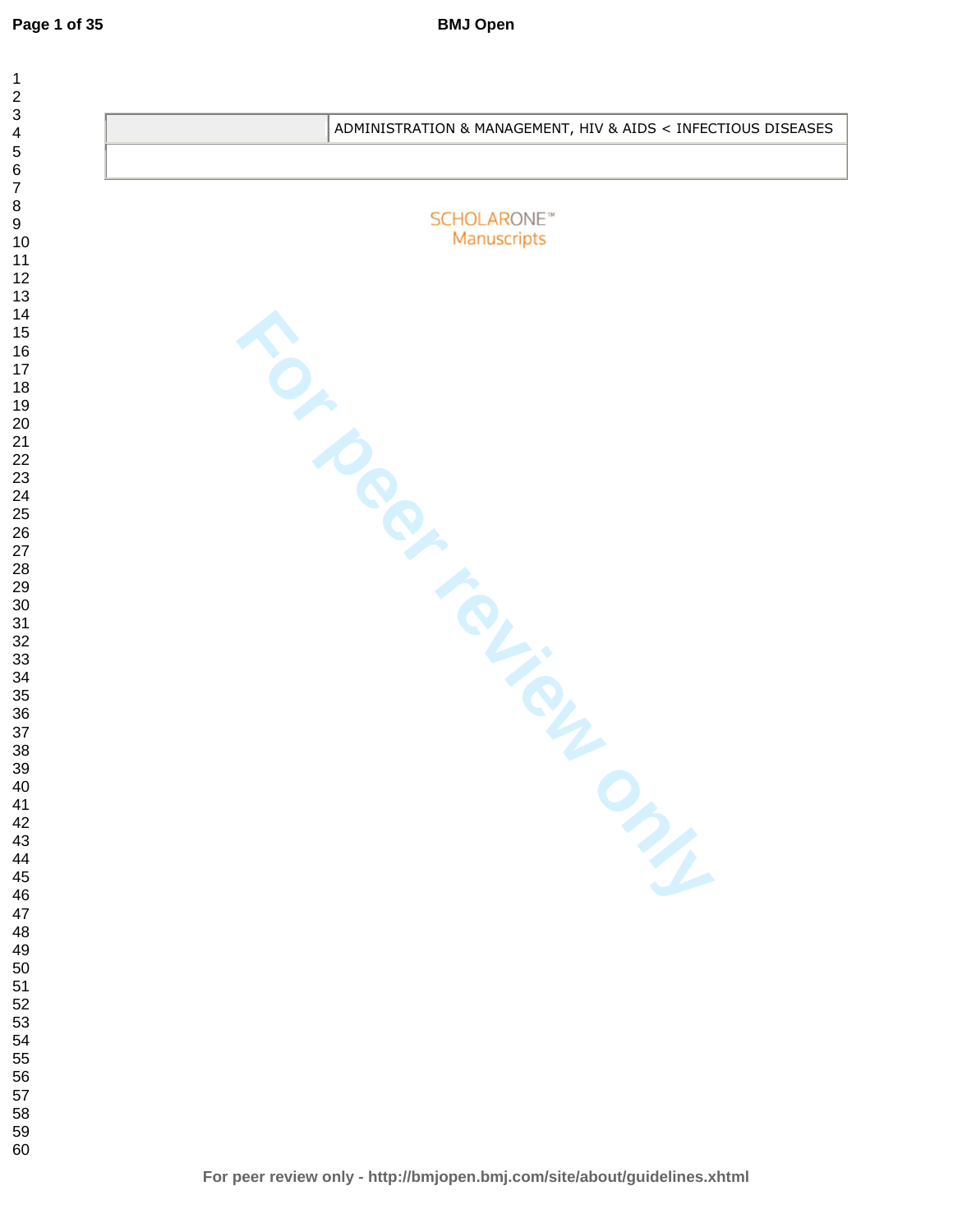|  | ADMINISTRATION & MANAGEMENT, HIV & AIDS < INFECTIOUS DISEASES |
| --- | --- |
|  |  |

SCHOLARONE™
Manuscripts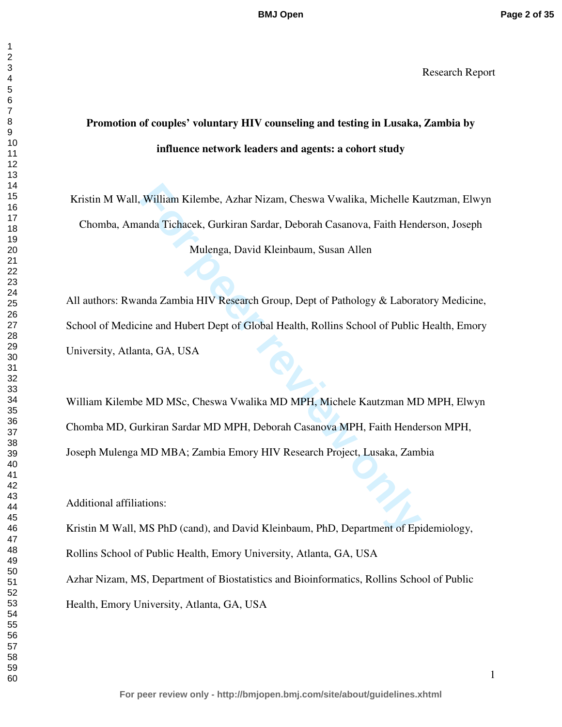Research Report

**Promotion of couples' voluntary HIV counseling and testing in Lusaka, Zambia by influence network leaders and agents: a cohort study**

Kristin M Wall, William Kilembe, Azhar Nizam, Cheswa Vwalika, Michelle Kautzman, Elwyn Chomba, Amanda Tichacek, Gurkiran Sardar, Deborah Casanova, Faith Henderson, Joseph Mulenga, David Kleinbaum, Susan Allen

All authors: Rwanda Zambia HIV Research Group, Dept of Pathology & Laboratory Medicine, School of Medicine and Hubert Dept of Global Health, Rollins School of Public Health, Emory University, Atlanta, GA, USA

William Kilembe MD MSc, Cheswa Vwalika MD MPH, Michele Kautzman MD MPH, Elwyn Chomba MD, Gurkiran Sardar MD MPH, Deborah Casanova MPH, Faith Henderson MPH, Joseph Mulenga MD MBA; Zambia Emory HIV Research Project, Lusaka, Zambia

Additional affiliations:

Kristin M Wall, MS PhD (cand), and David Kleinbaum, PhD, Department of Epidemiology, Rollins School of Public Health, Emory University, Atlanta, GA, USA

Azhar Nizam, MS, Department of Biostatistics and Bioinformatics, Rollins School of Public Health, Emory University, Atlanta, GA, USA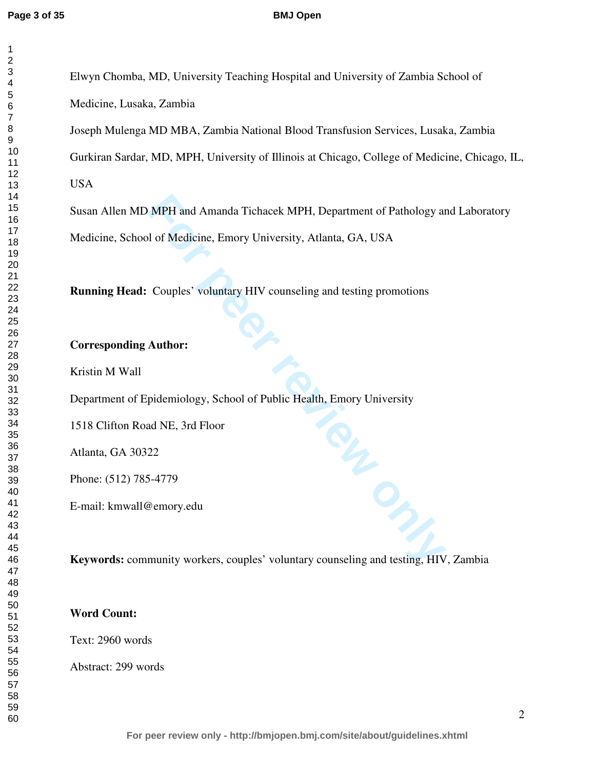Elwyn Chomba, MD, University Teaching Hospital and University of Zambia School of Medicine, Lusaka, Zambia

Joseph Mulenga MD MBA, Zambia National Blood Transfusion Services, Lusaka, Zambia

Gurkiran Sardar, MD, MPH, University of Illinois at Chicago, College of Medicine, Chicago, IL, USA

Susan Allen MD MPH and Amanda Tichacek MPH, Department of Pathology and Laboratory Medicine, School of Medicine, Emory University, Atlanta, GA, USA

**Running Head:** Couples' voluntary HIV counseling and testing promotions

**Corresponding Author:**

Kristin M Wall

Department of Epidemiology, School of Public Health, Emory University

1518 Clifton Road NE, 3rd Floor

Atlanta, GA 30322

Phone: (512) 785-4779

E-mail: kmwall@emory.edu

**Keywords:** community workers, couples' voluntary counseling and testing, HIV, Zambia

**Word Count:**

Text: 2960 words

Abstract: 299 words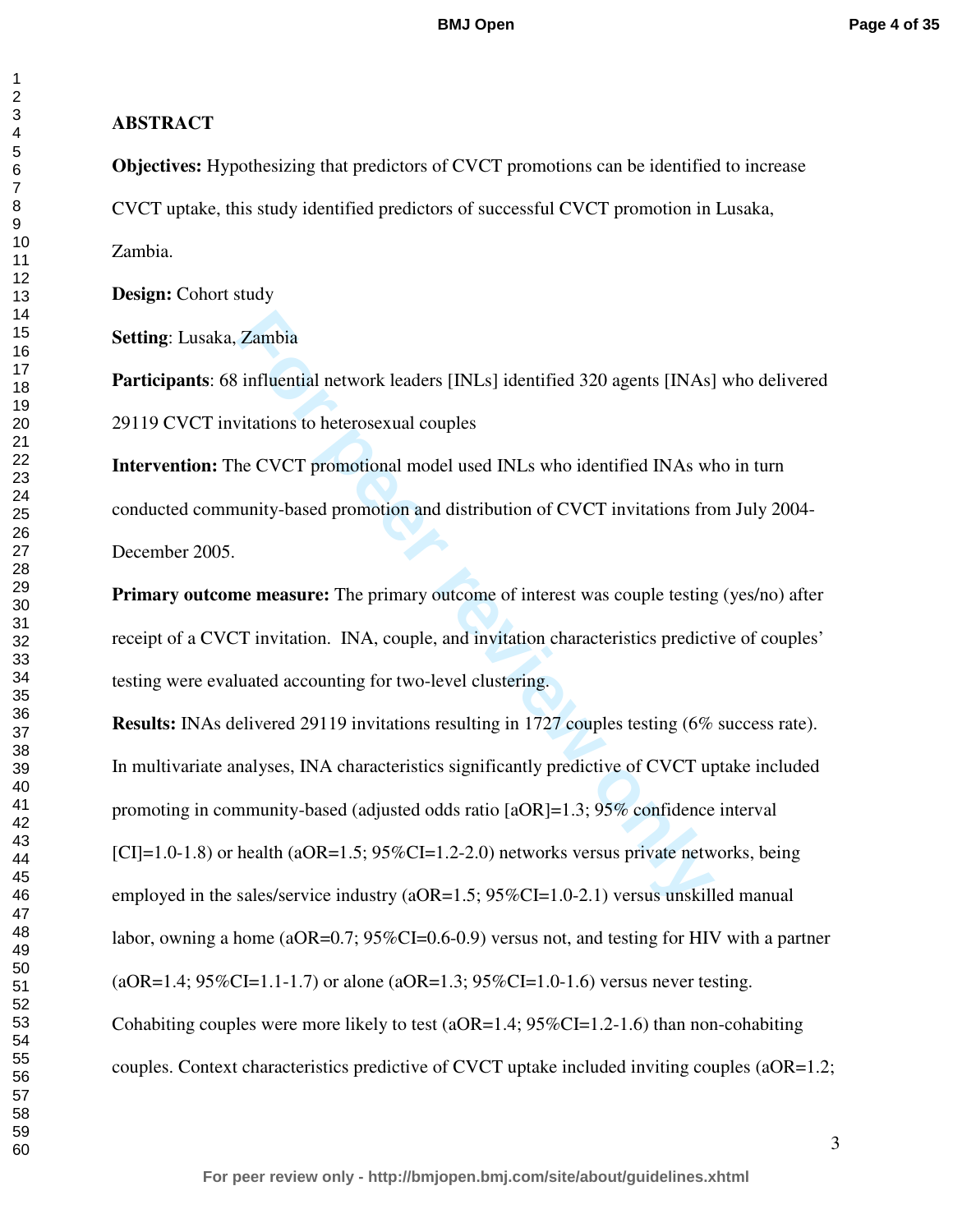## ABSTRACT

**Objectives:** Hypothesizing that predictors of CVCT promotions can be identified to increase CVCT uptake, this study identified predictors of successful CVCT promotion in Lusaka, Zambia.

**Design:** Cohort study

**Setting**: Lusaka, Zambia

**Participants**: 68 influential network leaders [INLs] identified 320 agents [INAs] who delivered 29119 CVCT invitations to heterosexual couples

**Intervention:** The CVCT promotional model used INLs who identified INAs who in turn conducted community-based promotion and distribution of CVCT invitations from July 2004-December 2005.

**Primary outcome measure:** The primary outcome of interest was couple testing (yes/no) after receipt of a CVCT invitation. INA, couple, and invitation characteristics predictive of couples' testing were evaluated accounting for two-level clustering.

**Results:** INAs delivered 29119 invitations resulting in 1727 couples testing (6% success rate). In multivariate analyses, INA characteristics significantly predictive of CVCT uptake included promoting in community-based (adjusted odds ratio [aOR]=1.3; 95% confidence interval [CI]=1.0-1.8) or health (aOR=1.5; 95%CI=1.2-2.0) networks versus private networks, being employed in the sales/service industry (aOR=1.5; 95%CI=1.0-2.1) versus unskilled manual labor, owning a home (aOR=0.7; 95%CI=0.6-0.9) versus not, and testing for HIV with a partner (aOR=1.4; 95%CI=1.1-1.7) or alone (aOR=1.3; 95%CI=1.0-1.6) versus never testing. Cohabiting couples were more likely to test (aOR=1.4; 95%CI=1.2-1.6) than non-cohabiting couples. Context characteristics predictive of CVCT uptake included inviting couples (aOR=1.2;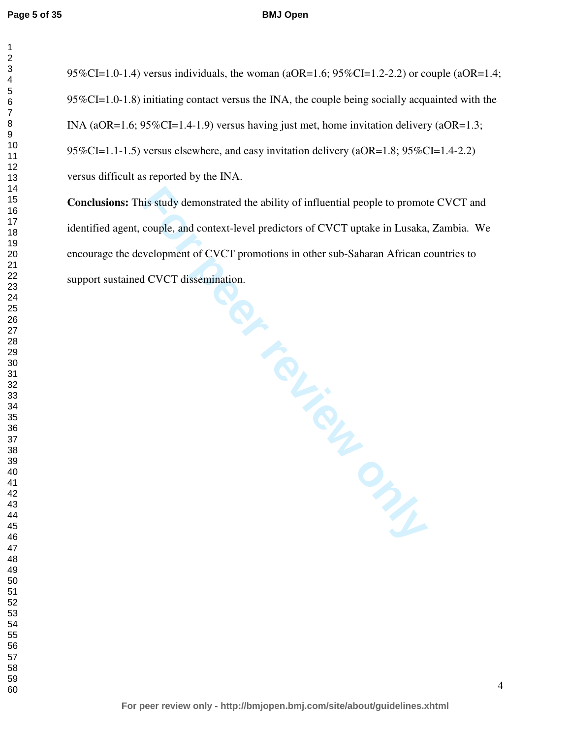95%CI=1.0-1.4) versus individuals, the woman (aOR=1.6; 95%CI=1.2-2.2) or couple (aOR=1.4; 95%CI=1.0-1.8) initiating contact versus the INA, the couple being socially acquainted with the INA (aOR=1.6; 95%CI=1.4-1.9) versus having just met, home invitation delivery (aOR=1.3; 95%CI=1.1-1.5) versus elsewhere, and easy invitation delivery (aOR=1.8; 95%CI=1.4-2.2) versus difficult as reported by the INA.

**Conclusions:** This study demonstrated the ability of influential people to promote CVCT and identified agent, couple, and context-level predictors of CVCT uptake in Lusaka, Zambia. We encourage the development of CVCT promotions in other sub-Saharan African countries to support sustained CVCT dissemination.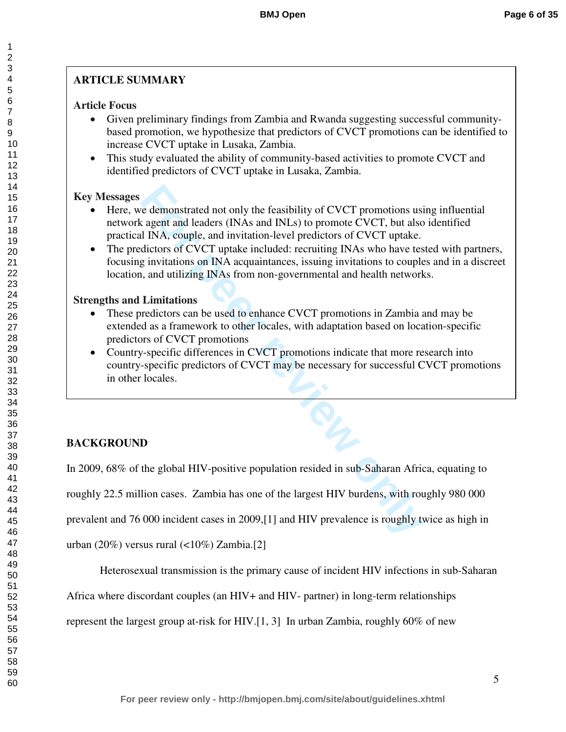## ARTICLE SUMMARY

### Article Focus

- Given preliminary findings from Zambia and Rwanda suggesting successful community-based promotion, we hypothesize that predictors of CVCT promotions can be identified to increase CVCT uptake in Lusaka, Zambia.
- This study evaluated the ability of community-based activities to promote CVCT and identified predictors of CVCT uptake in Lusaka, Zambia.

### Key Messages

- Here, we demonstrated not only the feasibility of CVCT promotions using influential network agent and leaders (INAs and INLs) to promote CVCT, but also identified practical INA, couple, and invitation-level predictors of CVCT uptake.
- The predictors of CVCT uptake included: recruiting INAs who have tested with partners, focusing invitations on INA acquaintances, issuing invitations to couples and in a discreet location, and utilizing INAs from non-governmental and health networks.

### Strengths and Limitations

- These predictors can be used to enhance CVCT promotions in Zambia and may be extended as a framework to other locales, with adaptation based on location-specific predictors of CVCT promotions
- Country-specific differences in CVCT promotions indicate that more research into country-specific predictors of CVCT may be necessary for successful CVCT promotions in other locales.

## BACKGROUND

In 2009, 68% of the global HIV-positive population resided in sub-Saharan Africa, equating to roughly 22.5 million cases. Zambia has one of the largest HIV burdens, with roughly 980 000 prevalent and 76 000 incident cases in 2009,[1] and HIV prevalence is roughly twice as high in urban (20%) versus rural (<10%) Zambia.[2]

Heterosexual transmission is the primary cause of incident HIV infections in sub-Saharan Africa where discordant couples (an HIV+ and HIV- partner) in long-term relationships represent the largest group at-risk for HIV.[1, 3] In urban Zambia, roughly 60% of new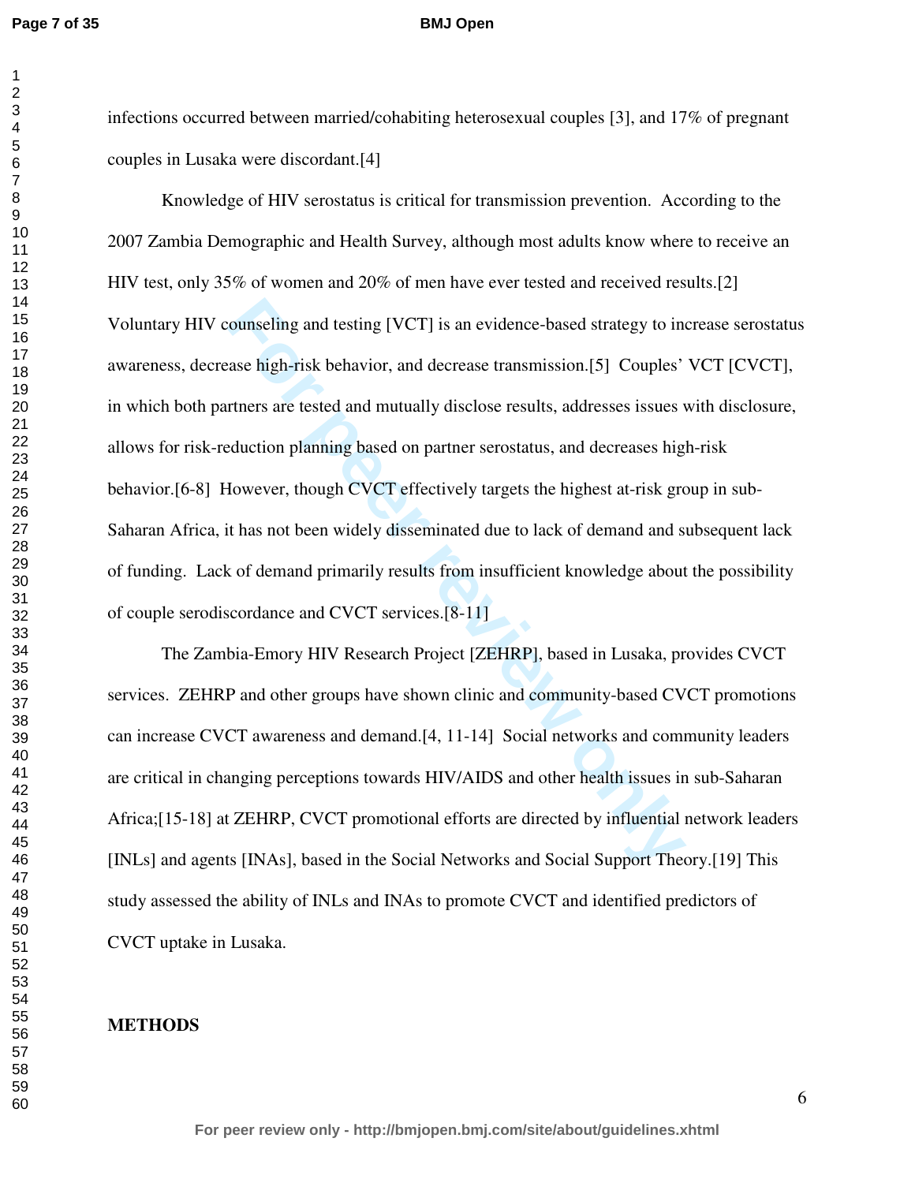infections occurred between married/cohabiting heterosexual couples [3], and 17% of pregnant couples in Lusaka were discordant.[4]

Knowledge of HIV serostatus is critical for transmission prevention. According to the 2007 Zambia Demographic and Health Survey, although most adults know where to receive an HIV test, only 35% of women and 20% of men have ever tested and received results.[2] Voluntary HIV counseling and testing [VCT] is an evidence-based strategy to increase serostatus awareness, decrease high-risk behavior, and decrease transmission.[5] Couples' VCT [CVCT], in which both partners are tested and mutually disclose results, addresses issues with disclosure, allows for risk-reduction planning based on partner serostatus, and decreases high-risk behavior.[6-8] However, though CVCT effectively targets the highest at-risk group in sub-Saharan Africa, it has not been widely disseminated due to lack of demand and subsequent lack of funding. Lack of demand primarily results from insufficient knowledge about the possibility of couple serodiscordance and CVCT services.[8-11]

The Zambia-Emory HIV Research Project [ZEHRP], based in Lusaka, provides CVCT services. ZEHRP and other groups have shown clinic and community-based CVCT promotions can increase CVCT awareness and demand.[4, 11-14] Social networks and community leaders are critical in changing perceptions towards HIV/AIDS and other health issues in sub-Saharan Africa;[15-18] at ZEHRP, CVCT promotional efforts are directed by influential network leaders [INLs] and agents [INAs], based in the Social Networks and Social Support Theory.[19] This study assessed the ability of INLs and INAs to promote CVCT and identified predictors of CVCT uptake in Lusaka.

## METHODS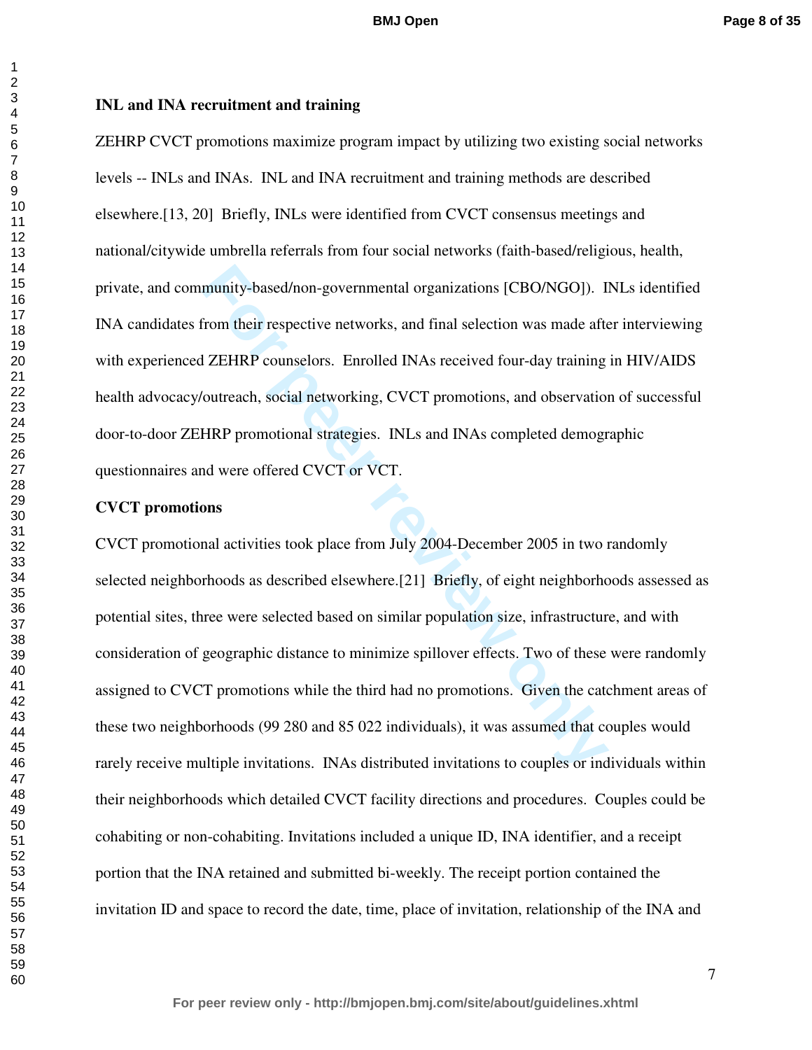**INL and INA recruitment and training**

ZEHRP CVCT promotions maximize program impact by utilizing two existing social networks levels -- INLs and INAs. INL and INA recruitment and training methods are described elsewhere.[13, 20] Briefly, INLs were identified from CVCT consensus meetings and national/citywide umbrella referrals from four social networks (faith-based/religious, health, private, and community-based/non-governmental organizations [CBO/NGO]). INLs identified INA candidates from their respective networks, and final selection was made after interviewing with experienced ZEHRP counselors. Enrolled INAs received four-day training in HIV/AIDS health advocacy/outreach, social networking, CVCT promotions, and observation of successful door-to-door ZEHRP promotional strategies. INLs and INAs completed demographic questionnaires and were offered CVCT or VCT.

**CVCT promotions**

CVCT promotional activities took place from July 2004-December 2005 in two randomly selected neighborhoods as described elsewhere.[21] Briefly, of eight neighborhoods assessed as potential sites, three were selected based on similar population size, infrastructure, and with consideration of geographic distance to minimize spillover effects. Two of these were randomly assigned to CVCT promotions while the third had no promotions. Given the catchment areas of these two neighborhoods (99 280 and 85 022 individuals), it was assumed that couples would rarely receive multiple invitations. INAs distributed invitations to couples or individuals within their neighborhoods which detailed CVCT facility directions and procedures. Couples could be cohabiting or non-cohabiting. Invitations included a unique ID, INA identifier, and a receipt portion that the INA retained and submitted bi-weekly. The receipt portion contained the invitation ID and space to record the date, time, place of invitation, relationship of the INA and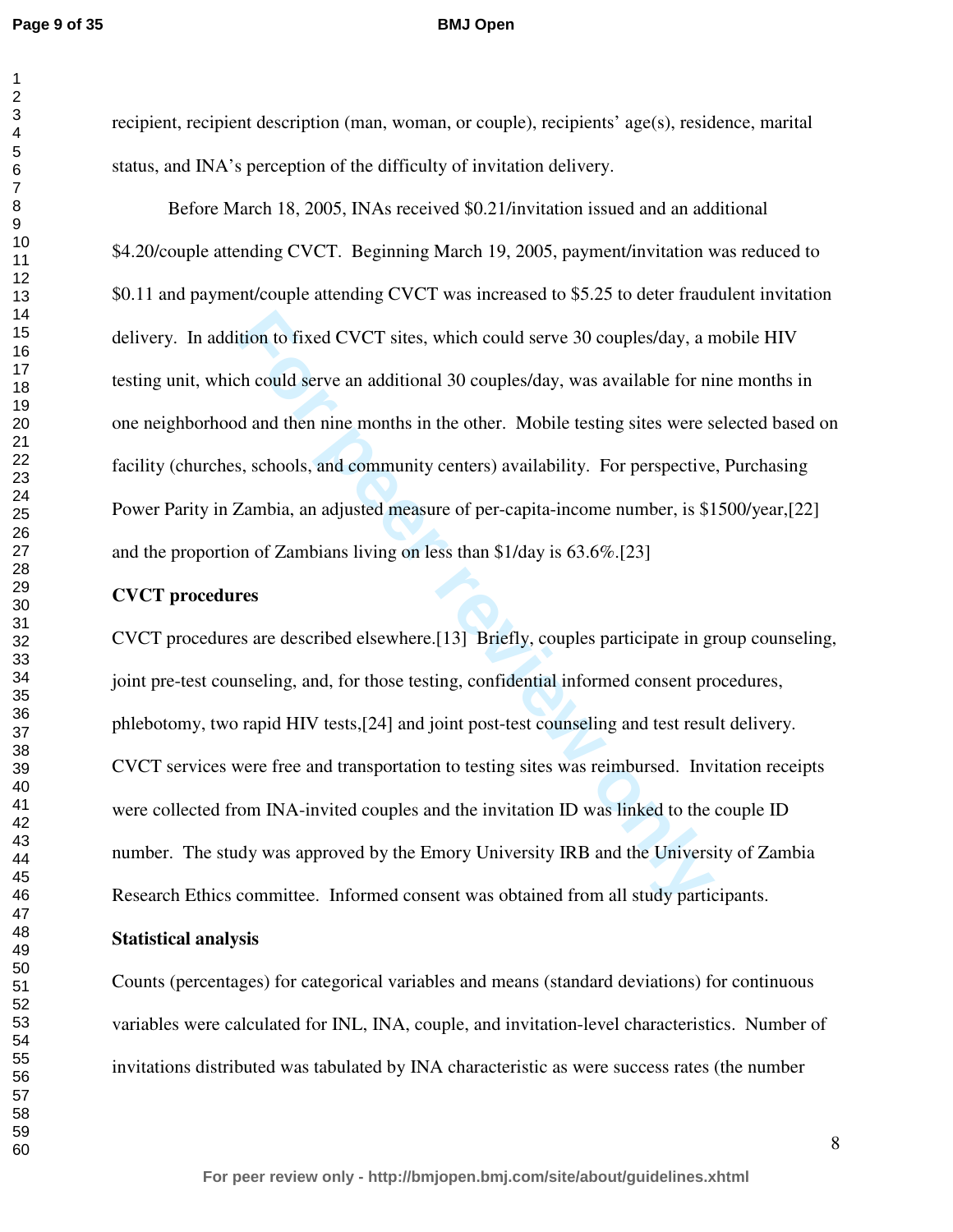recipient, recipient description (man, woman, or couple), recipients' age(s), residence, marital status, and INA's perception of the difficulty of invitation delivery.

Before March 18, 2005, INAs received $0.21/invitation issued and an additional $4.20/couple attending CVCT. Beginning March 19, 2005, payment/invitation was reduced to $0.11 and payment/couple attending CVCT was increased to $5.25 to deter fraudulent invitation delivery. In addition to fixed CVCT sites, which could serve 30 couples/day, a mobile HIV testing unit, which could serve an additional 30 couples/day, was available for nine months in one neighborhood and then nine months in the other. Mobile testing sites were selected based on facility (churches, schools, and community centers) availability. For perspective, Purchasing Power Parity in Zambia, an adjusted measure of per-capita-income number, is $1500/year,[22] and the proportion of Zambians living on less than $1/day is 63.6%.[23]

**CVCT procedures**

CVCT procedures are described elsewhere.[13] Briefly, couples participate in group counseling, joint pre-test counseling, and, for those testing, confidential informed consent procedures, phlebotomy, two rapid HIV tests,[24] and joint post-test counseling and test result delivery. CVCT services were free and transportation to testing sites was reimbursed. Invitation receipts were collected from INA-invited couples and the invitation ID was linked to the couple ID number. The study was approved by the Emory University IRB and the University of Zambia Research Ethics committee. Informed consent was obtained from all study participants.

**Statistical analysis**

Counts (percentages) for categorical variables and means (standard deviations) for continuous variables were calculated for INL, INA, couple, and invitation-level characteristics. Number of invitations distributed was tabulated by INA characteristic as were success rates (the number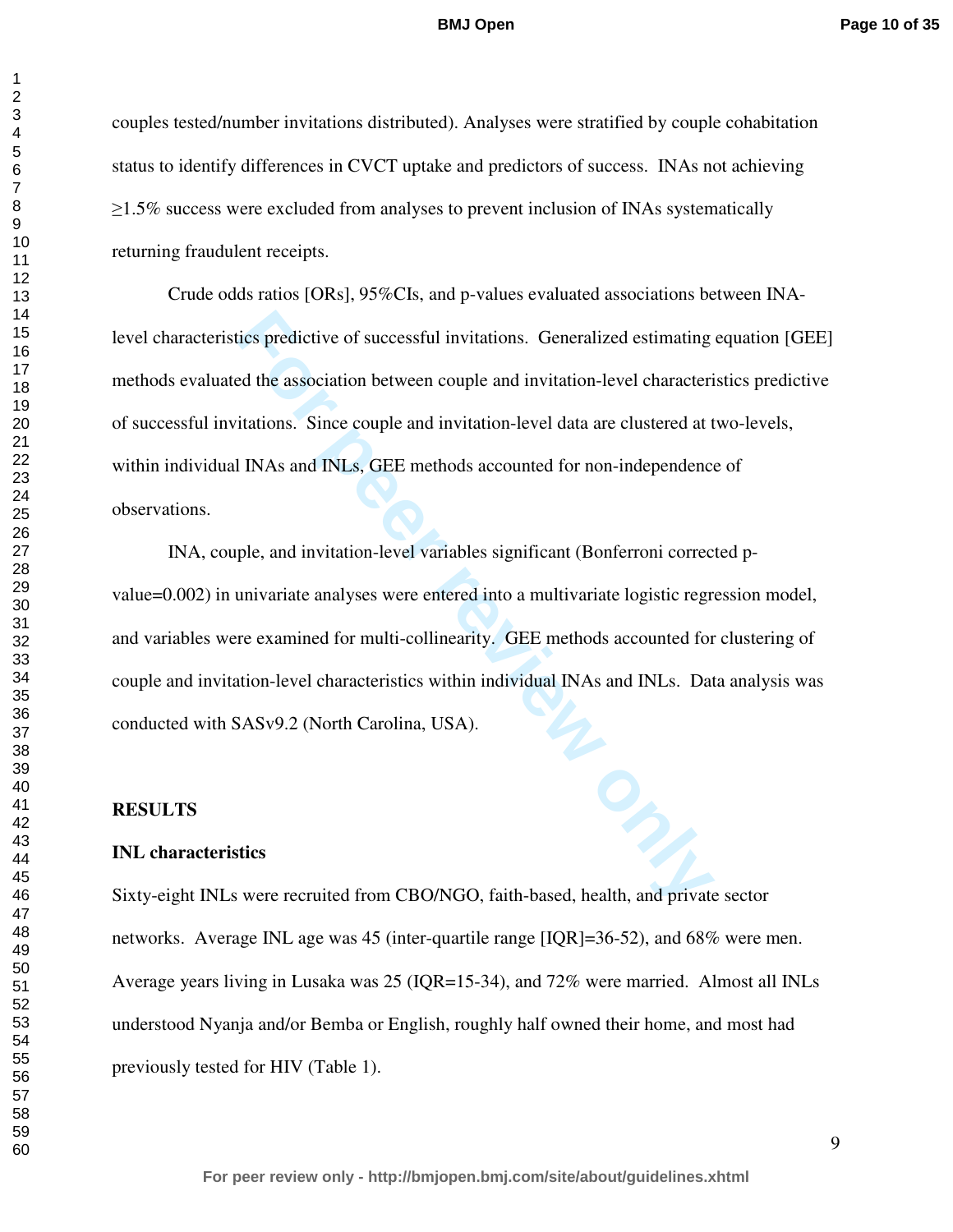couples tested/number invitations distributed). Analyses were stratified by couple cohabitation status to identify differences in CVCT uptake and predictors of success. INAs not achieving ≥1.5% success were excluded from analyses to prevent inclusion of INAs systematically returning fraudulent receipts.

Crude odds ratios [ORs], 95%CIs, and p-values evaluated associations between INA-level characteristics predictive of successful invitations. Generalized estimating equation [GEE] methods evaluated the association between couple and invitation-level characteristics predictive of successful invitations. Since couple and invitation-level data are clustered at two-levels, within individual INAs and INLs, GEE methods accounted for non-independence of observations.

INA, couple, and invitation-level variables significant (Bonferroni corrected p-value=0.002) in univariate analyses were entered into a multivariate logistic regression model, and variables were examined for multi-collinearity. GEE methods accounted for clustering of couple and invitation-level characteristics within individual INAs and INLs. Data analysis was conducted with SASv9.2 (North Carolina, USA).

## RESULTS

### INL characteristics

Sixty-eight INLs were recruited from CBO/NGO, faith-based, health, and private sector networks. Average INL age was 45 (inter-quartile range [IQR]=36-52), and 68% were men. Average years living in Lusaka was 25 (IQR=15-34), and 72% were married. Almost all INLs understood Nyanja and/or Bemba or English, roughly half owned their home, and most had previously tested for HIV (Table 1).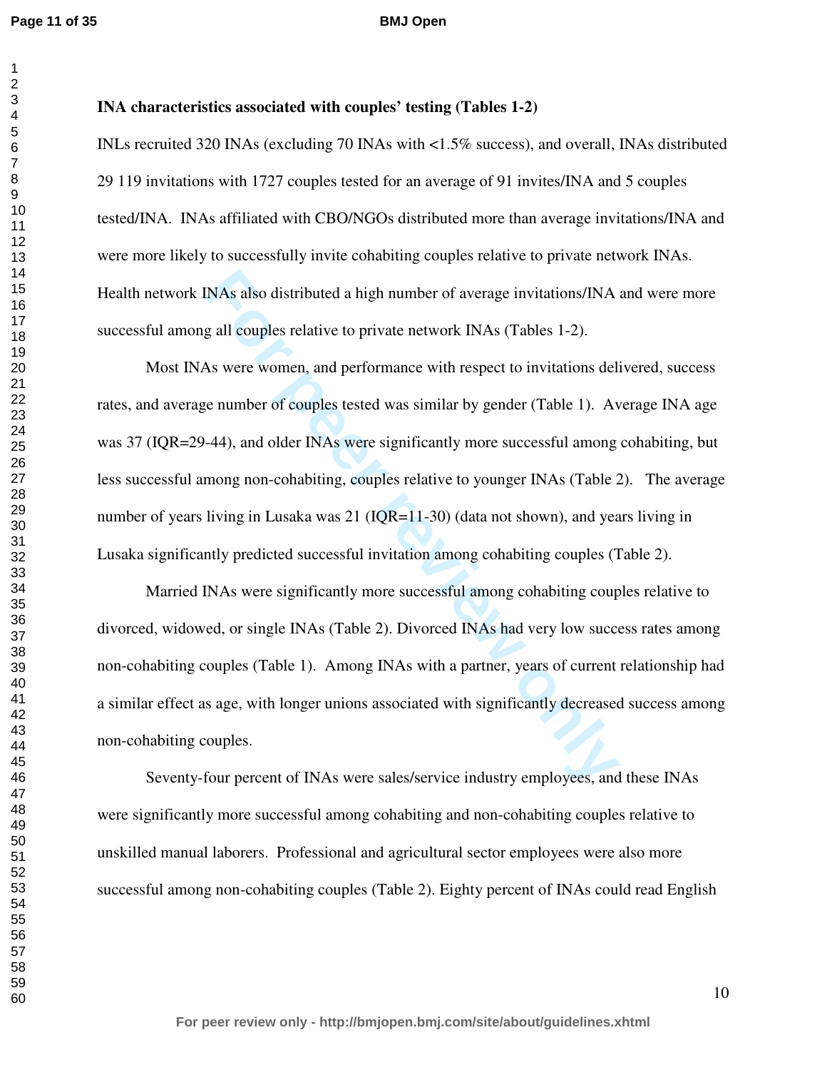**INA characteristics associated with couples' testing (Tables 1-2)**

INLs recruited 320 INAs (excluding 70 INAs with <1.5% success), and overall, INAs distributed 29 119 invitations with 1727 couples tested for an average of 91 invites/INA and 5 couples tested/INA. INAs affiliated with CBO/NGOs distributed more than average invitations/INA and were more likely to successfully invite cohabiting couples relative to private network INAs. Health network INAs also distributed a high number of average invitations/INA and were more successful among all couples relative to private network INAs (Tables 1-2).

Most INAs were women, and performance with respect to invitations delivered, success rates, and average number of couples tested was similar by gender (Table 1). Average INA age was 37 (IQR=29-44), and older INAs were significantly more successful among cohabiting, but less successful among non-cohabiting, couples relative to younger INAs (Table 2). The average number of years living in Lusaka was 21 (IQR=11-30) (data not shown), and years living in Lusaka significantly predicted successful invitation among cohabiting couples (Table 2).

Married INAs were significantly more successful among cohabiting couples relative to divorced, widowed, or single INAs (Table 2). Divorced INAs had very low success rates among non-cohabiting couples (Table 1). Among INAs with a partner, years of current relationship had a similar effect as age, with longer unions associated with significantly decreased success among non-cohabiting couples.

Seventy-four percent of INAs were sales/service industry employees, and these INAs were significantly more successful among cohabiting and non-cohabiting couples relative to unskilled manual laborers. Professional and agricultural sector employees were also more successful among non-cohabiting couples (Table 2). Eighty percent of INAs could read English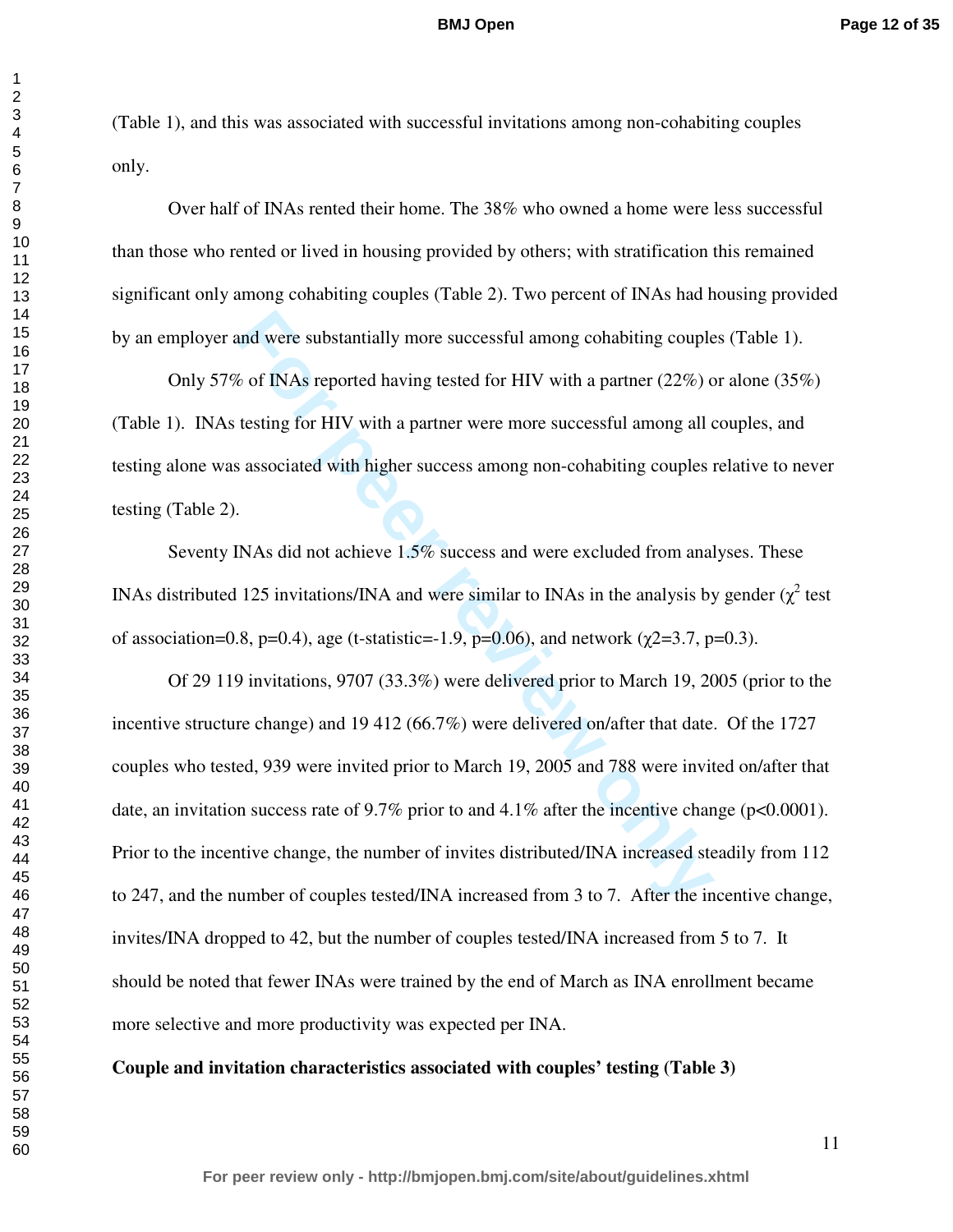(Table 1), and this was associated with successful invitations among non-cohabiting couples only.

Over half of INAs rented their home. The 38% who owned a home were less successful than those who rented or lived in housing provided by others; with stratification this remained significant only among cohabiting couples (Table 2). Two percent of INAs had housing provided by an employer and were substantially more successful among cohabiting couples (Table 1).

Only 57% of INAs reported having tested for HIV with a partner (22%) or alone (35%) (Table 1). INAs testing for HIV with a partner were more successful among all couples, and testing alone was associated with higher success among non-cohabiting couples relative to never testing (Table 2).

Seventy INAs did not achieve 1.5% success and were excluded from analyses. These INAs distributed 125 invitations/INA and were similar to INAs in the analysis by gender ($\chi^2$ test of association=0.8, p=0.4), age (t-statistic=-1.9, p=0.06), and network ($\chi^2$=3.7, p=0.3).

Of 29 119 invitations, 9707 (33.3%) were delivered prior to March 19, 2005 (prior to the incentive structure change) and 19 412 (66.7%) were delivered on/after that date. Of the 1727 couples who tested, 939 were invited prior to March 19, 2005 and 788 were invited on/after that date, an invitation success rate of 9.7% prior to and 4.1% after the incentive change (p<0.0001). Prior to the incentive change, the number of invites distributed/INA increased steadily from 112 to 247, and the number of couples tested/INA increased from 3 to 7. After the incentive change, invites/INA dropped to 42, but the number of couples tested/INA increased from 5 to 7. It should be noted that fewer INAs were trained by the end of March as INA enrollment became more selective and more productivity was expected per INA.

**Couple and invitation characteristics associated with couples' testing (Table 3)**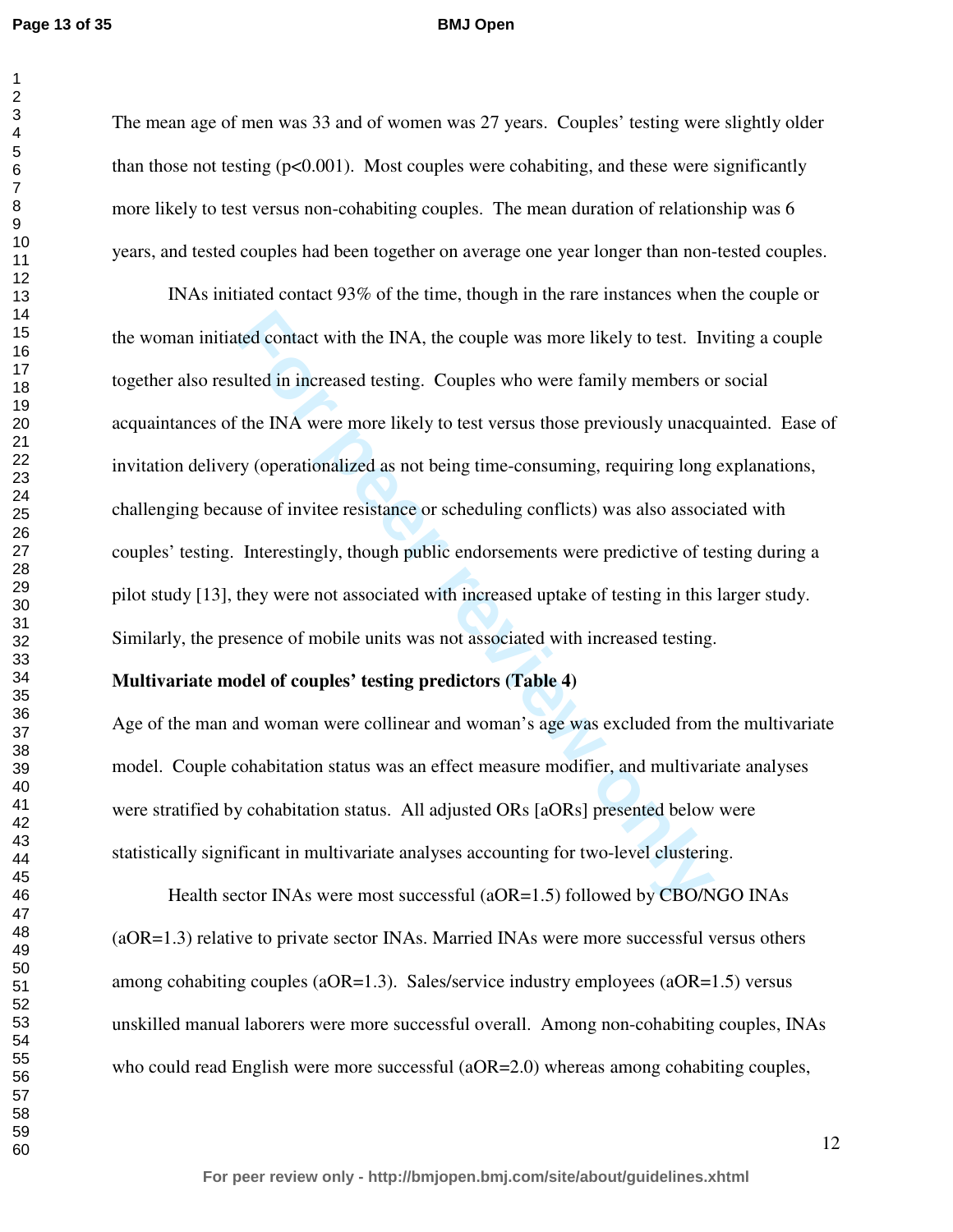The mean age of men was 33 and of women was 27 years. Couples' testing were slightly older than those not testing ($p<0.001$). Most couples were cohabiting, and these were significantly more likely to test versus non-cohabiting couples. The mean duration of relationship was 6 years, and tested couples had been together on average one year longer than non-tested couples.

INAs initiated contact 93% of the time, though in the rare instances when the couple or the woman initiated contact with the INA, the couple was more likely to test. Inviting a couple together also resulted in increased testing. Couples who were family members or social acquaintances of the INA were more likely to test versus those previously unacquainted. Ease of invitation delivery (operationalized as not being time-consuming, requiring long explanations, challenging because of invitee resistance or scheduling conflicts) was also associated with couples' testing. Interestingly, though public endorsements were predictive of testing during a pilot study [13], they were not associated with increased uptake of testing in this larger study. Similarly, the presence of mobile units was not associated with increased testing.

**Multivariate model of couples' testing predictors (Table 4)**

Age of the man and woman were collinear and woman's age was excluded from the multivariate model. Couple cohabitation status was an effect measure modifier, and multivariate analyses were stratified by cohabitation status. All adjusted ORs [aORs] presented below were statistically significant in multivariate analyses accounting for two-level clustering.

Health sector INAs were most successful (aOR=1.5) followed by CBO/NGO INAs (aOR=1.3) relative to private sector INAs. Married INAs were more successful versus others among cohabiting couples (aOR=1.3). Sales/service industry employees (aOR=1.5) versus unskilled manual laborers were more successful overall. Among non-cohabiting couples, INAs who could read English were more successful (aOR=2.0) whereas among cohabiting couples,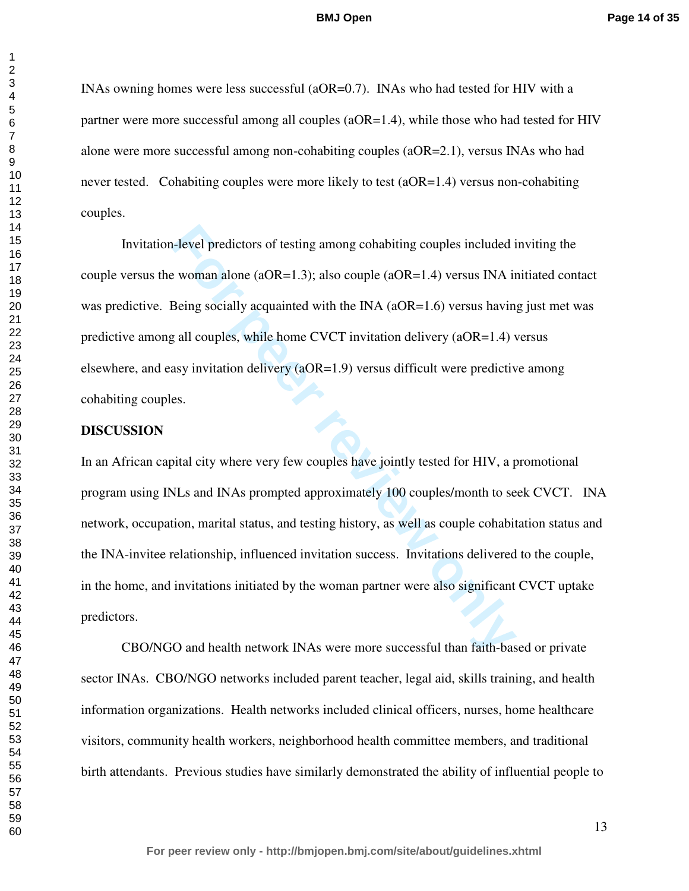INAs owning homes were less successful (aOR=0.7). INAs who had tested for HIV with a partner were more successful among all couples (aOR=1.4), while those who had tested for HIV alone were more successful among non-cohabiting couples (aOR=2.1), versus INAs who had never tested. Cohabiting couples were more likely to test (aOR=1.4) versus non-cohabiting couples.

Invitation-level predictors of testing among cohabiting couples included inviting the couple versus the woman alone (aOR=1.3); also couple (aOR=1.4) versus INA initiated contact was predictive. Being socially acquainted with the INA (aOR=1.6) versus having just met was predictive among all couples, while home CVCT invitation delivery (aOR=1.4) versus elsewhere, and easy invitation delivery (aOR=1.9) versus difficult were predictive among cohabiting couples.

## DISCUSSION

In an African capital city where very few couples have jointly tested for HIV, a promotional program using INLs and INAs prompted approximately 100 couples/month to seek CVCT. INA network, occupation, marital status, and testing history, as well as couple cohabitation status and the INA-invitee relationship, influenced invitation success. Invitations delivered to the couple, in the home, and invitations initiated by the woman partner were also significant CVCT uptake predictors.

CBO/NGO and health network INAs were more successful than faith-based or private sector INAs. CBO/NGO networks included parent teacher, legal aid, skills training, and health information organizations. Health networks included clinical officers, nurses, home healthcare visitors, community health workers, neighborhood health committee members, and traditional birth attendants. Previous studies have similarly demonstrated the ability of influential people to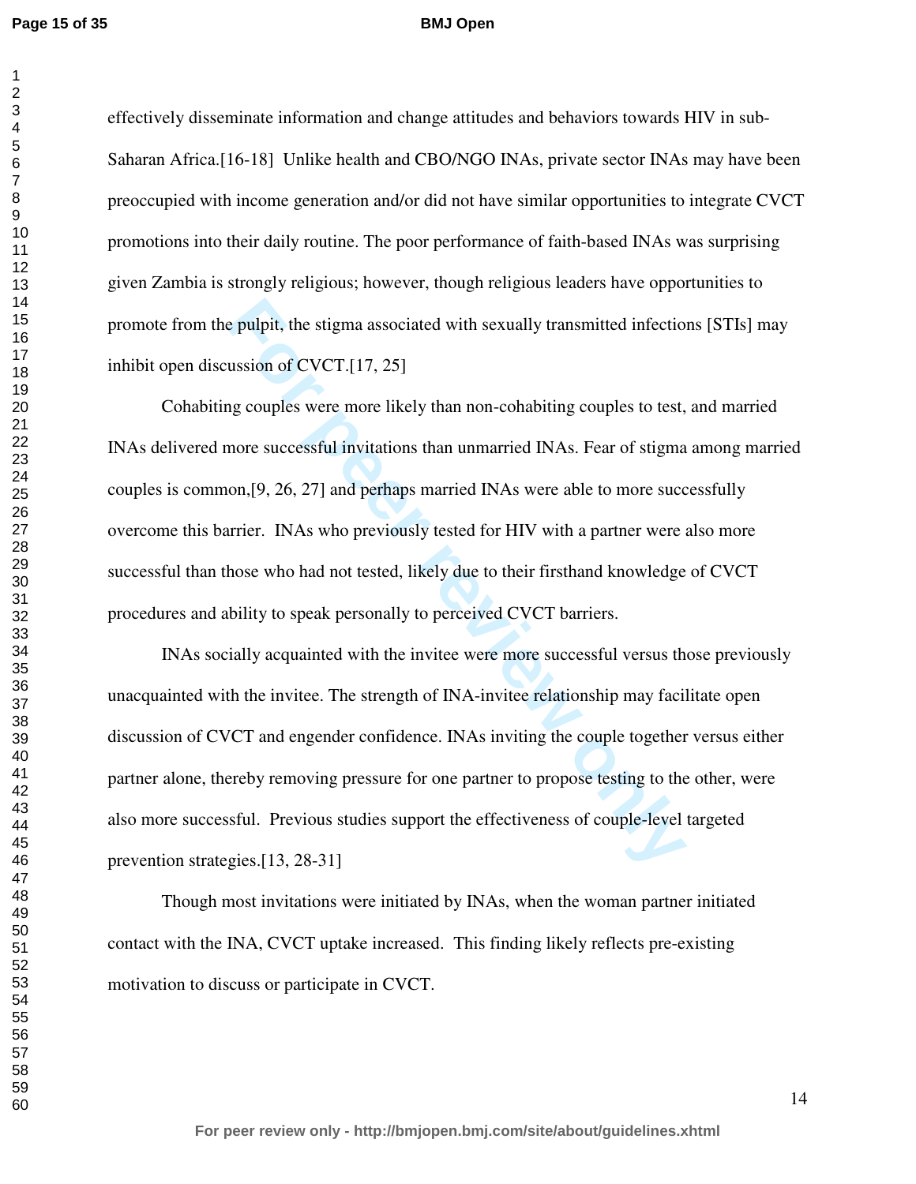effectively disseminate information and change attitudes and behaviors towards HIV in sub-Saharan Africa.[16-18] Unlike health and CBO/NGO INAs, private sector INAs may have been preoccupied with income generation and/or did not have similar opportunities to integrate CVCT promotions into their daily routine. The poor performance of faith-based INAs was surprising given Zambia is strongly religious; however, though religious leaders have opportunities to promote from the pulpit, the stigma associated with sexually transmitted infections [STIs] may inhibit open discussion of CVCT.[17, 25]

Cohabiting couples were more likely than non-cohabiting couples to test, and married INAs delivered more successful invitations than unmarried INAs. Fear of stigma among married couples is common,[9, 26, 27] and perhaps married INAs were able to more successfully overcome this barrier. INAs who previously tested for HIV with a partner were also more successful than those who had not tested, likely due to their firsthand knowledge of CVCT procedures and ability to speak personally to perceived CVCT barriers.

INAs socially acquainted with the invitee were more successful versus those previously unacquainted with the invitee. The strength of INA-invitee relationship may facilitate open discussion of CVCT and engender confidence. INAs inviting the couple together versus either partner alone, thereby removing pressure for one partner to propose testing to the other, were also more successful. Previous studies support the effectiveness of couple-level targeted prevention strategies.[13, 28-31]

Though most invitations were initiated by INAs, when the woman partner initiated contact with the INA, CVCT uptake increased. This finding likely reflects pre-existing motivation to discuss or participate in CVCT.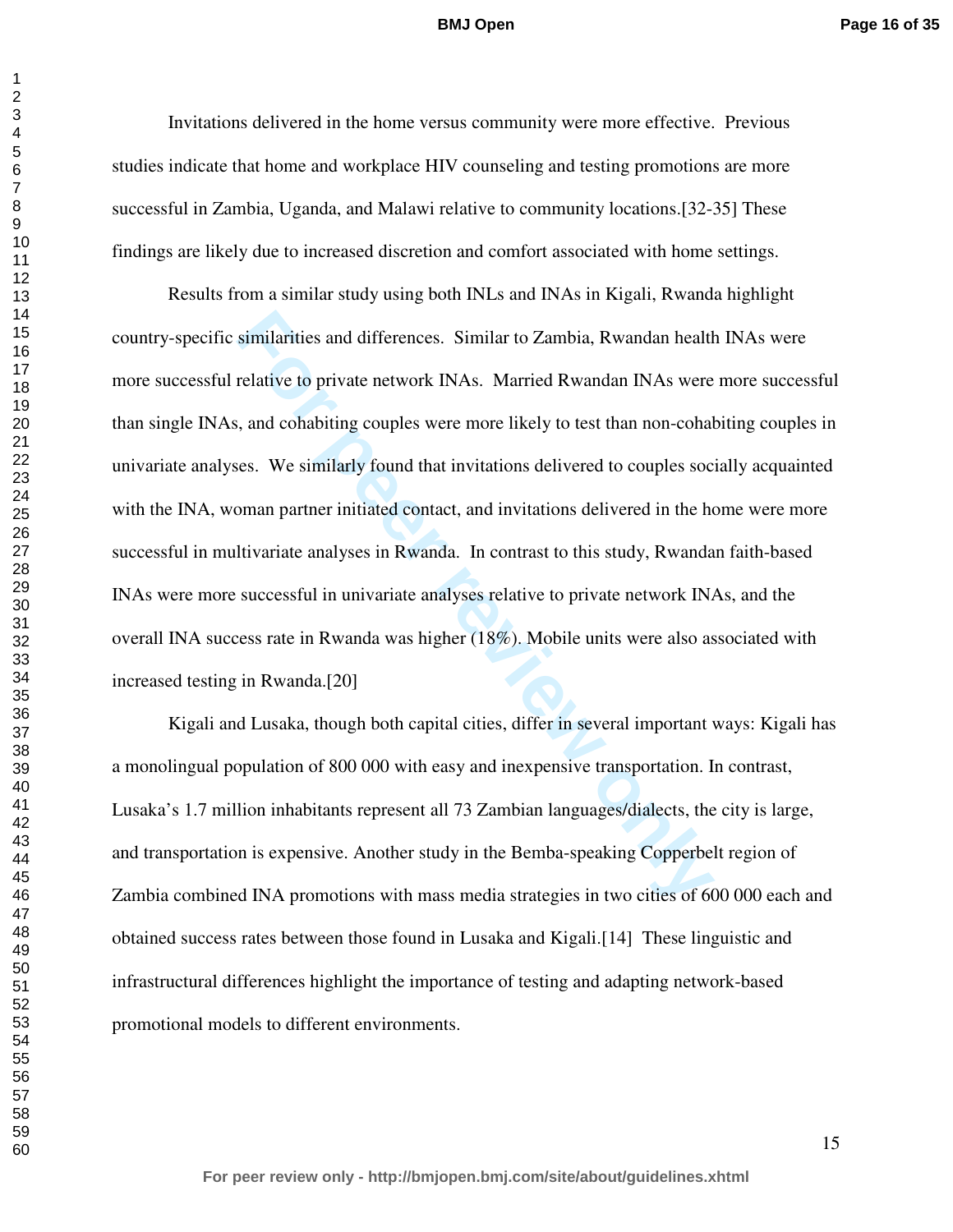Invitations delivered in the home versus community were more effective. Previous studies indicate that home and workplace HIV counseling and testing promotions are more successful in Zambia, Uganda, and Malawi relative to community locations.[32-35] These findings are likely due to increased discretion and comfort associated with home settings.

Results from a similar study using both INLs and INAs in Kigali, Rwanda highlight country-specific similarities and differences. Similar to Zambia, Rwandan health INAs were more successful relative to private network INAs. Married Rwandan INAs were more successful than single INAs, and cohabiting couples were more likely to test than non-cohabiting couples in univariate analyses. We similarly found that invitations delivered to couples socially acquainted with the INA, woman partner initiated contact, and invitations delivered in the home were more successful in multivariate analyses in Rwanda. In contrast to this study, Rwandan faith-based INAs were more successful in univariate analyses relative to private network INAs, and the overall INA success rate in Rwanda was higher (18%). Mobile units were also associated with increased testing in Rwanda.[20]

Kigali and Lusaka, though both capital cities, differ in several important ways: Kigali has a monolingual population of 800 000 with easy and inexpensive transportation. In contrast, Lusaka's 1.7 million inhabitants represent all 73 Zambian languages/dialects, the city is large, and transportation is expensive. Another study in the Bemba-speaking Copperbelt region of Zambia combined INA promotions with mass media strategies in two cities of 600 000 each and obtained success rates between those found in Lusaka and Kigali.[14] These linguistic and infrastructural differences highlight the importance of testing and adapting network-based promotional models to different environments.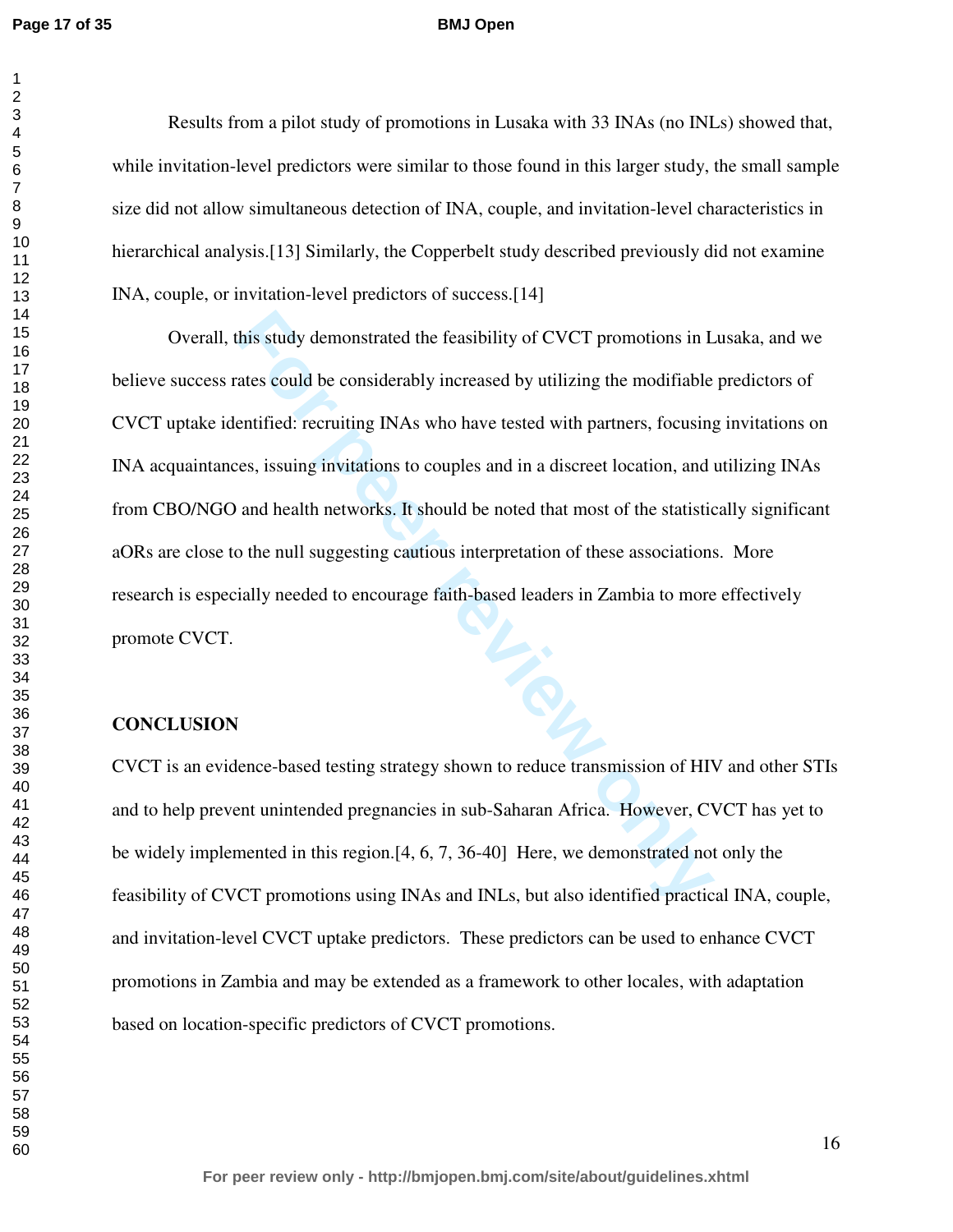Results from a pilot study of promotions in Lusaka with 33 INAs (no INLs) showed that, while invitation-level predictors were similar to those found in this larger study, the small sample size did not allow simultaneous detection of INA, couple, and invitation-level characteristics in hierarchical analysis.[13] Similarly, the Copperbelt study described previously did not examine INA, couple, or invitation-level predictors of success.[14]

Overall, this study demonstrated the feasibility of CVCT promotions in Lusaka, and we believe success rates could be considerably increased by utilizing the modifiable predictors of CVCT uptake identified: recruiting INAs who have tested with partners, focusing invitations on INA acquaintances, issuing invitations to couples and in a discreet location, and utilizing INAs from CBO/NGO and health networks. It should be noted that most of the statistically significant aORs are close to the null suggesting cautious interpretation of these associations. More research is especially needed to encourage faith-based leaders in Zambia to more effectively promote CVCT.

## CONCLUSION

CVCT is an evidence-based testing strategy shown to reduce transmission of HIV and other STIs and to help prevent unintended pregnancies in sub-Saharan Africa. However, CVCT has yet to be widely implemented in this region.[4, 6, 7, 36-40] Here, we demonstrated not only the feasibility of CVCT promotions using INAs and INLs, but also identified practical INA, couple, and invitation-level CVCT uptake predictors. These predictors can be used to enhance CVCT promotions in Zambia and may be extended as a framework to other locales, with adaptation based on location-specific predictors of CVCT promotions.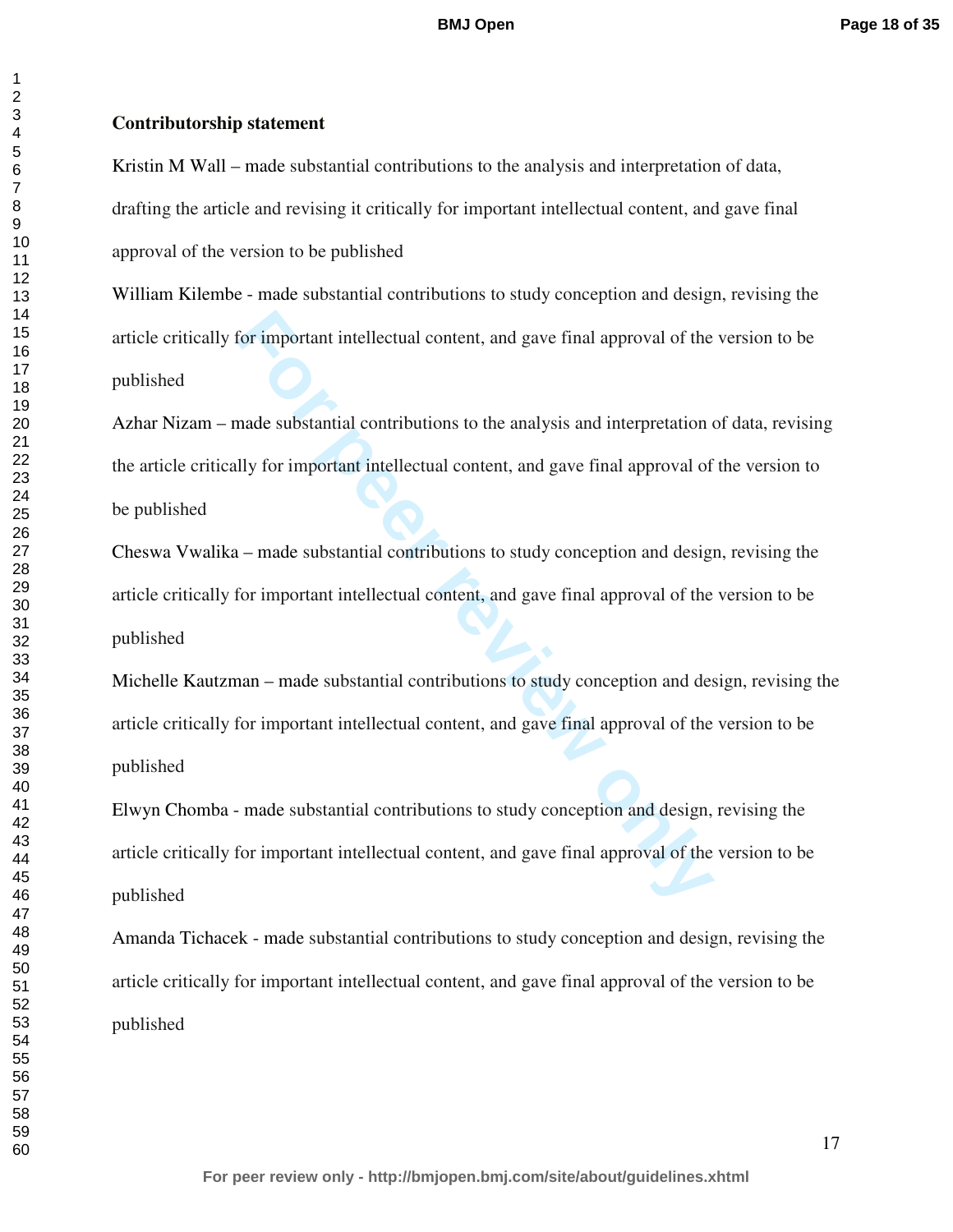**Contributorship statement**

Kristin M Wall – made substantial contributions to the analysis and interpretation of data, drafting the article and revising it critically for important intellectual content, and gave final approval of the version to be published

William Kilembe - made substantial contributions to study conception and design, revising the article critically for important intellectual content, and gave final approval of the version to be published

Azhar Nizam – made substantial contributions to the analysis and interpretation of data, revising the article critically for important intellectual content, and gave final approval of the version to be published

Cheswa Vwalika – made substantial contributions to study conception and design, revising the article critically for important intellectual content, and gave final approval of the version to be published

Michelle Kautzman – made substantial contributions to study conception and design, revising the article critically for important intellectual content, and gave final approval of the version to be published

Elwyn Chomba - made substantial contributions to study conception and design, revising the article critically for important intellectual content, and gave final approval of the version to be published

Amanda Tichacek - made substantial contributions to study conception and design, revising the article critically for important intellectual content, and gave final approval of the version to be published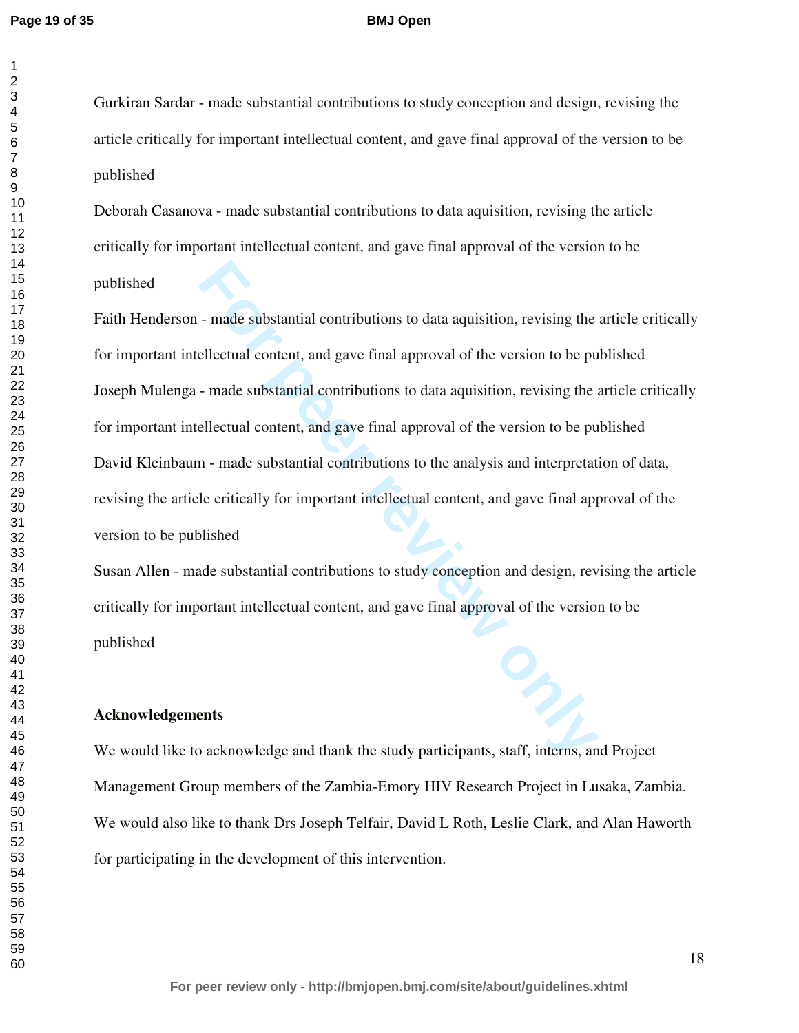Gurkiran Sardar - made substantial contributions to study conception and design, revising the article critically for important intellectual content, and gave final approval of the version to be published

Deborah Casanova - made substantial contributions to data aquisition, revising the article critically for important intellectual content, and gave final approval of the version to be published

Faith Henderson - made substantial contributions to data aquisition, revising the article critically for important intellectual content, and gave final approval of the version to be published

Joseph Mulenga - made substantial contributions to data aquisition, revising the article critically for important intellectual content, and gave final approval of the version to be published

David Kleinbaum - made substantial contributions to the analysis and interpretation of data, revising the article critically for important intellectual content, and gave final approval of the version to be published

Susan Allen - made substantial contributions to study conception and design, revising the article critically for important intellectual content, and gave final approval of the version to be published

**Acknowledgements**

We would like to acknowledge and thank the study participants, staff, interns, and Project Management Group members of the Zambia-Emory HIV Research Project in Lusaka, Zambia. We would also like to thank Drs Joseph Telfair, David L Roth, Leslie Clark, and Alan Haworth for participating in the development of this intervention.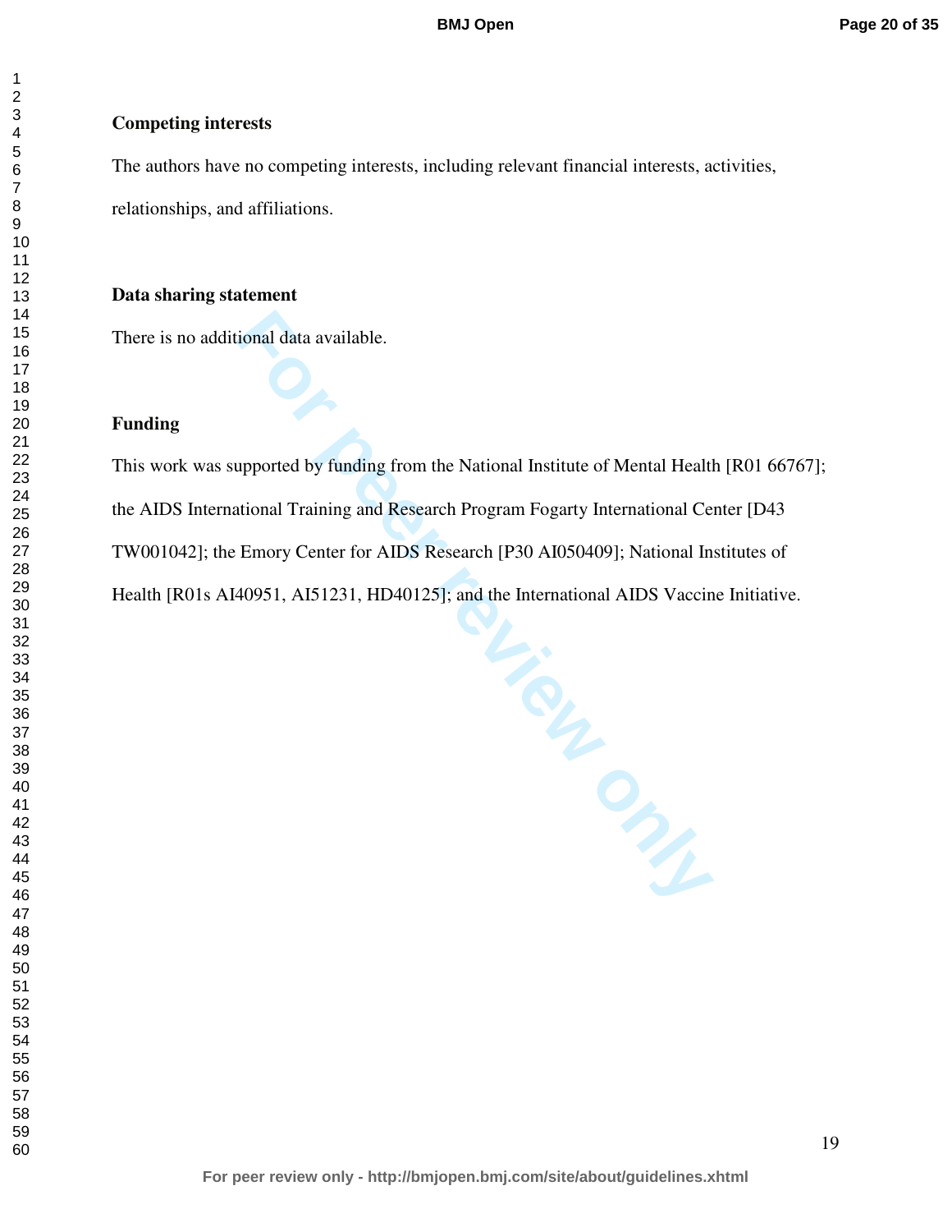**Competing interests**

The authors have no competing interests, including relevant financial interests, activities, relationships, and affiliations.

**Data sharing statement**

There is no additional data available.

**Funding**

This work was supported by funding from the National Institute of Mental Health [R01 66767]; the AIDS International Training and Research Program Fogarty International Center [D43 TW001042]; the Emory Center for AIDS Research [P30 AI050409]; National Institutes of Health [R01s AI40951, AI51231, HD40125]; and the International AIDS Vaccine Initiative.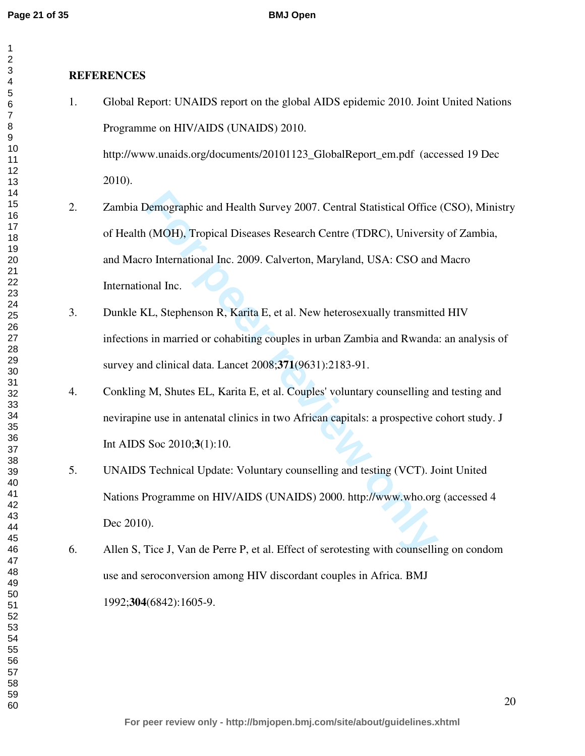## REFERENCES

1. Global Report: UNAIDS report on the global AIDS epidemic 2010. Joint United Nations Programme on HIV/AIDS (UNAIDS) 2010. http://www.unaids.org/documents/20101123_GlobalReport_em.pdf (accessed 19 Dec 2010).
2. Zambia Demographic and Health Survey 2007. Central Statistical Office (CSO), Ministry of Health (MOH), Tropical Diseases Research Centre (TDRC), University of Zambia, and Macro International Inc. 2009. Calverton, Maryland, USA: CSO and Macro International Inc.
3. Dunkle KL, Stephenson R, Karita E, et al. New heterosexually transmitted HIV infections in married or cohabiting couples in urban Zambia and Rwanda: an analysis of survey and clinical data. Lancet 2008;**371**(9631):2183-91.
4. Conkling M, Shutes EL, Karita E, et al. Couples' voluntary counselling and testing and nevirapine use in antenatal clinics in two African capitals: a prospective cohort study. J Int AIDS Soc 2010;**3**(1):10.
5. UNAIDS Technical Update: Voluntary counselling and testing (VCT). Joint United Nations Programme on HIV/AIDS (UNAIDS) 2000. http://www.who.org (accessed 4 Dec 2010).
6. Allen S, Tice J, Van de Perre P, et al. Effect of serotesting with counselling on condom use and seroconversion among HIV discordant couples in Africa. BMJ 1992;**304**(6842):1605-9.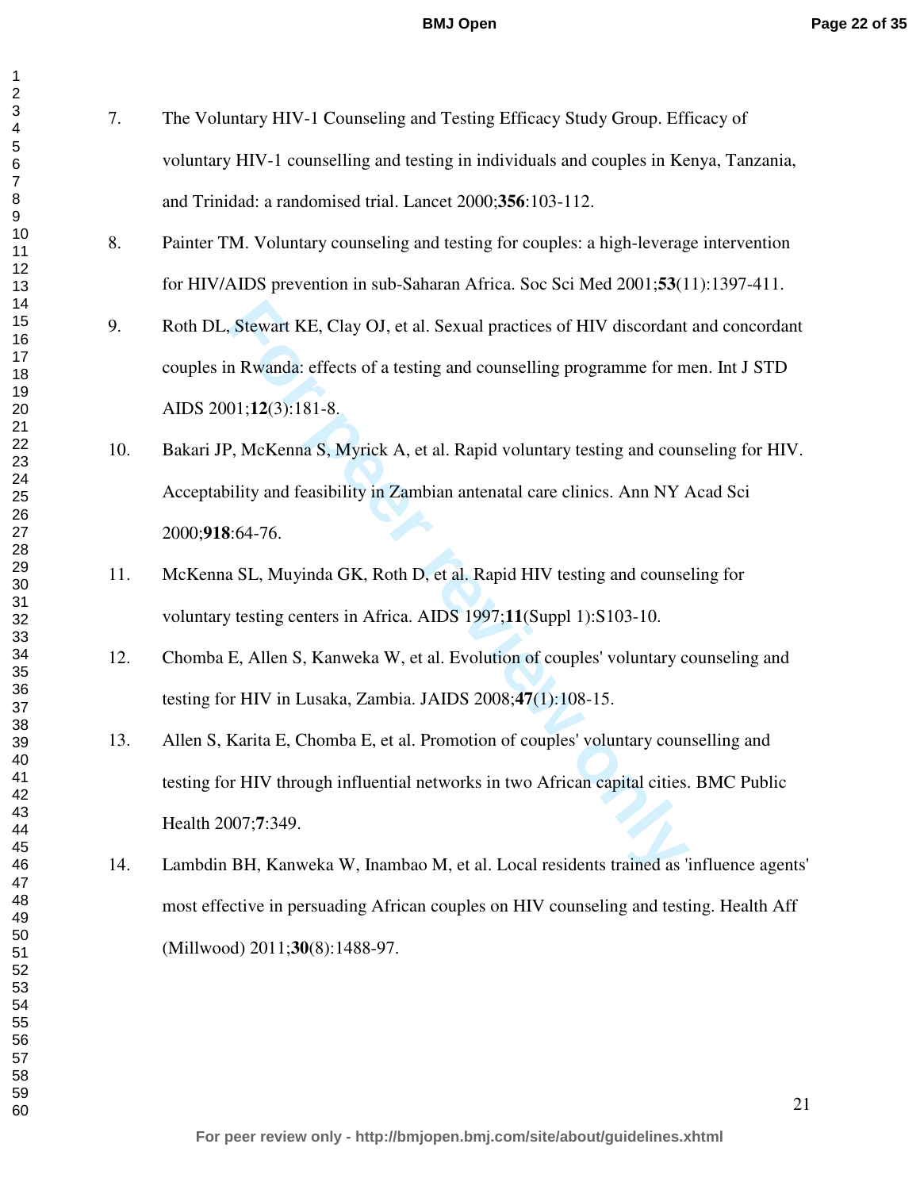7. The Voluntary HIV-1 Counseling and Testing Efficacy Study Group. Efficacy of voluntary HIV-1 counselling and testing in individuals and couples in Kenya, Tanzania, and Trinidad: a randomised trial. Lancet 2000;**356**:103-112.

8. Painter TM. Voluntary counseling and testing for couples: a high-leverage intervention for HIV/AIDS prevention in sub-Saharan Africa. Soc Sci Med 2001;**53**(11):1397-411.

9. Roth DL, Stewart KE, Clay OJ, et al. Sexual practices of HIV discordant and concordant couples in Rwanda: effects of a testing and counselling programme for men. Int J STD AIDS 2001;**12**(3):181-8.

10. Bakari JP, McKenna S, Myrick A, et al. Rapid voluntary testing and counseling for HIV. Acceptability and feasibility in Zambian antenatal care clinics. Ann NY Acad Sci 2000;**918**:64-76.

11. McKenna SL, Muyinda GK, Roth D, et al. Rapid HIV testing and counseling for voluntary testing centers in Africa. AIDS 1997;**11**(Suppl 1):S103-10.

12. Chomba E, Allen S, Kanweka W, et al. Evolution of couples' voluntary counseling and testing for HIV in Lusaka, Zambia. JAIDS 2008;**47**(1):108-15.

13. Allen S, Karita E, Chomba E, et al. Promotion of couples' voluntary counselling and testing for HIV through influential networks in two African capital cities. BMC Public Health 2007;**7**:349.

14. Lambdin BH, Kanweka W, Inambao M, et al. Local residents trained as 'influence agents' most effective in persuading African couples on HIV counseling and testing. Health Aff (Millwood) 2011;**30**(8):1488-97.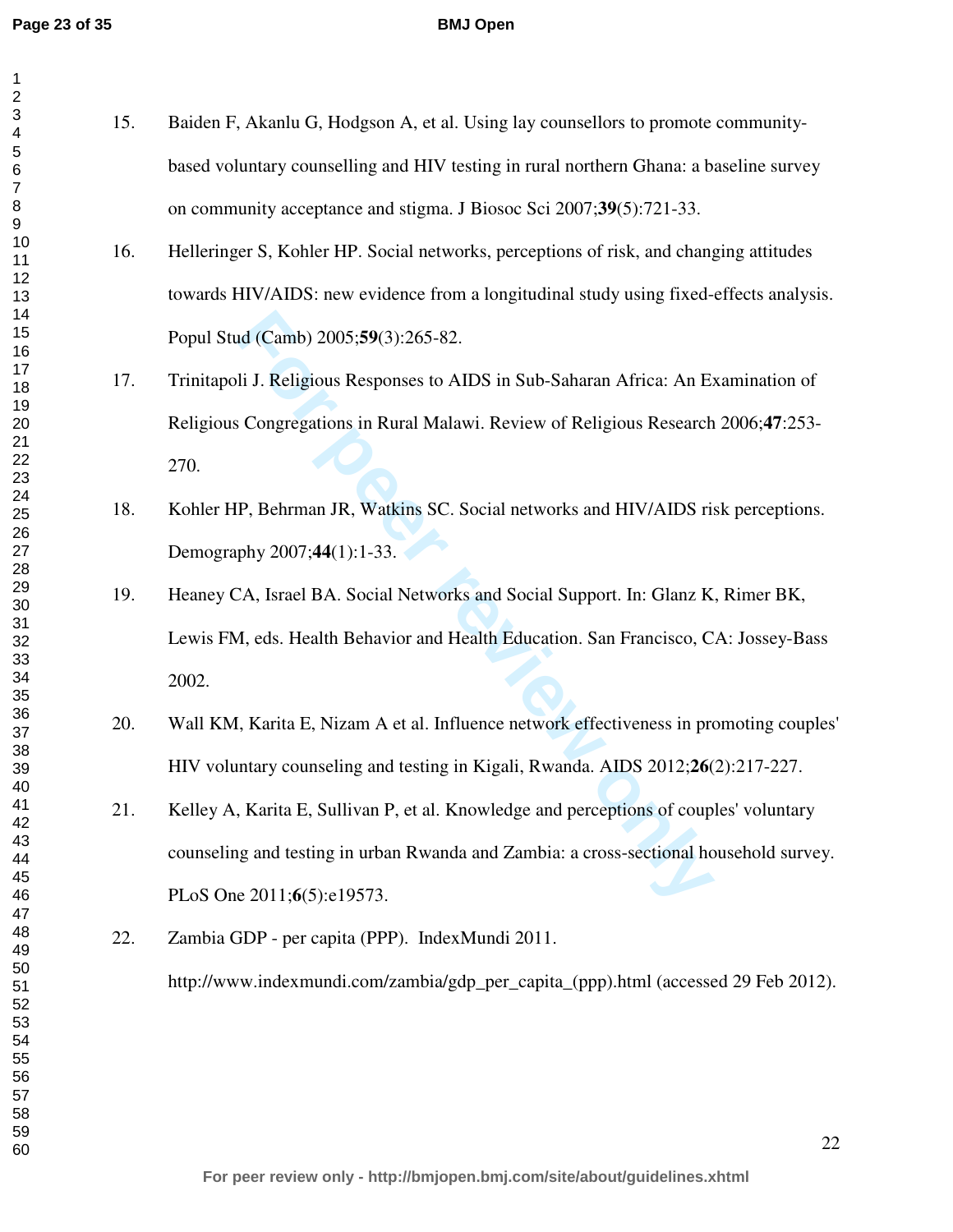15. Baiden F, Akanlu G, Hodgson A, et al. Using lay counsellors to promote community-based voluntary counselling and HIV testing in rural northern Ghana: a baseline survey on community acceptance and stigma. J Biosoc Sci 2007;**39**(5):721-33.

16. Helleringer S, Kohler HP. Social networks, perceptions of risk, and changing attitudes towards HIV/AIDS: new evidence from a longitudinal study using fixed-effects analysis. Popul Stud (Camb) 2005;**59**(3):265-82.

17. Trinitapoli J. Religious Responses to AIDS in Sub-Saharan Africa: An Examination of Religious Congregations in Rural Malawi. Review of Religious Research 2006;**47**:253-270.

18. Kohler HP, Behrman JR, Watkins SC. Social networks and HIV/AIDS risk perceptions. Demography 2007;**44**(1):1-33.

19. Heaney CA, Israel BA. Social Networks and Social Support. In: Glanz K, Rimer BK, Lewis FM, eds. Health Behavior and Health Education. San Francisco, CA: Jossey-Bass 2002.

20. Wall KM, Karita E, Nizam A et al. Influence network effectiveness in promoting couples' HIV voluntary counseling and testing in Kigali, Rwanda. AIDS 2012;**26**(2):217-227.

21. Kelley A, Karita E, Sullivan P, et al. Knowledge and perceptions of couples' voluntary counseling and testing in urban Rwanda and Zambia: a cross-sectional household survey. PLoS One 2011;**6**(5):e19573.

22. Zambia GDP - per capita (PPP). IndexMundi 2011. http://www.indexmundi.com/zambia/gdp_per_capita_(ppp).html (accessed 29 Feb 2012).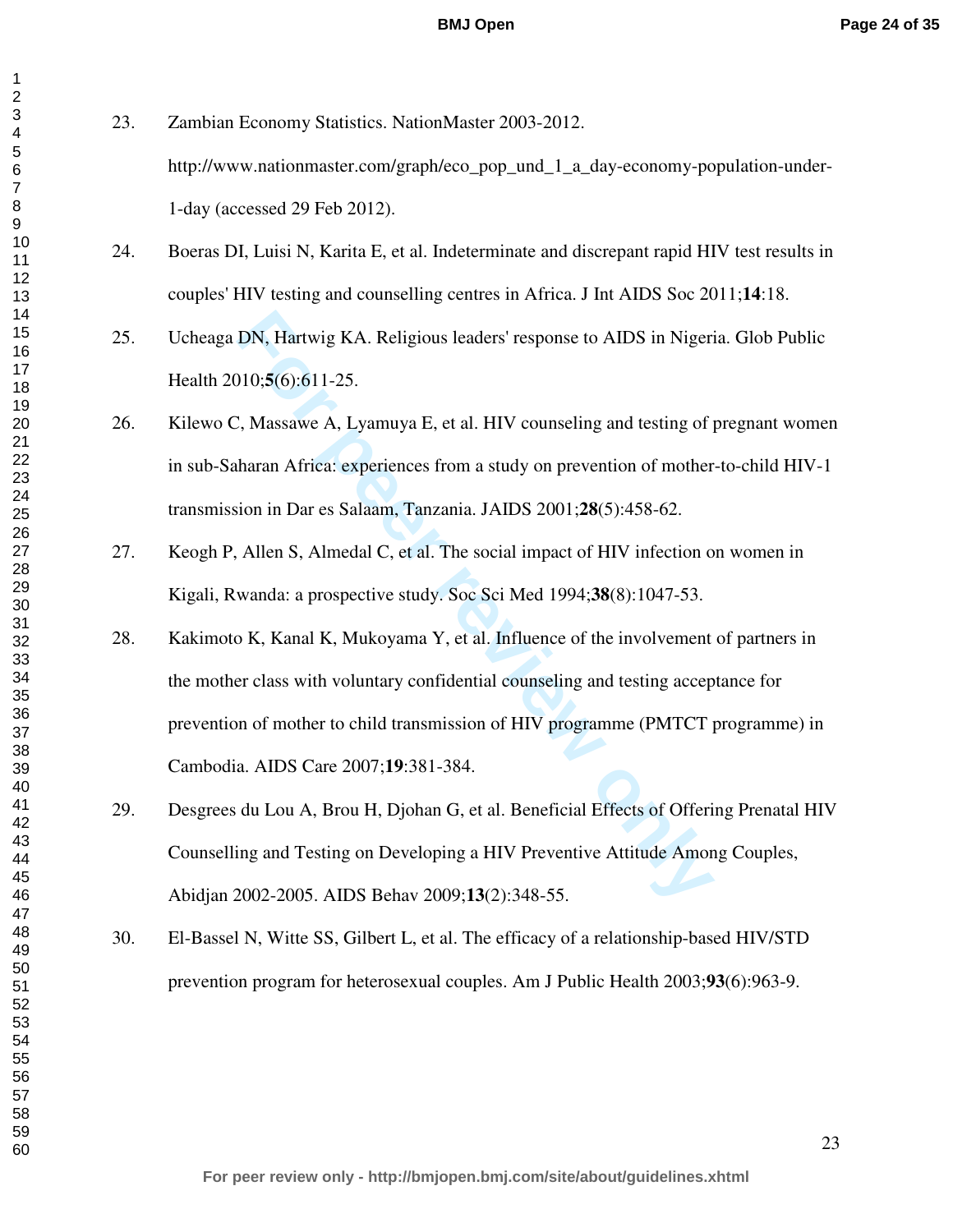23. Zambian Economy Statistics. NationMaster 2003-2012. http://www.nationmaster.com/graph/eco_pop_und_1_a_day-economy-population-under-1-day (accessed 29 Feb 2012).

24. Boeras DI, Luisi N, Karita E, et al. Indeterminate and discrepant rapid HIV test results in couples' HIV testing and counselling centres in Africa. J Int AIDS Soc 2011;**14**:18.

25. Ucheaga DN, Hartwig KA. Religious leaders' response to AIDS in Nigeria. Glob Public Health 2010;**5**(6):611-25.

26. Kilewo C, Massawe A, Lyamuya E, et al. HIV counseling and testing of pregnant women in sub-Saharan Africa: experiences from a study on prevention of mother-to-child HIV-1 transmission in Dar es Salaam, Tanzania. JAIDS 2001;**28**(5):458-62.

27. Keogh P, Allen S, Almedal C, et al. The social impact of HIV infection on women in Kigali, Rwanda: a prospective study. Soc Sci Med 1994;**38**(8):1047-53.

28. Kakimoto K, Kanal K, Mukoyama Y, et al. Influence of the involvement of partners in the mother class with voluntary confidential counseling and testing acceptance for prevention of mother to child transmission of HIV programme (PMTCT programme) in Cambodia. AIDS Care 2007;**19**:381-384.

29. Desgrees du Lou A, Brou H, Djohan G, et al. Beneficial Effects of Offering Prenatal HIV Counselling and Testing on Developing a HIV Preventive Attitude Among Couples, Abidjan 2002-2005. AIDS Behav 2009;**13**(2):348-55.

30. El-Bassel N, Witte SS, Gilbert L, et al. The efficacy of a relationship-based HIV/STD prevention program for heterosexual couples. Am J Public Health 2003;**93**(6):963-9.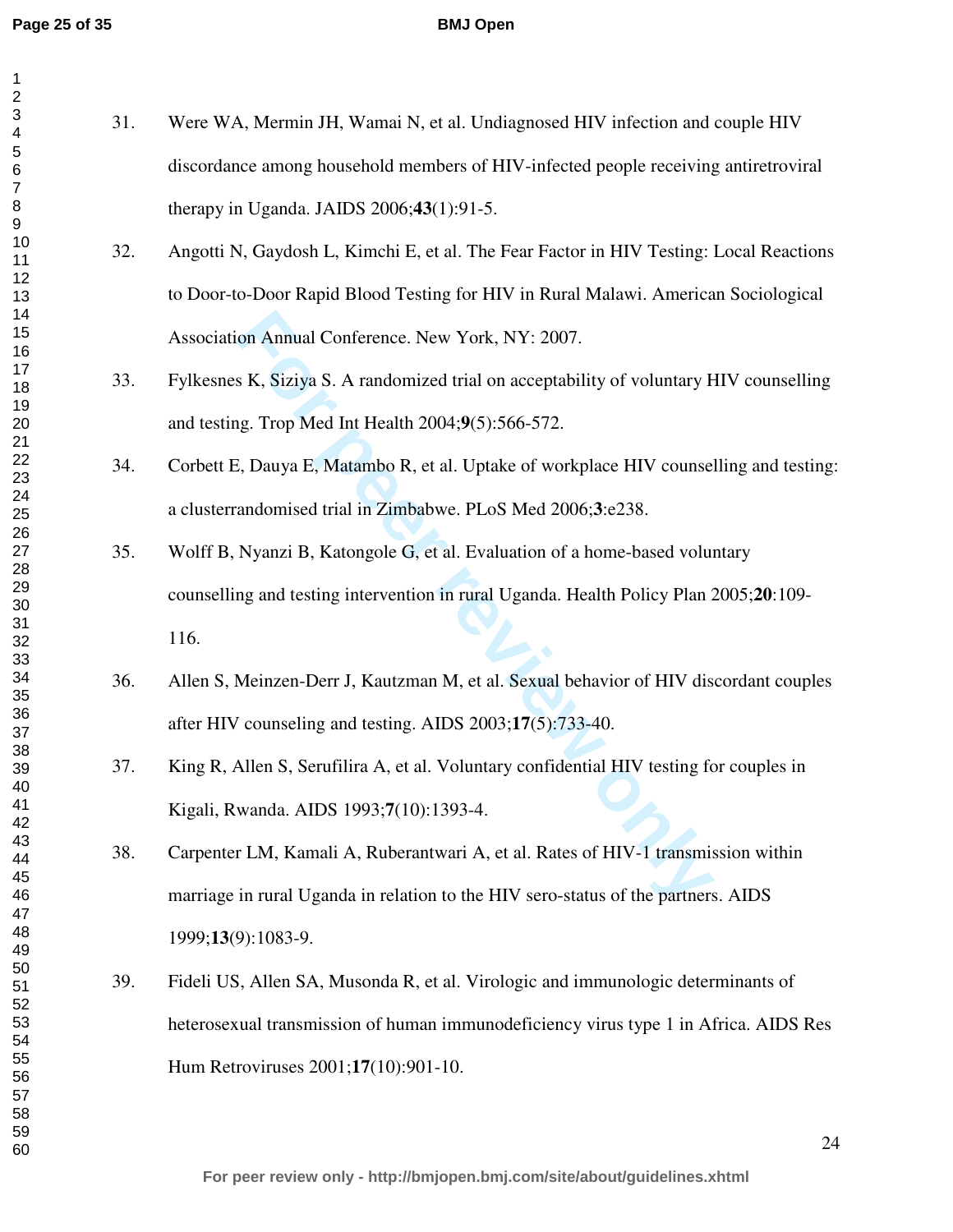31. Were WA, Mermin JH, Wamai N, et al. Undiagnosed HIV infection and couple HIV discordance among household members of HIV-infected people receiving antiretroviral therapy in Uganda. JAIDS 2006;**43**(1):91-5.

32. Angotti N, Gaydosh L, Kimchi E, et al. The Fear Factor in HIV Testing: Local Reactions to Door-to-Door Rapid Blood Testing for HIV in Rural Malawi. American Sociological Association Annual Conference. New York, NY: 2007.

33. Fylkesnes K, Siziya S. A randomized trial on acceptability of voluntary HIV counselling and testing. Trop Med Int Health 2004;**9**(5):566-572.

34. Corbett E, Dauya E, Matambo R, et al. Uptake of workplace HIV counselling and testing: a clusterrandomised trial in Zimbabwe. PLoS Med 2006;**3**:e238.

35. Wolff B, Nyanzi B, Katongole G, et al. Evaluation of a home-based voluntary counselling and testing intervention in rural Uganda. Health Policy Plan 2005;**20**:109-116.

36. Allen S, Meinzen-Derr J, Kautzman M, et al. Sexual behavior of HIV discordant couples after HIV counseling and testing. AIDS 2003;**17**(5):733-40.

37. King R, Allen S, Serufilira A, et al. Voluntary confidential HIV testing for couples in Kigali, Rwanda. AIDS 1993;**7**(10):1393-4.

38. Carpenter LM, Kamali A, Ruberantwari A, et al. Rates of HIV-1 transmission within marriage in rural Uganda in relation to the HIV sero-status of the partners. AIDS 1999;**13**(9):1083-9.

39. Fideli US, Allen SA, Musonda R, et al. Virologic and immunologic determinants of heterosexual transmission of human immunodeficiency virus type 1 in Africa. AIDS Res Hum Retroviruses 2001;**17**(10):901-10.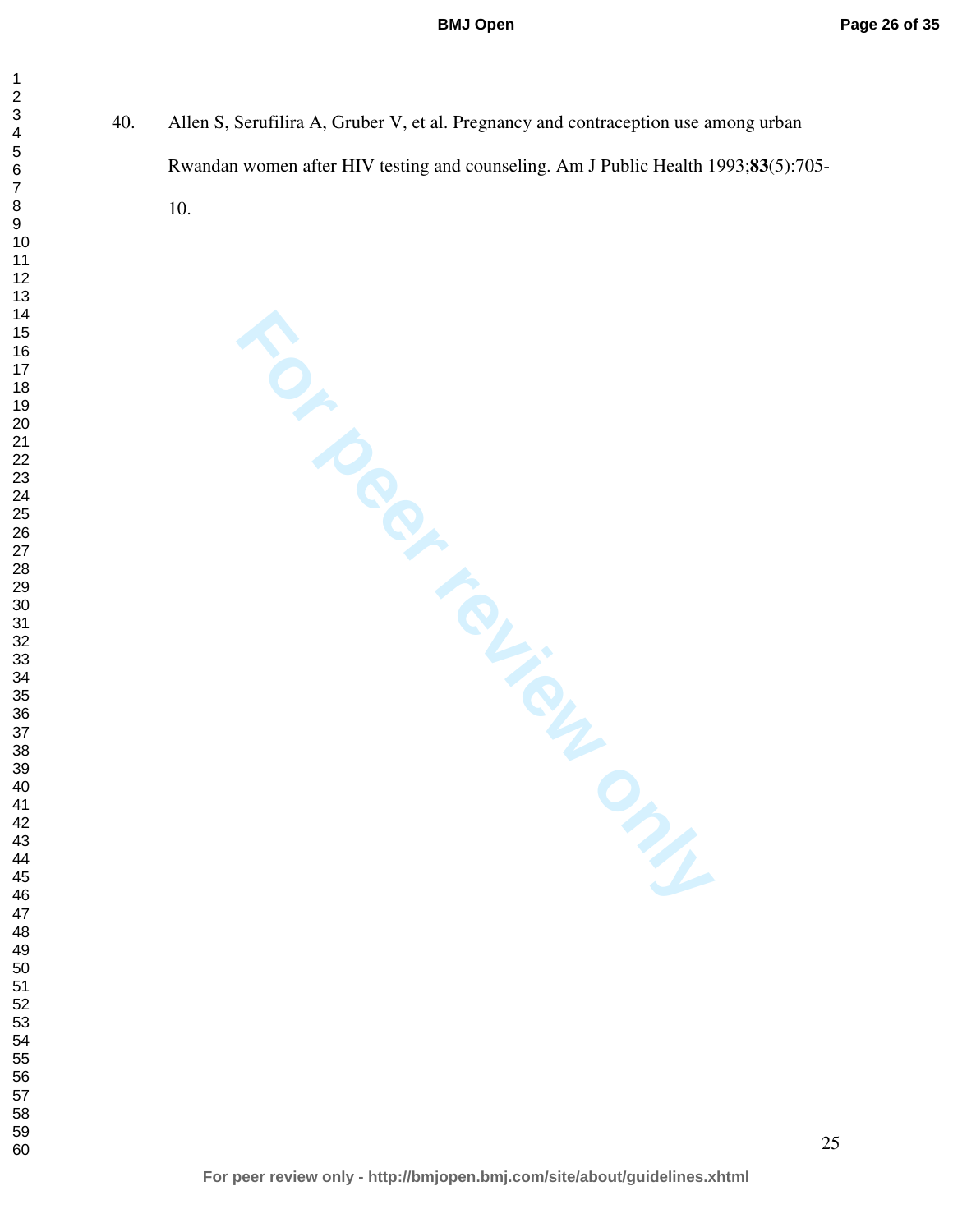40. Allen S, Serufilira A, Gruber V, et al. Pregnancy and contraception use among urban Rwandan women after HIV testing and counseling. Am J Public Health 1993;**83**(5):705-10.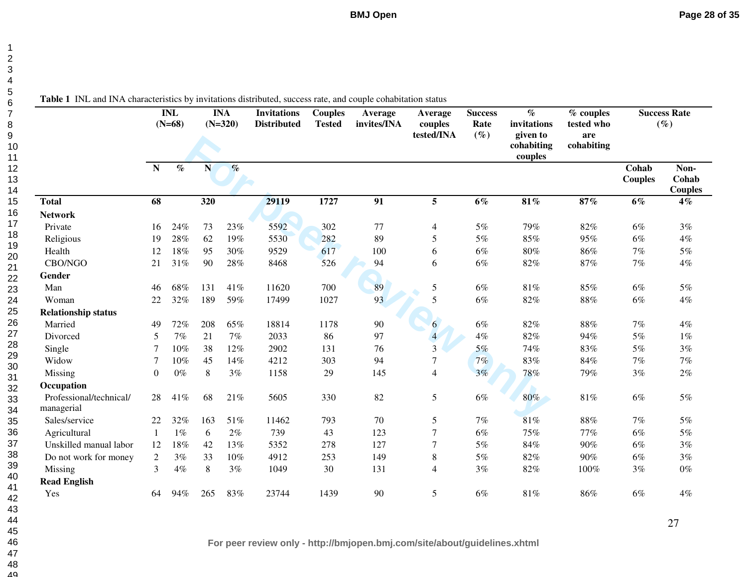**Table 1** INL and INA characteristics by invitations distributed, success rate, and couple cohabitation status

| | INL (N=68) | | INA (N=320) | | Invitations Distributed | Couples Tested | Average invites/INA | Average couples tested/INA | Success Rate (%) | % invitations given to cohabiting couples | % couples tested who are cohabiting | Success Rate (%) | |
|---|---|---|---|---|---|---|---|---|---|---|---|---|---|
| | N | % | N | % | | | | | | | | Cohab Couples | Non-Cohab Couples |
| **Total** | **68** | | **320** | | **29119** | **1727** | **91** | **5** | **6%** | **81%** | **87%** | **6%** | **4%** |
| **Network** | | | | | | | | | | | | | |
| Private | 16 | 24% | 73 | 23% | 5592 | 302 | 77 | 4 | 5% | 79% | 82% | 6% | 3% |
| Religious | 19 | 28% | 62 | 19% | 5530 | 282 | 89 | 5 | 5% | 85% | 95% | 6% | 4% |
| Health | 12 | 18% | 95 | 30% | 9529 | 617 | 100 | 6 | 6% | 80% | 86% | 7% | 5% |
| CBO/NGO | 21 | 31% | 90 | 28% | 8468 | 526 | 94 | 6 | 6% | 82% | 87% | 7% | 4% |
| **Gender** | | | | | | | | | | | | | |
| Man | 46 | 68% | 131 | 41% | 11620 | 700 | 89 | 5 | 6% | 81% | 85% | 6% | 5% |
| Woman | 22 | 32% | 189 | 59% | 17499 | 1027 | 93 | 5 | 6% | 82% | 88% | 6% | 4% |
| **Relationship status** | | | | | | | | | | | | | |
| Married | 49 | 72% | 208 | 65% | 18814 | 1178 | 90 | 6 | 6% | 82% | 88% | 7% | 4% |
| Divorced | 5 | 7% | 21 | 7% | 2033 | 86 | 97 | 4 | 4% | 82% | 94% | 5% | 1% |
| Single | 7 | 10% | 38 | 12% | 2902 | 131 | 76 | 3 | 5% | 74% | 83% | 5% | 3% |
| Widow | 7 | 10% | 45 | 14% | 4212 | 303 | 94 | 7 | 7% | 83% | 84% | 7% | 7% |
| Missing | 0 | 0% | 8 | 3% | 1158 | 29 | 145 | 4 | 3% | 78% | 79% | 3% | 2% |
| **Occupation** | | | | | | | | | | | | | |
| Professional/technical/ managerial | 28 | 41% | 68 | 21% | 5605 | 330 | 82 | 5 | 6% | 80% | 81% | 6% | 5% |
| Sales/service | 22 | 32% | 163 | 51% | 11462 | 793 | 70 | 5 | 7% | 81% | 88% | 7% | 5% |
| Agricultural | 1 | 1% | 6 | 2% | 739 | 43 | 123 | 7 | 6% | 75% | 77% | 6% | 5% |
| Unskilled manual labor | 12 | 18% | 42 | 13% | 5352 | 278 | 127 | 7 | 5% | 84% | 90% | 6% | 3% |
| Do not work for money | 2 | 3% | 33 | 10% | 4912 | 253 | 149 | 8 | 5% | 82% | 90% | 6% | 3% |
| Missing | 3 | 4% | 8 | 3% | 1049 | 30 | 131 | 4 | 3% | 82% | 100% | 3% | 0% |
| **Read English** | | | | | | | | | | | | | |
| Yes | 64 | 94% | 265 | 83% | 23744 | 1439 | 90 | 5 | 6% | 81% | 86% | 6% | 4% |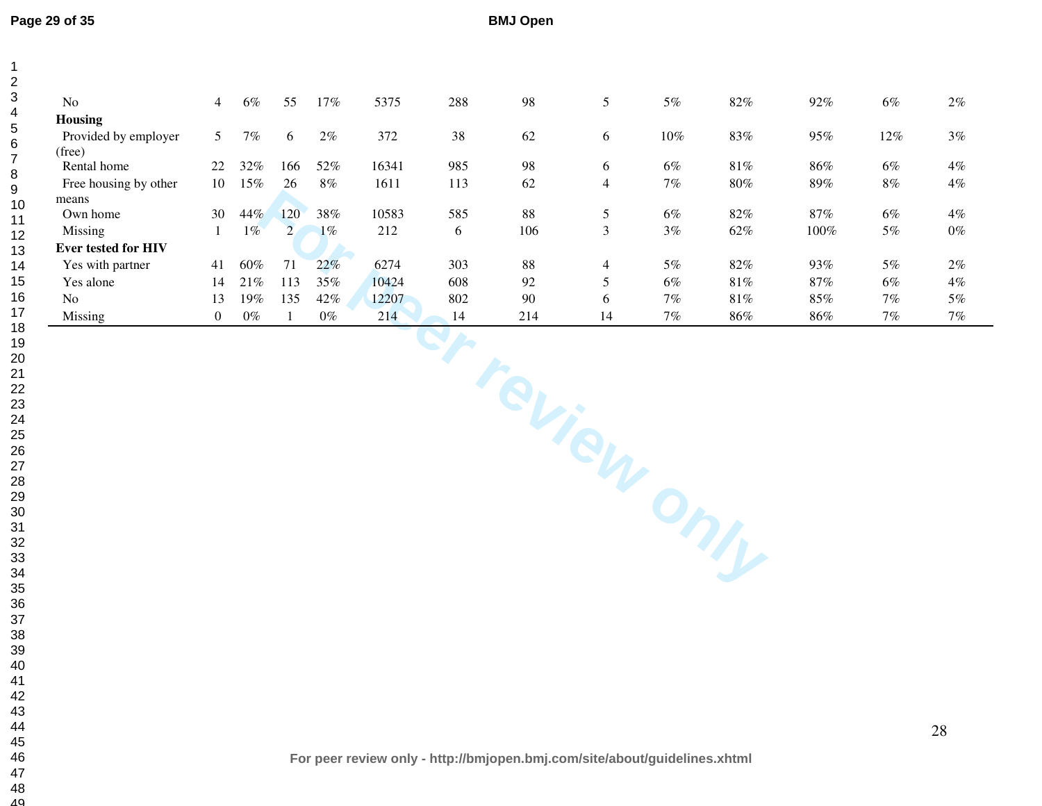| | | | | | | | | | | | | | |
|---|---|---|---|---|---|---|---|---|---|---|---|---|---|
| No | 4 | 6% | 55 | 17% | 5375 | 288 | 98 | 5 | 5% | 82% | 92% | 6% | 2% |
| **Housing** | | | | | | | | | | | | | |
| Provided by employer (free) | 5 | 7% | 6 | 2% | 372 | 38 | 62 | 6 | 10% | 83% | 95% | 12% | 3% |
| Rental home | 22 | 32% | 166 | 52% | 16341 | 985 | 98 | 6 | 6% | 81% | 86% | 6% | 4% |
| Free housing by other means | 10 | 15% | 26 | 8% | 1611 | 113 | 62 | 4 | 7% | 80% | 89% | 8% | 4% |
| Own home | 30 | 44% | 120 | 38% | 10583 | 585 | 88 | 5 | 6% | 82% | 87% | 6% | 4% |
| Missing | 1 | 1% | 2 | 1% | 212 | 6 | 106 | 3 | 3% | 62% | 100% | 5% | 0% |
| **Ever tested for HIV** | | | | | | | | | | | | | |
| Yes with partner | 41 | 60% | 71 | 22% | 6274 | 303 | 88 | 4 | 5% | 82% | 93% | 5% | 2% |
| Yes alone | 14 | 21% | 113 | 35% | 10424 | 608 | 92 | 5 | 6% | 81% | 87% | 6% | 4% |
| No | 13 | 19% | 135 | 42% | 12207 | 802 | 90 | 6 | 7% | 81% | 85% | 7% | 5% |
| Missing | 0 | 0% | 1 | 0% | 214 | 14 | 214 | 14 | 7% | 86% | 86% | 7% | 7% |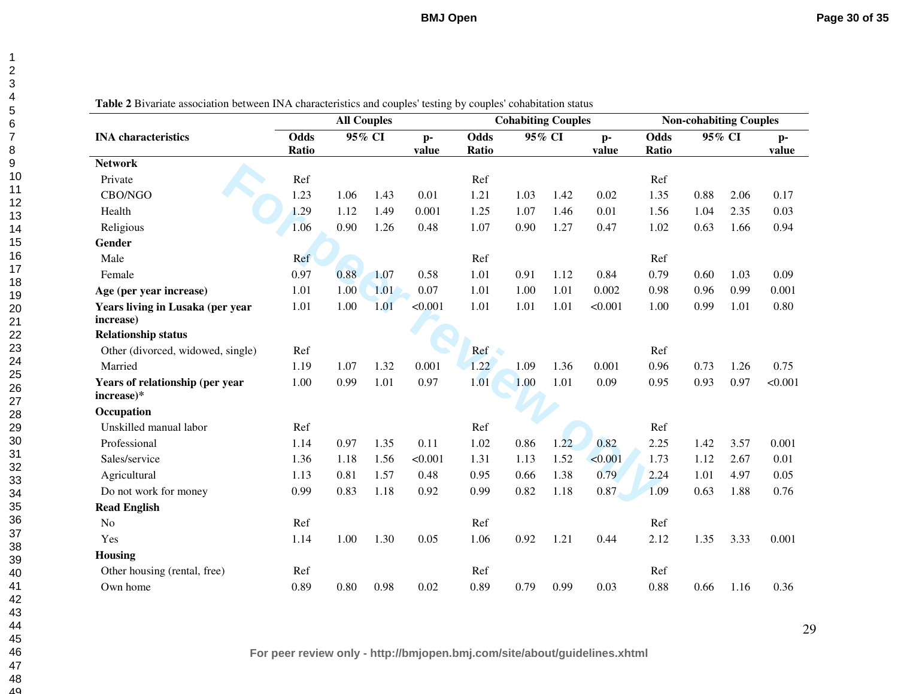**Table 2** Bivariate association between INA characteristics and couples' testing by couples' cohabitation status

| INA characteristics | All Couples | | | | Cohabiting Couples | | | | Non-cohabiting Couples | | | |
|---|---|---|---|---|---|---|---|---|---|---|---|---|
| | Odds Ratio | 95% CI | | p-value | Odds Ratio | 95% CI | | p-value | Odds Ratio | 95% CI | | p-value |
| **Network** | | | | | | | | | | | | |
| Private | Ref | | | | Ref | | | | Ref | | | |
| CBO/NGO | 1.23 | 1.06 | 1.43 | 0.01 | 1.21 | 1.03 | 1.42 | 0.02 | 1.35 | 0.88 | 2.06 | 0.17 |
| Health | 1.29 | 1.12 | 1.49 | 0.001 | 1.25 | 1.07 | 1.46 | 0.01 | 1.56 | 1.04 | 2.35 | 0.03 |
| Religious | 1.06 | 0.90 | 1.26 | 0.48 | 1.07 | 0.90 | 1.27 | 0.47 | 1.02 | 0.63 | 1.66 | 0.94 |
| **Gender** | | | | | | | | | | | | |
| Male | Ref | | | | Ref | | | | Ref | | | |
| Female | 0.97 | 0.88 | 1.07 | 0.58 | 1.01 | 0.91 | 1.12 | 0.84 | 0.79 | 0.60 | 1.03 | 0.09 |
| **Age (per year increase)** | 1.01 | 1.00 | 1.01 | 0.07 | 1.01 | 1.00 | 1.01 | 0.002 | 0.98 | 0.96 | 0.99 | 0.001 |
| **Years living in Lusaka (per year increase)** | 1.01 | 1.00 | 1.01 | <0.001 | 1.01 | 1.01 | 1.01 | <0.001 | 1.00 | 0.99 | 1.01 | 0.80 |
| **Relationship status** | | | | | | | | | | | | |
| Other (divorced, widowed, single) | Ref | | | | Ref | | | | Ref | | | |
| Married | 1.19 | 1.07 | 1.32 | 0.001 | 1.22 | 1.09 | 1.36 | 0.001 | 0.96 | 0.73 | 1.26 | 0.75 |
| **Years of relationship (per year increase)*** | 1.00 | 0.99 | 1.01 | 0.97 | 1.01 | 1.00 | 1.01 | 0.09 | 0.95 | 0.93 | 0.97 | <0.001 |
| **Occupation** | | | | | | | | | | | | |
| Unskilled manual labor | Ref | | | | Ref | | | | Ref | | | |
| Professional | 1.14 | 0.97 | 1.35 | 0.11 | 1.02 | 0.86 | 1.22 | 0.82 | 2.25 | 1.42 | 3.57 | 0.001 |
| Sales/service | 1.36 | 1.18 | 1.56 | <0.001 | 1.31 | 1.13 | 1.52 | <0.001 | 1.73 | 1.12 | 2.67 | 0.01 |
| Agricultural | 1.13 | 0.81 | 1.57 | 0.48 | 0.95 | 0.66 | 1.38 | 0.79 | 2.24 | 1.01 | 4.97 | 0.05 |
| Do not work for money | 0.99 | 0.83 | 1.18 | 0.92 | 0.99 | 0.82 | 1.18 | 0.87 | 1.09 | 0.63 | 1.88 | 0.76 |
| **Read English** | | | | | | | | | | | | |
| No | Ref | | | | Ref | | | | Ref | | | |
| Yes | 1.14 | 1.00 | 1.30 | 0.05 | 1.06 | 0.92 | 1.21 | 0.44 | 2.12 | 1.35 | 3.33 | 0.001 |
| **Housing** | | | | | | | | | | | | |
| Other housing (rental, free) | Ref | | | | Ref | | | | Ref | | | |
| Own home | 0.89 | 0.80 | 0.98 | 0.02 | 0.89 | 0.79 | 0.99 | 0.03 | 0.88 | 0.66 | 1.16 | 0.36 |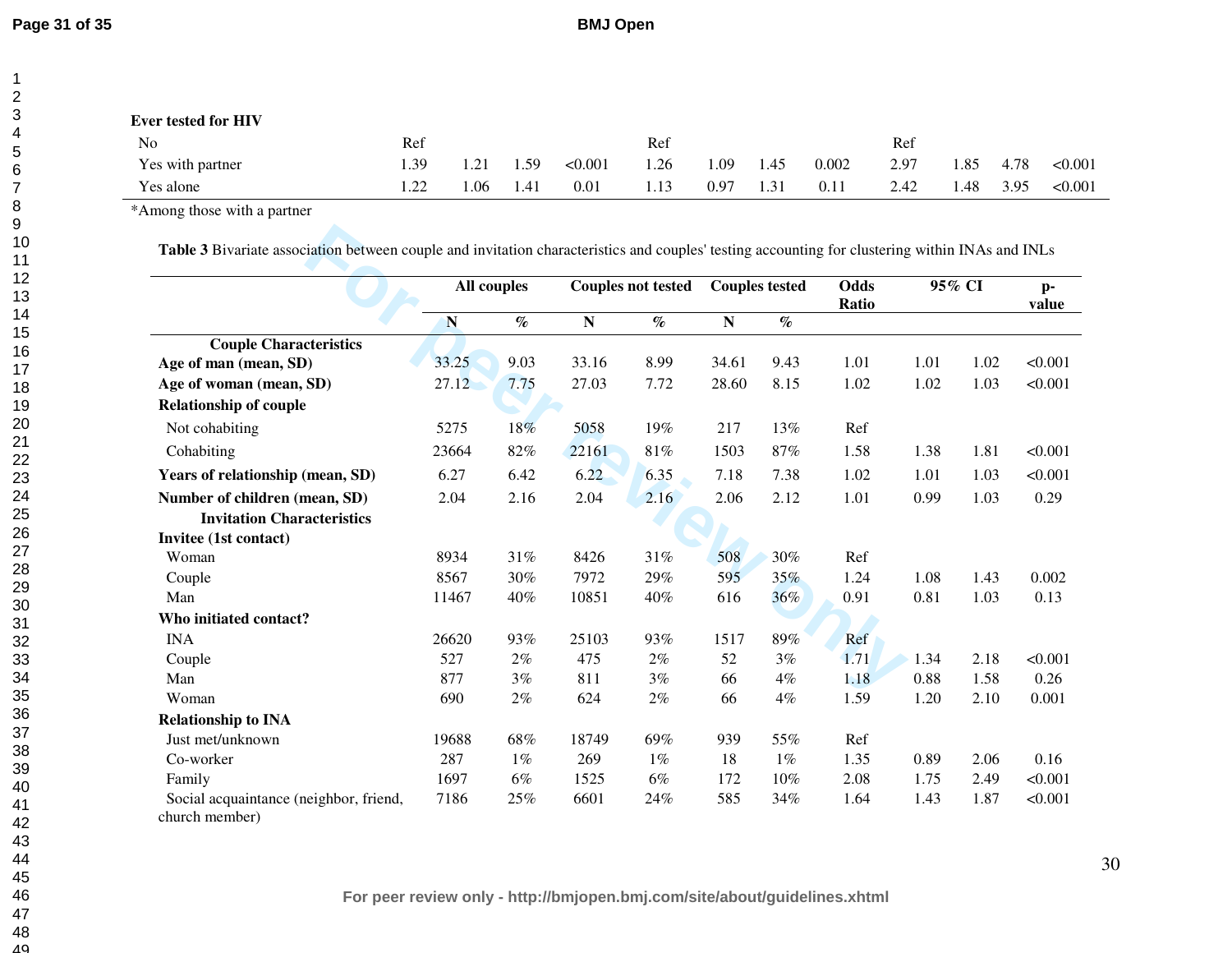| | | | | | | | | | | | | |
|---|---|---|---|---|---|---|---|---|---|---|---|---|
| **Ever tested for HIV** | | | | | | | | | | | | |
| No | Ref | | | | Ref | | | | Ref | | | |
| Yes with partner | 1.39 | 1.21 | 1.59 | <0.001 | 1.26 | 1.09 | 1.45 | 0.002 | 2.97 | 1.85 | 4.78 | <0.001 |
| Yes alone | 1.22 | 1.06 | 1.41 | 0.01 | 1.13 | 0.97 | 1.31 | 0.11 | 2.42 | 1.48 | 3.95 | <0.001 |

*Among those with a partner

**Table 3** Bivariate association between couple and invitation characteristics and couples' testing accounting for clustering within INAs and INLs

| | All couples | | Couples not tested | | Couples tested | | Odds Ratio | 95% CI | | p-value |
|---|---|---|---|---|---|---|---|---|---|---|
| | N | % | N | % | N | % | | | | |
| **Couple Characteristics** | | | | | | | | | | |
| **Age of man (mean, SD)** | 33.25 | 9.03 | 33.16 | 8.99 | 34.61 | 9.43 | 1.01 | 1.01 | 1.02 | <0.001 |
| **Age of woman (mean, SD)** | 27.12 | 7.75 | 27.03 | 7.72 | 28.60 | 8.15 | 1.02 | 1.02 | 1.03 | <0.001 |
| **Relationship of couple** | | | | | | | | | | |
| Not cohabiting | 5275 | 18% | 5058 | 19% | 217 | 13% | Ref | | | |
| Cohabiting | 23664 | 82% | 22161 | 81% | 1503 | 87% | 1.58 | 1.38 | 1.81 | <0.001 |
| **Years of relationship (mean, SD)** | 6.27 | 6.42 | 6.22 | 6.35 | 7.18 | 7.38 | 1.02 | 1.01 | 1.03 | <0.001 |
| **Number of children (mean, SD)** | 2.04 | 2.16 | 2.04 | 2.16 | 2.06 | 2.12 | 1.01 | 0.99 | 1.03 | 0.29 |
| **Invitation Characteristics** | | | | | | | | | | |
| **Invitee (1st contact)** | | | | | | | | | | |
| Woman | 8934 | 31% | 8426 | 31% | 508 | 30% | Ref | | | |
| Couple | 8567 | 30% | 7972 | 29% | 595 | 35% | 1.24 | 1.08 | 1.43 | 0.002 |
| Man | 11467 | 40% | 10851 | 40% | 616 | 36% | 0.91 | 0.81 | 1.03 | 0.13 |
| **Who initiated contact?** | | | | | | | | | | |
| INA | 26620 | 93% | 25103 | 93% | 1517 | 89% | Ref | | | |
| Couple | 527 | 2% | 475 | 2% | 52 | 3% | 1.71 | 1.34 | 2.18 | <0.001 |
| Man | 877 | 3% | 811 | 3% | 66 | 4% | 1.18 | 0.88 | 1.58 | 0.26 |
| Woman | 690 | 2% | 624 | 2% | 66 | 4% | 1.59 | 1.20 | 2.10 | 0.001 |
| **Relationship to INA** | | | | | | | | | | |
| Just met/unknown | 19688 | 68% | 18749 | 69% | 939 | 55% | Ref | | | |
| Co-worker | 287 | 1% | 269 | 1% | 18 | 1% | 1.35 | 0.89 | 2.06 | 0.16 |
| Family | 1697 | 6% | 1525 | 6% | 172 | 10% | 2.08 | 1.75 | 2.49 | <0.001 |
| Social acquaintance (neighbor, friend, church member) | 7186 | 25% | 6601 | 24% | 585 | 34% | 1.64 | 1.43 | 1.87 | <0.001 |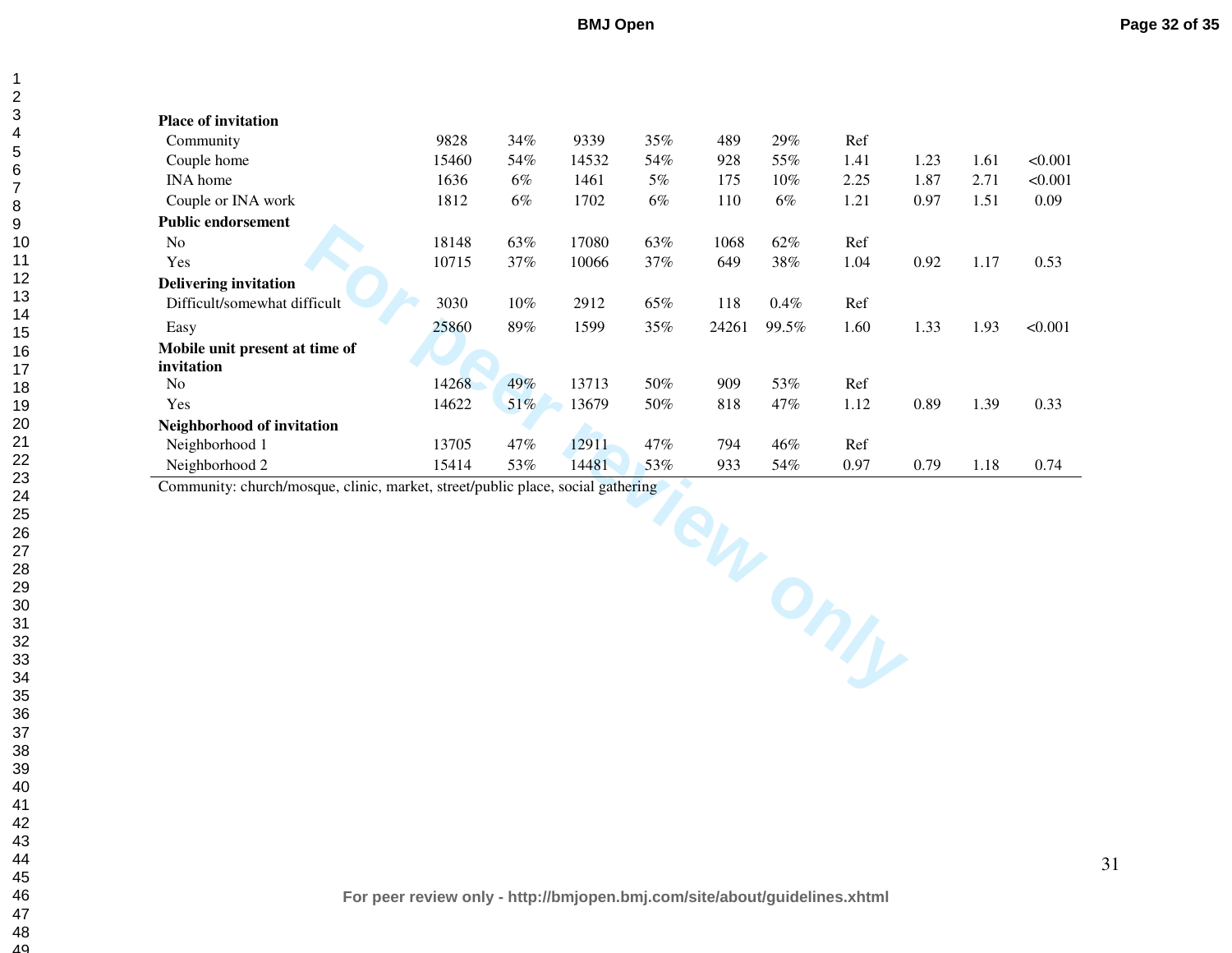| | | | | | | | | | | |
|---|---|---|---|---|---|---|---|---|---|---|
| **Place of invitation** | | | | | | | | | | |
| Community | 9828 | 34% | 9339 | 35% | 489 | 29% | Ref | | | |
| Couple home | 15460 | 54% | 14532 | 54% | 928 | 55% | 1.41 | 1.23 | 1.61 | <0.001 |
| INA home | 1636 | 6% | 1461 | 5% | 175 | 10% | 2.25 | 1.87 | 2.71 | <0.001 |
| Couple or INA work | 1812 | 6% | 1702 | 6% | 110 | 6% | 1.21 | 0.97 | 1.51 | 0.09 |
| **Public endorsement** | | | | | | | | | | |
| No | 18148 | 63% | 17080 | 63% | 1068 | 62% | Ref | | | |
| Yes | 10715 | 37% | 10066 | 37% | 649 | 38% | 1.04 | 0.92 | 1.17 | 0.53 |
| **Delivering invitation** | | | | | | | | | | |
| Difficult/somewhat difficult | 3030 | 10% | 2912 | 65% | 118 | 0.4% | Ref | | | |
| Easy | 25860 | 89% | 1599 | 35% | 24261 | 99.5% | 1.60 | 1.33 | 1.93 | <0.001 |
| **Mobile unit present at time of invitation** | | | | | | | | | | |
| No | 14268 | 49% | 13713 | 50% | 909 | 53% | Ref | | | |
| Yes | 14622 | 51% | 13679 | 50% | 818 | 47% | 1.12 | 0.89 | 1.39 | 0.33 |
| **Neighborhood of invitation** | | | | | | | | | | |
| Neighborhood 1 | 13705 | 47% | 12911 | 47% | 794 | 46% | Ref | | | |
| Neighborhood 2 | 15414 | 53% | 14481 | 53% | 933 | 54% | 0.97 | 0.79 | 1.18 | 0.74 |

Community: church/mosque, clinic, market, street/public place, social gathering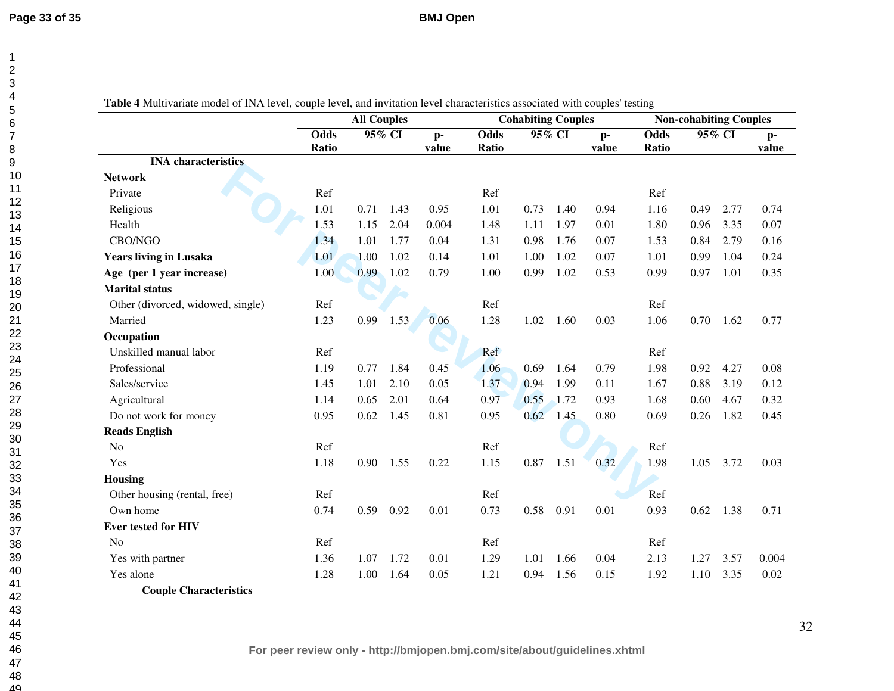**Table 4** Multivariate model of INA level, couple level, and invitation level characteristics associated with couples' testing

| | All Couples | | | | Cohabiting Couples | | | | Non-cohabiting Couples | | | |
|---|---|---|---|---|---|---|---|---|---|---|---|---|
| | Odds Ratio | 95% CI | | p-value | Odds Ratio | 95% CI | | p-value | Odds Ratio | 95% CI | | p-value |
| **INA characteristics** | | | | | | | | | | | | |
| **Network** | | | | | | | | | | | | |
| Private | Ref | | | | Ref | | | | Ref | | | |
| Religious | 1.01 | 0.71 | 1.43 | 0.95 | 1.01 | 0.73 | 1.40 | 0.94 | 1.16 | 0.49 | 2.77 | 0.74 |
| Health | 1.53 | 1.15 | 2.04 | 0.004 | 1.48 | 1.11 | 1.97 | 0.01 | 1.80 | 0.96 | 3.35 | 0.07 |
| CBO/NGO | 1.34 | 1.01 | 1.77 | 0.04 | 1.31 | 0.98 | 1.76 | 0.07 | 1.53 | 0.84 | 2.79 | 0.16 |
| **Years living in Lusaka** | 1.01 | 1.00 | 1.02 | 0.14 | 1.01 | 1.00 | 1.02 | 0.07 | 1.01 | 0.99 | 1.04 | 0.24 |
| **Age (per 1 year increase)** | 1.00 | 0.99 | 1.02 | 0.79 | 1.00 | 0.99 | 1.02 | 0.53 | 0.99 | 0.97 | 1.01 | 0.35 |
| **Marital status** | | | | | | | | | | | | |
| Other (divorced, widowed, single) | Ref | | | | Ref | | | | Ref | | | |
| Married | 1.23 | 0.99 | 1.53 | 0.06 | 1.28 | 1.02 | 1.60 | 0.03 | 1.06 | 0.70 | 1.62 | 0.77 |
| **Occupation** | | | | | | | | | | | | |
| Unskilled manual labor | Ref | | | | Ref | | | | Ref | | | |
| Professional | 1.19 | 0.77 | 1.84 | 0.45 | 1.06 | 0.69 | 1.64 | 0.79 | 1.98 | 0.92 | 4.27 | 0.08 |
| Sales/service | 1.45 | 1.01 | 2.10 | 0.05 | 1.37 | 0.94 | 1.99 | 0.11 | 1.67 | 0.88 | 3.19 | 0.12 |
| Agricultural | 1.14 | 0.65 | 2.01 | 0.64 | 0.97 | 0.55 | 1.72 | 0.93 | 1.68 | 0.60 | 4.67 | 0.32 |
| Do not work for money | 0.95 | 0.62 | 1.45 | 0.81 | 0.95 | 0.62 | 1.45 | 0.80 | 0.69 | 0.26 | 1.82 | 0.45 |
| **Reads English** | | | | | | | | | | | | |
| No | Ref | | | | Ref | | | | Ref | | | |
| Yes | 1.18 | 0.90 | 1.55 | 0.22 | 1.15 | 0.87 | 1.51 | 0.32 | 1.98 | 1.05 | 3.72 | 0.03 |
| **Housing** | | | | | | | | | | | | |
| Other housing (rental, free) | Ref | | | | Ref | | | | Ref | | | |
| Own home | 0.74 | 0.59 | 0.92 | 0.01 | 0.73 | 0.58 | 0.91 | 0.01 | 0.93 | 0.62 | 1.38 | 0.71 |
| **Ever tested for HIV** | | | | | | | | | | | | |
| No | Ref | | | | Ref | | | | Ref | | | |
| Yes with partner | 1.36 | 1.07 | 1.72 | 0.01 | 1.29 | 1.01 | 1.66 | 0.04 | 2.13 | 1.27 | 3.57 | 0.004 |
| Yes alone | 1.28 | 1.00 | 1.64 | 0.05 | 1.21 | 0.94 | 1.56 | 0.15 | 1.92 | 1.10 | 3.35 | 0.02 |
| **Couple Characteristics** | | | | | | | | | | | | |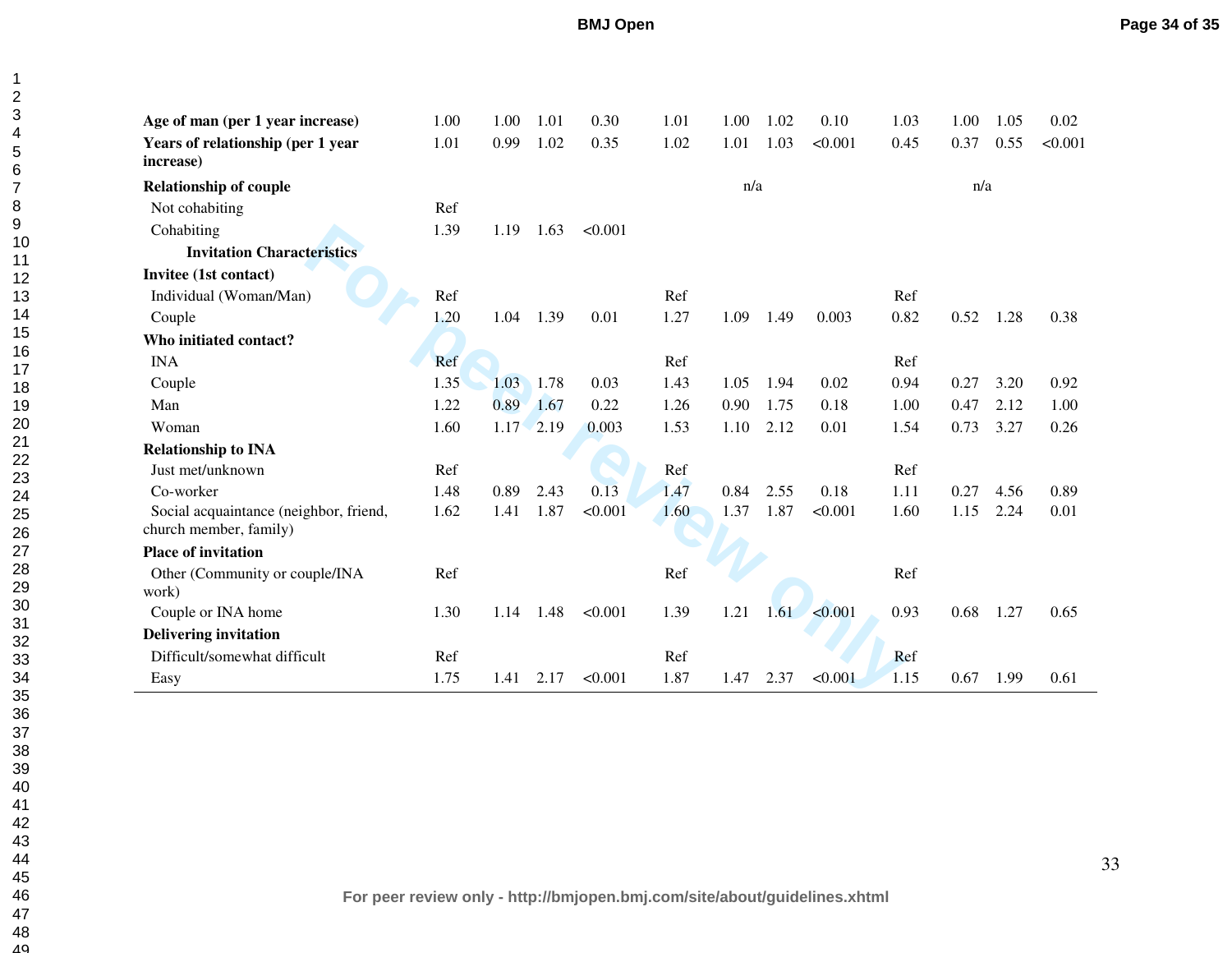| | | | | | | | | | | | | |
|---|---|---|---|---|---|---|---|---|---|---|---|---|
| **Age of man (per 1 year increase)** | 1.00 | 1.00 | 1.01 | 0.30 | 1.01 | 1.00 | 1.02 | 0.10 | 1.03 | 1.00 | 1.05 | 0.02 |
| **Years of relationship (per 1 year increase)** | 1.01 | 0.99 | 1.02 | 0.35 | 1.02 | 1.01 | 1.03 | <0.001 | 0.45 | 0.37 | 0.55 | <0.001 |
| **Relationship of couple** | | | | | | n/a | | | | n/a | | |
| Not cohabiting | Ref | | | | | | | | | | | |
| Cohabiting | 1.39 | 1.19 | 1.63 | <0.001 | | | | | | | | |
| **Invitation Characteristics** | | | | | | | | | | | | |
| **Invitee (1st contact)** | | | | | | | | | | | | |
| Individual (Woman/Man) | Ref | | | | Ref | | | | Ref | | | |
| Couple | 1.20 | 1.04 | 1.39 | 0.01 | 1.27 | 1.09 | 1.49 | 0.003 | 0.82 | 0.52 | 1.28 | 0.38 |
| **Who initiated contact?** | | | | | | | | | | | | |
| INA | Ref | | | | Ref | | | | Ref | | | |
| Couple | 1.35 | 1.03 | 1.78 | 0.03 | 1.43 | 1.05 | 1.94 | 0.02 | 0.94 | 0.27 | 3.20 | 0.92 |
| Man | 1.22 | 0.89 | 1.67 | 0.22 | 1.26 | 0.90 | 1.75 | 0.18 | 1.00 | 0.47 | 2.12 | 1.00 |
| Woman | 1.60 | 1.17 | 2.19 | 0.003 | 1.53 | 1.10 | 2.12 | 0.01 | 1.54 | 0.73 | 3.27 | 0.26 |
| **Relationship to INA** | | | | | | | | | | | | |
| Just met/unknown | Ref | | | | Ref | | | | Ref | | | |
| Co-worker | 1.48 | 0.89 | 2.43 | 0.13 | 1.47 | 0.84 | 2.55 | 0.18 | 1.11 | 0.27 | 4.56 | 0.89 |
| Social acquaintance (neighbor, friend, church member, family) | 1.62 | 1.41 | 1.87 | <0.001 | 1.60 | 1.37 | 1.87 | <0.001 | 1.60 | 1.15 | 2.24 | 0.01 |
| **Place of invitation** | | | | | | | | | | | | |
| Other (Community or couple/INA work) | Ref | | | | Ref | | | | Ref | | | |
| Couple or INA home | 1.30 | 1.14 | 1.48 | <0.001 | 1.39 | 1.21 | 1.61 | <0.001 | 0.93 | 0.68 | 1.27 | 0.65 |
| **Delivering invitation** | | | | | | | | | | | | |
| Difficult/somewhat difficult | Ref | | | | Ref | | | | Ref | | | |
| Easy | 1.75 | 1.41 | 2.17 | <0.001 | 1.87 | 1.47 | 2.37 | <0.001 | 1.15 | 0.67 | 1.99 | 0.61 |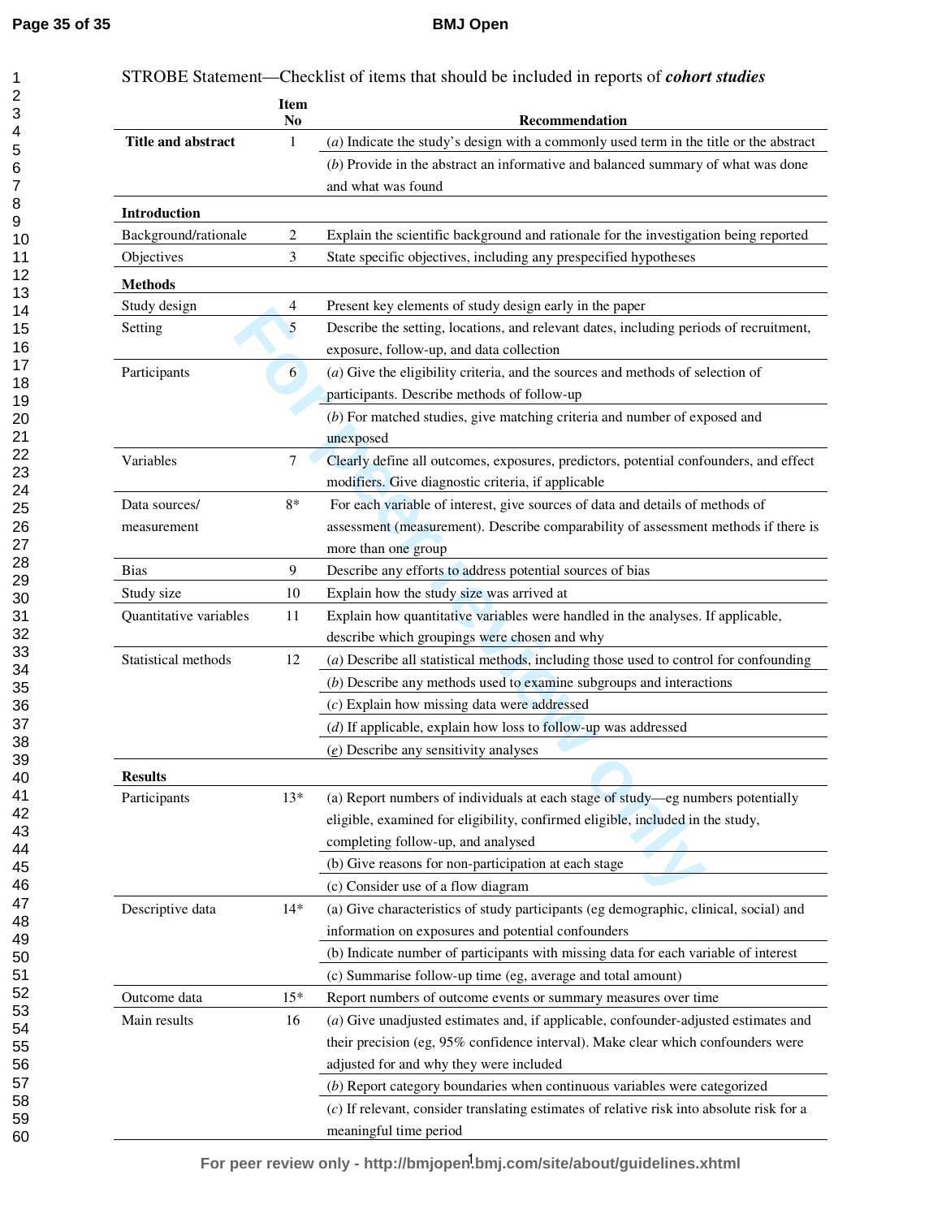STROBE Statement—Checklist of items that should be included in reports of ***cohort studies***

| | Item No | Recommendation |
|---|---|---|
| **Title and abstract** | 1 | (*a*) Indicate the study's design with a commonly used term in the title or the abstract |
| | | (*b*) Provide in the abstract an informative and balanced summary of what was done and what was found |
| **Introduction** | | |
| Background/rationale | 2 | Explain the scientific background and rationale for the investigation being reported |
| Objectives | 3 | State specific objectives, including any prespecified hypotheses |
| **Methods** | | |
| Study design | 4 | Present key elements of study design early in the paper |
| Setting | 5 | Describe the setting, locations, and relevant dates, including periods of recruitment, exposure, follow-up, and data collection |
| Participants | 6 | (*a*) Give the eligibility criteria, and the sources and methods of selection of participants. Describe methods of follow-up |
| | | (*b*) For matched studies, give matching criteria and number of exposed and unexposed |
| Variables | 7 | Clearly define all outcomes, exposures, predictors, potential confounders, and effect modifiers. Give diagnostic criteria, if applicable |
| Data sources/ measurement | 8* | For each variable of interest, give sources of data and details of methods of assessment (measurement). Describe comparability of assessment methods if there is more than one group |
| Bias | 9 | Describe any efforts to address potential sources of bias |
| Study size | 10 | Explain how the study size was arrived at |
| Quantitative variables | 11 | Explain how quantitative variables were handled in the analyses. If applicable, describe which groupings were chosen and why |
| Statistical methods | 12 | (*a*) Describe all statistical methods, including those used to control for confounding |
| | | (*b*) Describe any methods used to examine subgroups and interactions |
| | | (*c*) Explain how missing data were addressed |
| | | (*d*) If applicable, explain how loss to follow-up was addressed |
| | | (*e*) Describe any sensitivity analyses |
| **Results** | | |
| Participants | 13* | (a) Report numbers of individuals at each stage of study—eg numbers potentially eligible, examined for eligibility, confirmed eligible, included in the study, completing follow-up, and analysed |
| | | (b) Give reasons for non-participation at each stage |
| | | (c) Consider use of a flow diagram |
| Descriptive data | 14* | (a) Give characteristics of study participants (eg demographic, clinical, social) and information on exposures and potential confounders |
| | | (b) Indicate number of participants with missing data for each variable of interest |
| | | (c) Summarise follow-up time (eg, average and total amount) |
| Outcome data | 15* | Report numbers of outcome events or summary measures over time |
| Main results | 16 | (*a*) Give unadjusted estimates and, if applicable, confounder-adjusted estimates and their precision (eg, 95% confidence interval). Make clear which confounders were adjusted for and why they were included |
| | | (*b*) Report category boundaries when continuous variables were categorized |
| | | (*c*) If relevant, consider translating estimates of relative risk into absolute risk for a meaningful time period |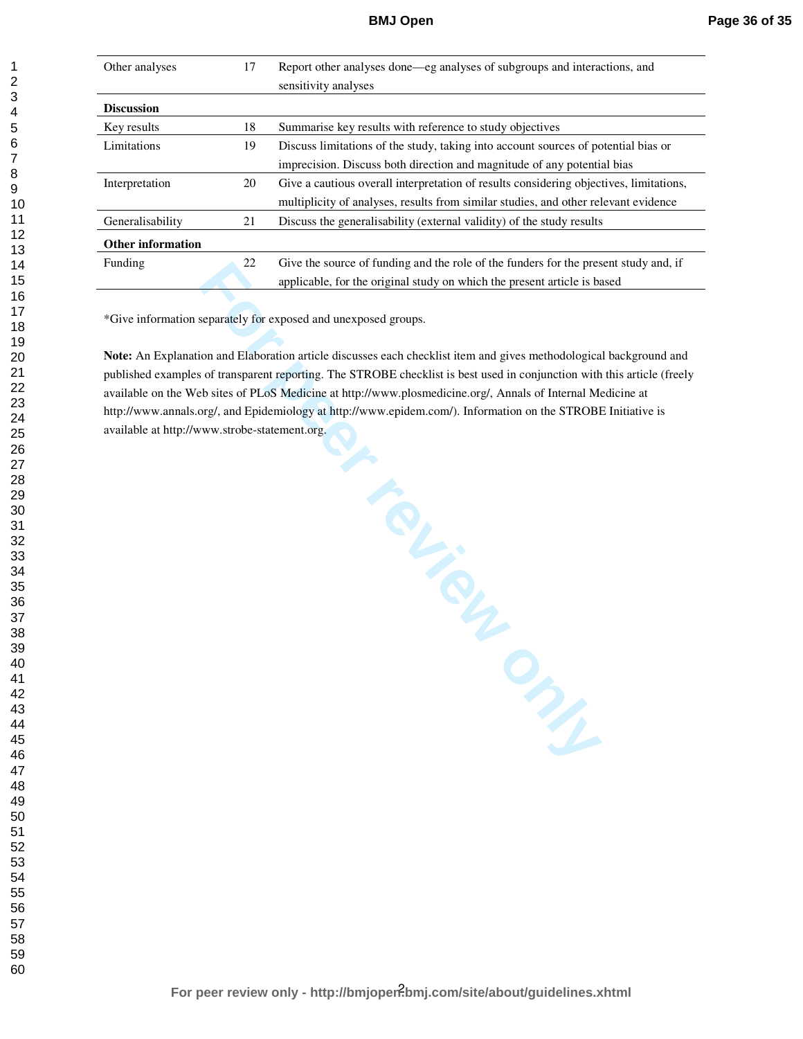| | | |
|---|---|---|
| Other analyses | 17 | Report other analyses done—eg analyses of subgroups and interactions, and sensitivity analyses |
| **Discussion** | | |
| Key results | 18 | Summarise key results with reference to study objectives |
| Limitations | 19 | Discuss limitations of the study, taking into account sources of potential bias or imprecision. Discuss both direction and magnitude of any potential bias |
| Interpretation | 20 | Give a cautious overall interpretation of results considering objectives, limitations, multiplicity of analyses, results from similar studies, and other relevant evidence |
| Generalisability | 21 | Discuss the generalisability (external validity) of the study results |
| **Other information** | | |
| Funding | 22 | Give the source of funding and the role of the funders for the present study and, if applicable, for the original study on which the present article is based |

*Give information separately for exposed and unexposed groups.

**Note:** An Explanation and Elaboration article discusses each checklist item and gives methodological background and published examples of transparent reporting. The STROBE checklist is best used in conjunction with this article (freely available on the Web sites of PLoS Medicine at http://www.plosmedicine.org/, Annals of Internal Medicine at http://www.annals.org/, and Epidemiology at http://www.epidem.com/). Information on the STROBE Initiative is available at http://www.strobe-statement.org.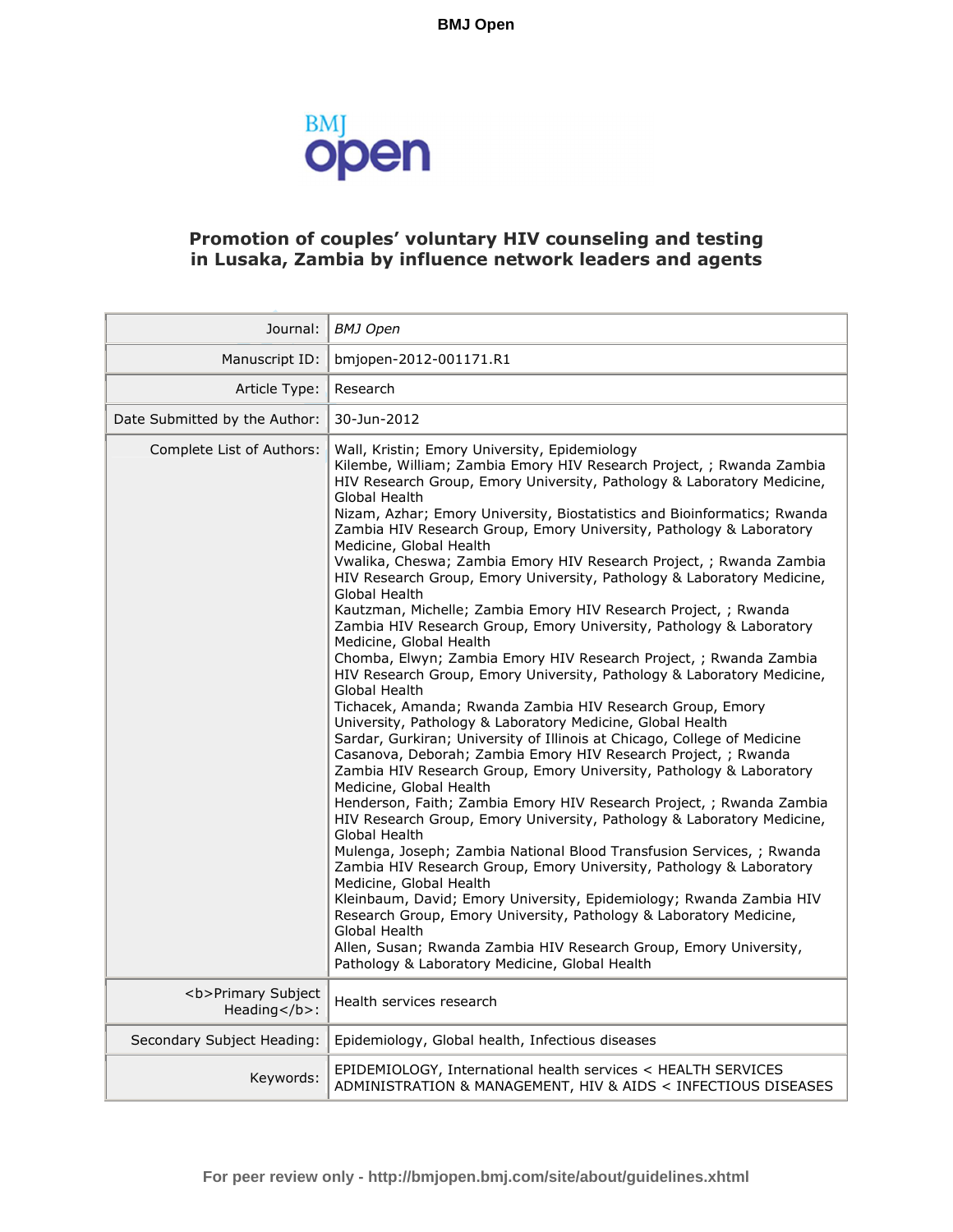# Promotion of couples' voluntary HIV counseling and testing in Lusaka, Zambia by influence network leaders and agents

| | |
|---|---|
| Journal: | *BMJ Open* |
| Manuscript ID: | bmjopen-2012-001171.R1 |
| Article Type: | Research |
| Date Submitted by the Author: | 30-Jun-2012 |
| Complete List of Authors: | Wall, Kristin; Emory University, Epidemiology<br>Kilembe, William; Zambia Emory HIV Research Project, ; Rwanda Zambia HIV Research Group, Emory University, Pathology & Laboratory Medicine, Global Health<br>Nizam, Azhar; Emory University, Biostatistics and Bioinformatics; Rwanda Zambia HIV Research Group, Emory University, Pathology & Laboratory Medicine, Global Health<br>Vwalika, Cheswa; Zambia Emory HIV Research Project, ; Rwanda Zambia HIV Research Group, Emory University, Pathology & Laboratory Medicine, Global Health<br>Kautzman, Michelle; Zambia Emory HIV Research Project, ; Rwanda Zambia HIV Research Group, Emory University, Pathology & Laboratory Medicine, Global Health<br>Chomba, Elwyn; Zambia Emory HIV Research Project, ; Rwanda Zambia HIV Research Group, Emory University, Pathology & Laboratory Medicine, Global Health<br>Tichacek, Amanda; Rwanda Zambia HIV Research Group, Emory University, Pathology & Laboratory Medicine, Global Health<br>Sardar, Gurkiran; University of Illinois at Chicago, College of Medicine<br>Casanova, Deborah; Zambia Emory HIV Research Project, ; Rwanda Zambia HIV Research Group, Emory University, Pathology & Laboratory Medicine, Global Health<br>Henderson, Faith; Zambia Emory HIV Research Project, ; Rwanda Zambia HIV Research Group, Emory University, Pathology & Laboratory Medicine, Global Health<br>Mulenga, Joseph; Zambia National Blood Transfusion Services, ; Rwanda Zambia HIV Research Group, Emory University, Pathology & Laboratory Medicine, Global Health<br>Kleinbaum, David; Emory University, Epidemiology; Rwanda Zambia HIV Research Group, Emory University, Pathology & Laboratory Medicine, Global Health<br>Allen, Susan; Rwanda Zambia HIV Research Group, Emory University, Pathology & Laboratory Medicine, Global Health |
| <b>Primary Subject Heading</b>: | Health services research |
| Secondary Subject Heading: | Epidemiology, Global health, Infectious diseases |
| Keywords: | EPIDEMIOLOGY, International health services < HEALTH SERVICES ADMINISTRATION & MANAGEMENT, HIV & AIDS < INFECTIOUS DISEASES |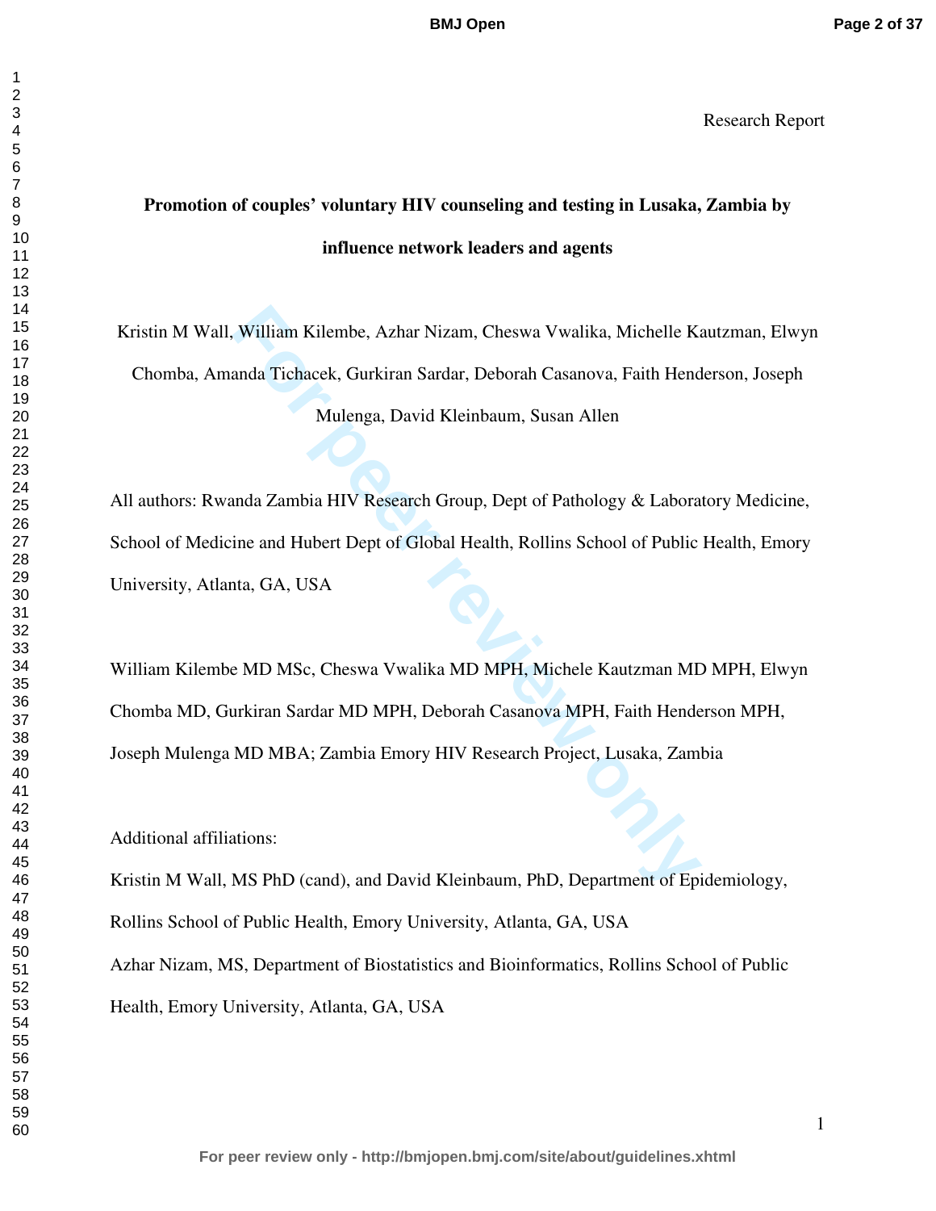Research Report

**Promotion of couples' voluntary HIV counseling and testing in Lusaka, Zambia by influence network leaders and agents**

Kristin M Wall, William Kilembe, Azhar Nizam, Cheswa Vwalika, Michelle Kautzman, Elwyn Chomba, Amanda Tichacek, Gurkiran Sardar, Deborah Casanova, Faith Henderson, Joseph Mulenga, David Kleinbaum, Susan Allen

All authors: Rwanda Zambia HIV Research Group, Dept of Pathology & Laboratory Medicine, School of Medicine and Hubert Dept of Global Health, Rollins School of Public Health, Emory University, Atlanta, GA, USA

William Kilembe MD MSc, Cheswa Vwalika MD MPH, Michele Kautzman MD MPH, Elwyn Chomba MD, Gurkiran Sardar MD MPH, Deborah Casanova MPH, Faith Henderson MPH, Joseph Mulenga MD MBA; Zambia Emory HIV Research Project, Lusaka, Zambia

Additional affiliations:

Kristin M Wall, MS PhD (cand), and David Kleinbaum, PhD, Department of Epidemiology, Rollins School of Public Health, Emory University, Atlanta, GA, USA

Azhar Nizam, MS, Department of Biostatistics and Bioinformatics, Rollins School of Public Health, Emory University, Atlanta, GA, USA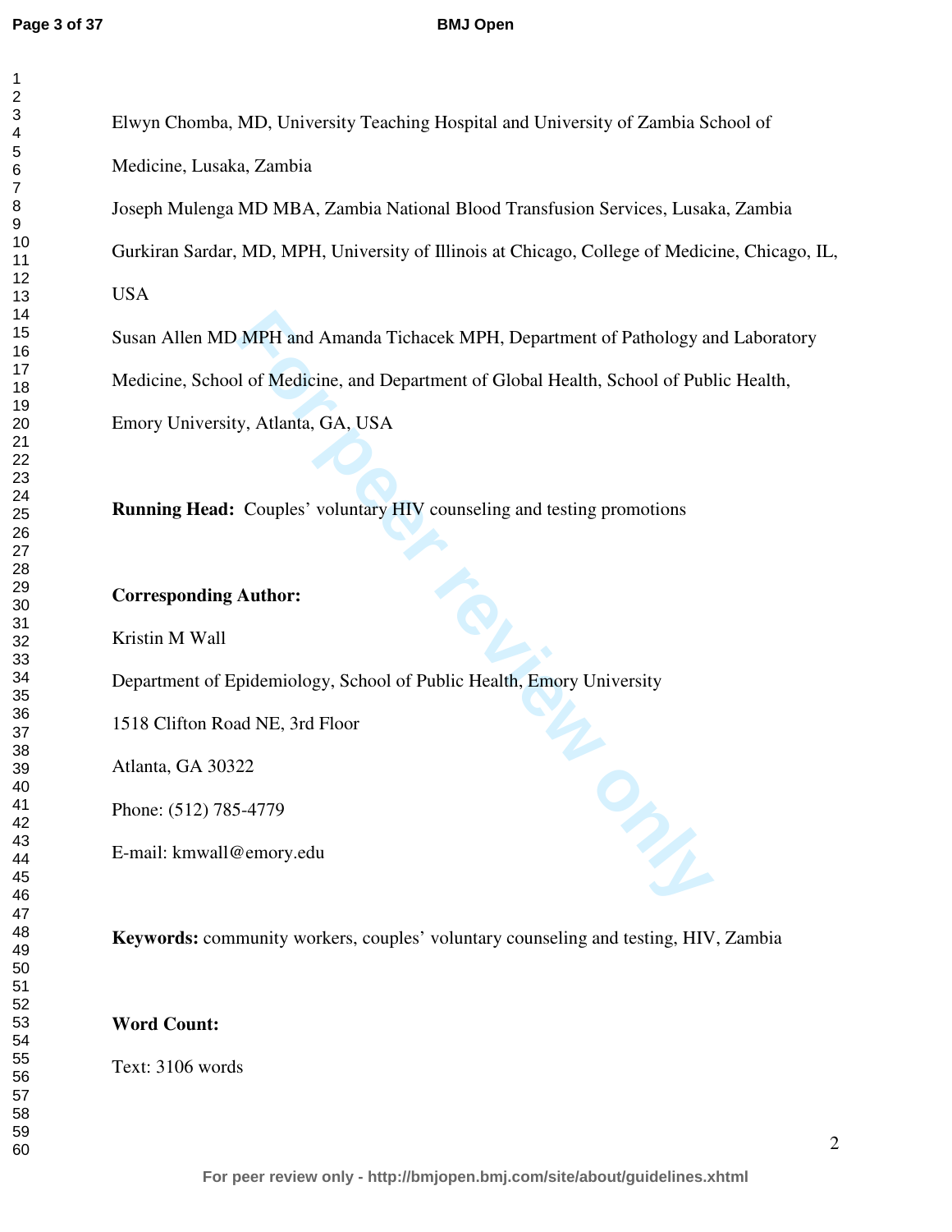Elwyn Chomba, MD, University Teaching Hospital and University of Zambia School of Medicine, Lusaka, Zambia

Joseph Mulenga MD MBA, Zambia National Blood Transfusion Services, Lusaka, Zambia

Gurkiran Sardar, MD, MPH, University of Illinois at Chicago, College of Medicine, Chicago, IL, USA

Susan Allen MD MPH and Amanda Tichacek MPH, Department of Pathology and Laboratory Medicine, School of Medicine, and Department of Global Health, School of Public Health, Emory University, Atlanta, GA, USA

**Running Head:** Couples' voluntary HIV counseling and testing promotions

**Corresponding Author:**

Kristin M Wall

Department of Epidemiology, School of Public Health, Emory University

1518 Clifton Road NE, 3rd Floor

Atlanta, GA 30322

Phone: (512) 785-4779

E-mail: kmwall@emory.edu

**Keywords:** community workers, couples' voluntary counseling and testing, HIV, Zambia

**Word Count:**

Text: 3106 words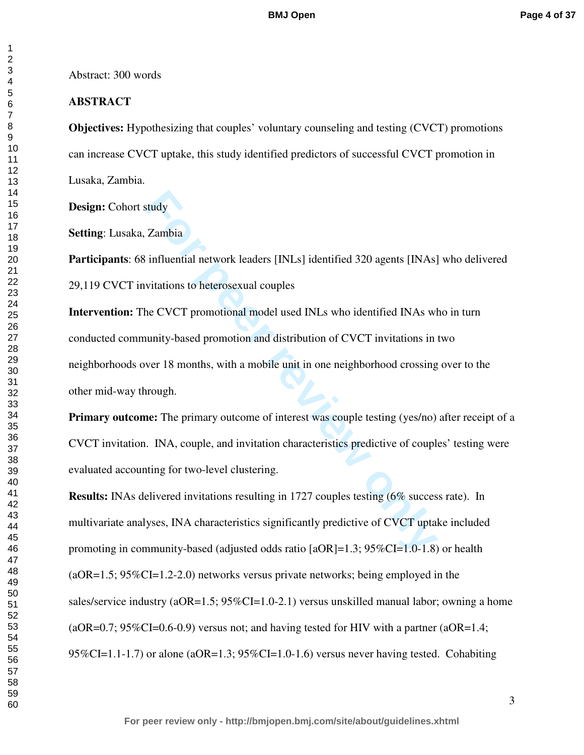Abstract: 300 words

## ABSTRACT

**Objectives:** Hypothesizing that couples' voluntary counseling and testing (CVCT) promotions can increase CVCT uptake, this study identified predictors of successful CVCT promotion in Lusaka, Zambia.

**Design:** Cohort study

**Setting**: Lusaka, Zambia

**Participants**: 68 influential network leaders [INLs] identified 320 agents [INAs] who delivered 29,119 CVCT invitations to heterosexual couples

**Intervention:** The CVCT promotional model used INLs who identified INAs who in turn conducted community-based promotion and distribution of CVCT invitations in two neighborhoods over 18 months, with a mobile unit in one neighborhood crossing over to the other mid-way through.

**Primary outcome:** The primary outcome of interest was couple testing (yes/no) after receipt of a CVCT invitation. INA, couple, and invitation characteristics predictive of couples' testing were evaluated accounting for two-level clustering.

**Results:** INAs delivered invitations resulting in 1727 couples testing (6% success rate). In multivariate analyses, INA characteristics significantly predictive of CVCT uptake included promoting in community-based (adjusted odds ratio [aOR]=1.3; 95%CI=1.0-1.8) or health (aOR=1.5; 95%CI=1.2-2.0) networks versus private networks; being employed in the sales/service industry (aOR=1.5; 95%CI=1.0-2.1) versus unskilled manual labor; owning a home (aOR=0.7; 95%CI=0.6-0.9) versus not; and having tested for HIV with a partner (aOR=1.4; 95%CI=1.1-1.7) or alone (aOR=1.3; 95%CI=1.0-1.6) versus never having tested. Cohabiting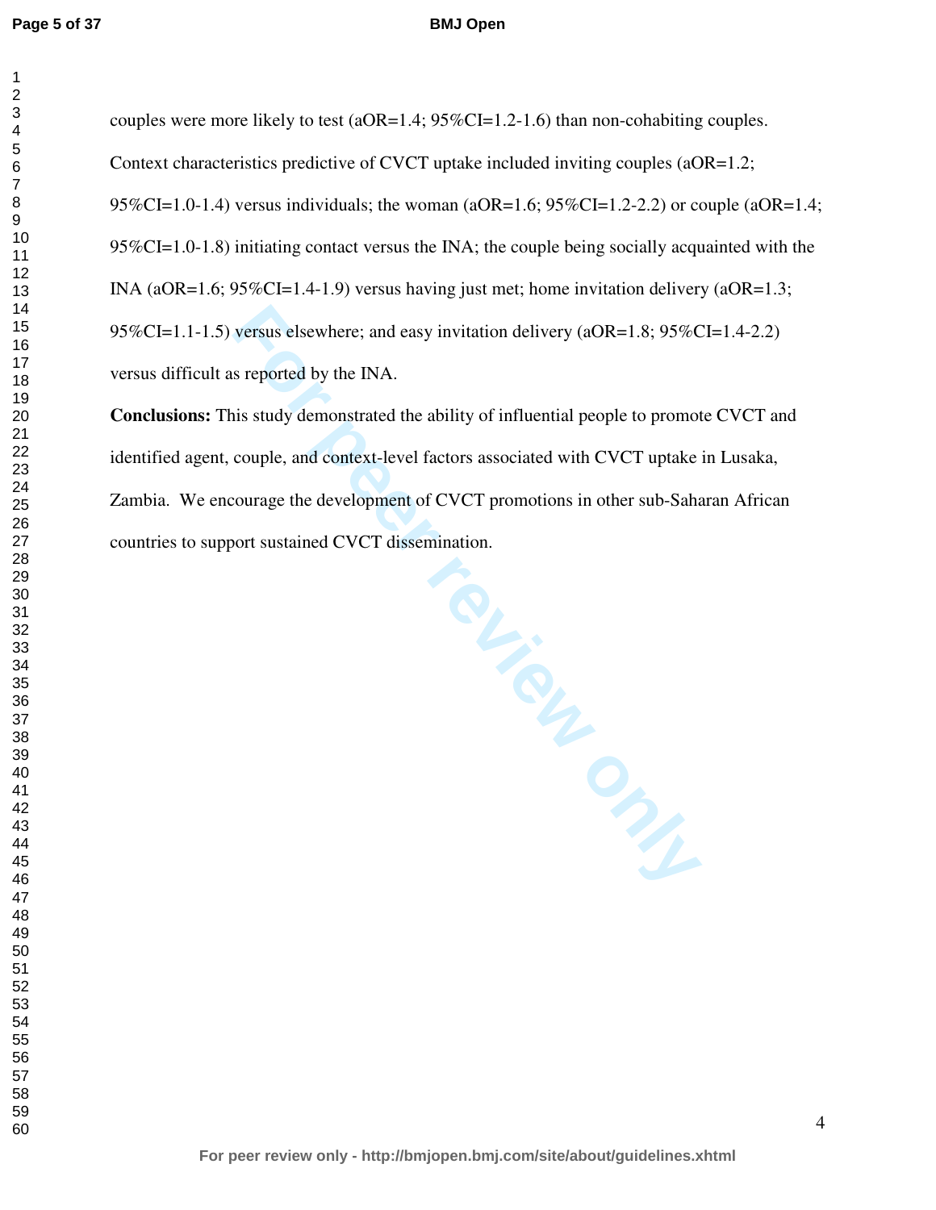couples were more likely to test (aOR=1.4; 95%CI=1.2-1.6) than non-cohabiting couples. Context characteristics predictive of CVCT uptake included inviting couples (aOR=1.2; 95%CI=1.0-1.4) versus individuals; the woman (aOR=1.6; 95%CI=1.2-2.2) or couple (aOR=1.4; 95%CI=1.0-1.8) initiating contact versus the INA; the couple being socially acquainted with the INA (aOR=1.6; 95%CI=1.4-1.9) versus having just met; home invitation delivery (aOR=1.3; 95%CI=1.1-1.5) versus elsewhere; and easy invitation delivery (aOR=1.8; 95%CI=1.4-2.2) versus difficult as reported by the INA.

**Conclusions:** This study demonstrated the ability of influential people to promote CVCT and identified agent, couple, and context-level factors associated with CVCT uptake in Lusaka, Zambia. We encourage the development of CVCT promotions in other sub-Saharan African countries to support sustained CVCT dissemination.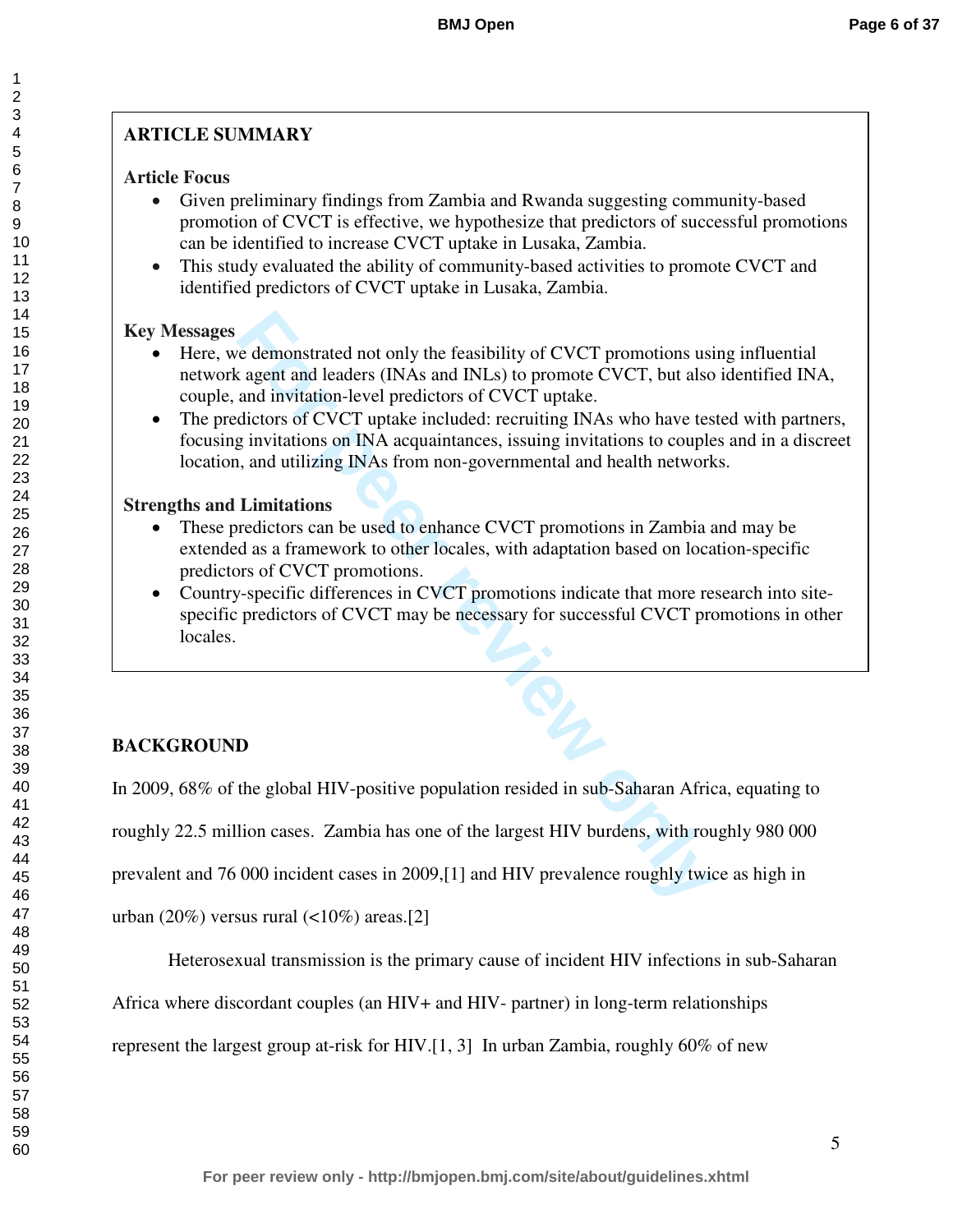## ARTICLE SUMMARY

**Article Focus**

- Given preliminary findings from Zambia and Rwanda suggesting community-based promotion of CVCT is effective, we hypothesize that predictors of successful promotions can be identified to increase CVCT uptake in Lusaka, Zambia.
- This study evaluated the ability of community-based activities to promote CVCT and identified predictors of CVCT uptake in Lusaka, Zambia.

**Key Messages**

- Here, we demonstrated not only the feasibility of CVCT promotions using influential network agent and leaders (INAs and INLs) to promote CVCT, but also identified INA, couple, and invitation-level predictors of CVCT uptake.
- The predictors of CVCT uptake included: recruiting INAs who have tested with partners, focusing invitations on INA acquaintances, issuing invitations to couples and in a discreet location, and utilizing INAs from non-governmental and health networks.

**Strengths and Limitations**

- These predictors can be used to enhance CVCT promotions in Zambia and may be extended as a framework to other locales, with adaptation based on location-specific predictors of CVCT promotions.
- Country-specific differences in CVCT promotions indicate that more research into site-specific predictors of CVCT may be necessary for successful CVCT promotions in other locales.

## BACKGROUND

In 2009, 68% of the global HIV-positive population resided in sub-Saharan Africa, equating to roughly 22.5 million cases. Zambia has one of the largest HIV burdens, with roughly 980 000 prevalent and 76 000 incident cases in 2009,[1] and HIV prevalence roughly twice as high in urban (20%) versus rural (<10%) areas.[2]

Heterosexual transmission is the primary cause of incident HIV infections in sub-Saharan Africa where discordant couples (an HIV+ and HIV- partner) in long-term relationships represent the largest group at-risk for HIV.[1, 3] In urban Zambia, roughly 60% of new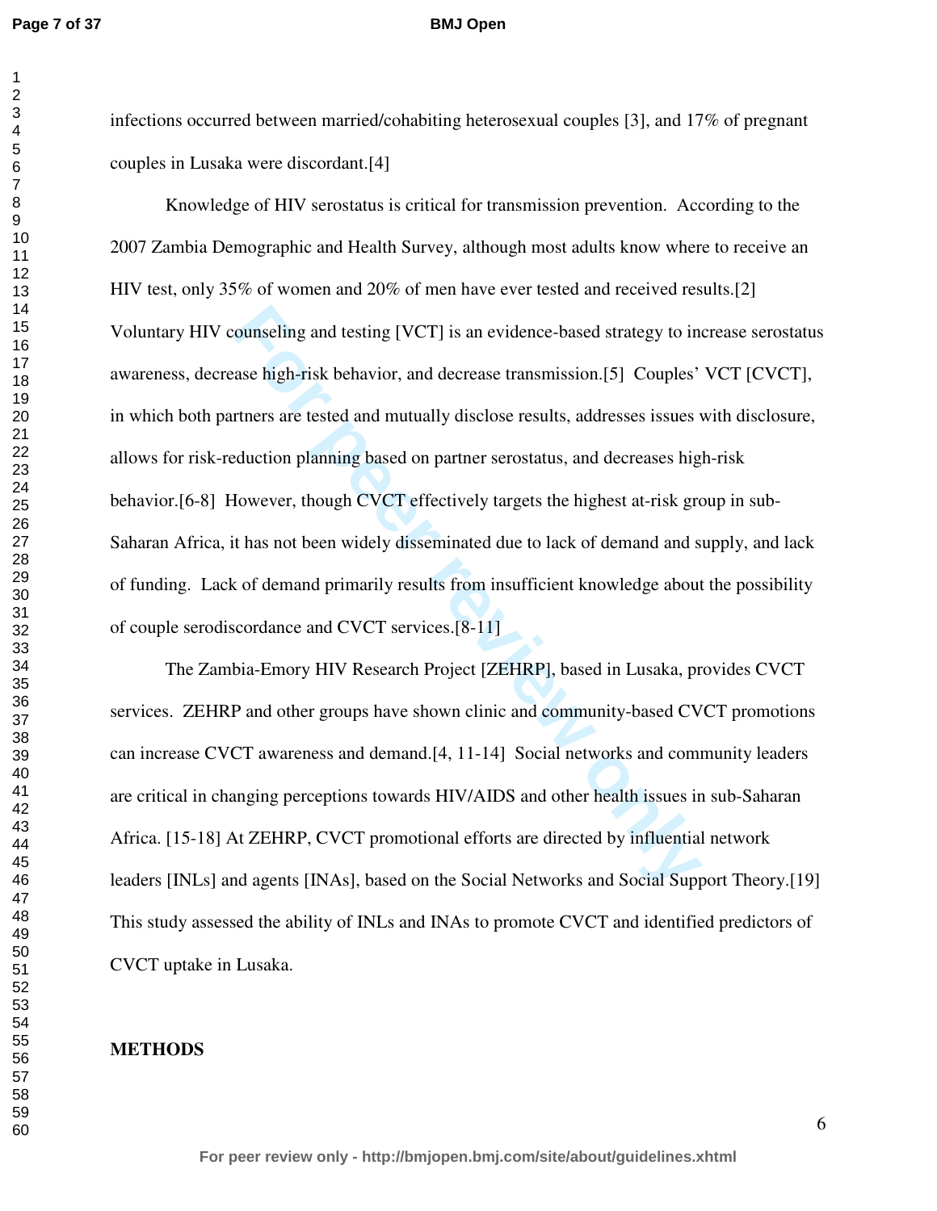infections occurred between married/cohabiting heterosexual couples [3], and 17% of pregnant couples in Lusaka were discordant.[4]

Knowledge of HIV serostatus is critical for transmission prevention. According to the 2007 Zambia Demographic and Health Survey, although most adults know where to receive an HIV test, only 35% of women and 20% of men have ever tested and received results.[2] Voluntary HIV counseling and testing [VCT] is an evidence-based strategy to increase serostatus awareness, decrease high-risk behavior, and decrease transmission.[5] Couples' VCT [CVCT], in which both partners are tested and mutually disclose results, addresses issues with disclosure, allows for risk-reduction planning based on partner serostatus, and decreases high-risk behavior.[6-8] However, though CVCT effectively targets the highest at-risk group in sub-Saharan Africa, it has not been widely disseminated due to lack of demand and supply, and lack of funding. Lack of demand primarily results from insufficient knowledge about the possibility of couple serodiscordance and CVCT services.[8-11]

The Zambia-Emory HIV Research Project [ZEHRP], based in Lusaka, provides CVCT services. ZEHRP and other groups have shown clinic and community-based CVCT promotions can increase CVCT awareness and demand.[4, 11-14] Social networks and community leaders are critical in changing perceptions towards HIV/AIDS and other health issues in sub-Saharan Africa. [15-18] At ZEHRP, CVCT promotional efforts are directed by influential network leaders [INLs] and agents [INAs], based on the Social Networks and Social Support Theory.[19] This study assessed the ability of INLs and INAs to promote CVCT and identified predictors of CVCT uptake in Lusaka.

## METHODS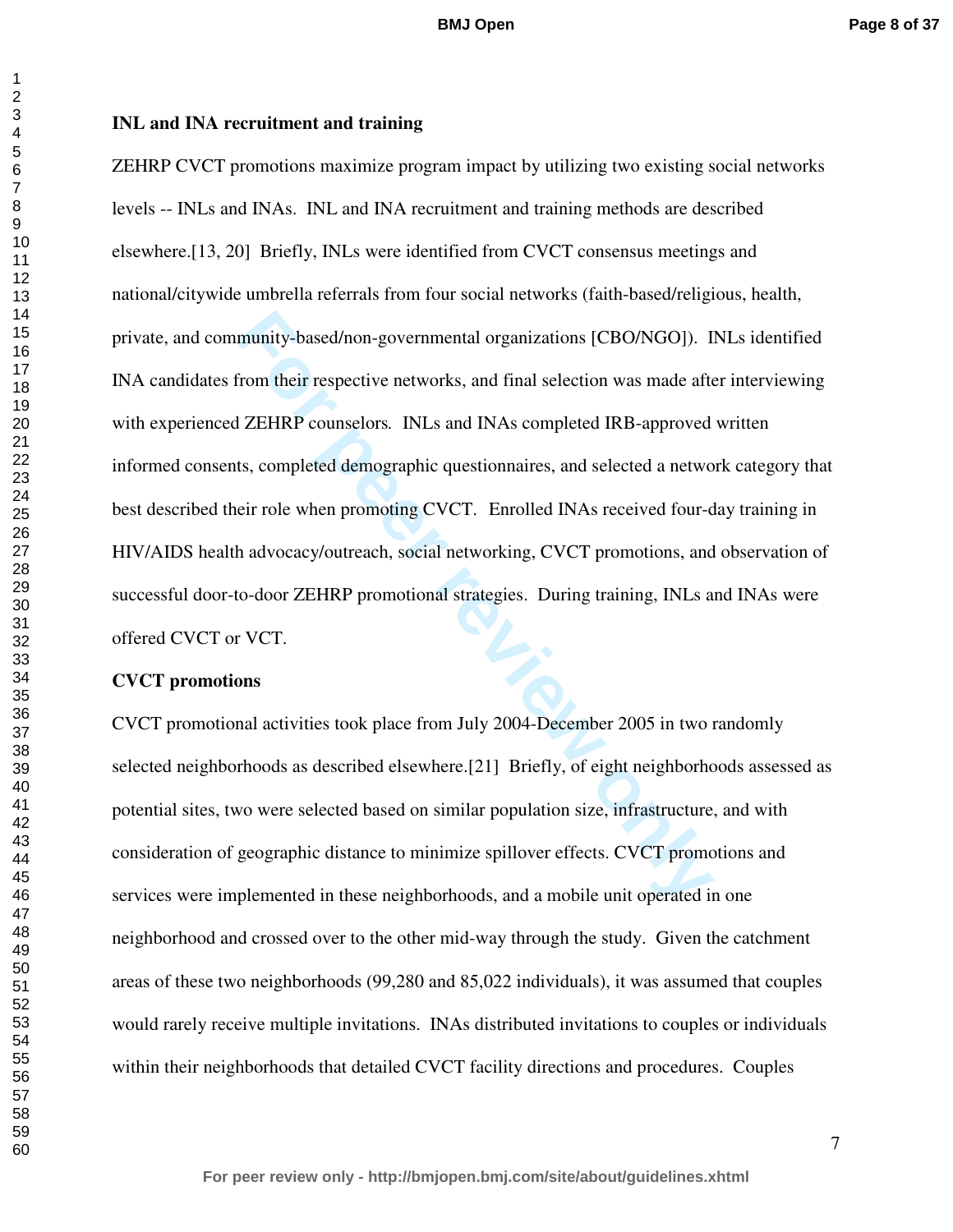**INL and INA recruitment and training**

ZEHRP CVCT promotions maximize program impact by utilizing two existing social networks levels -- INLs and INAs. INL and INA recruitment and training methods are described elsewhere.[13, 20] Briefly, INLs were identified from CVCT consensus meetings and national/citywide umbrella referrals from four social networks (faith-based/religious, health, private, and community-based/non-governmental organizations [CBO/NGO]). INLs identified INA candidates from their respective networks, and final selection was made after interviewing with experienced ZEHRP counselors. INLs and INAs completed IRB-approved written informed consents, completed demographic questionnaires, and selected a network category that best described their role when promoting CVCT. Enrolled INAs received four-day training in HIV/AIDS health advocacy/outreach, social networking, CVCT promotions, and observation of successful door-to-door ZEHRP promotional strategies. During training, INLs and INAs were offered CVCT or VCT.

**CVCT promotions**

CVCT promotional activities took place from July 2004-December 2005 in two randomly selected neighborhoods as described elsewhere.[21] Briefly, of eight neighborhoods assessed as potential sites, two were selected based on similar population size, infrastructure, and with consideration of geographic distance to minimize spillover effects. CVCT promotions and services were implemented in these neighborhoods, and a mobile unit operated in one neighborhood and crossed over to the other mid-way through the study. Given the catchment areas of these two neighborhoods (99,280 and 85,022 individuals), it was assumed that couples would rarely receive multiple invitations. INAs distributed invitations to couples or individuals within their neighborhoods that detailed CVCT facility directions and procedures. Couples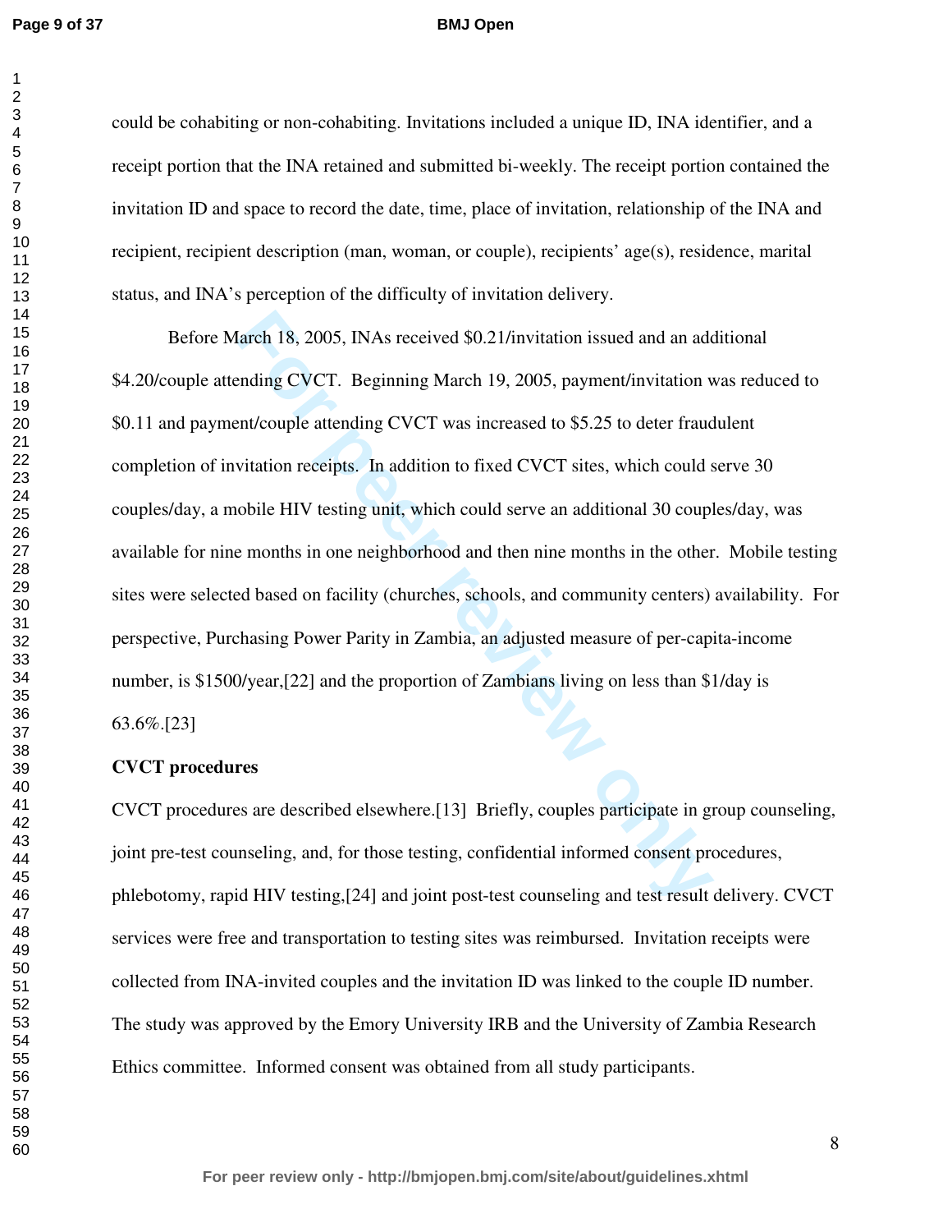could be cohabiting or non-cohabiting. Invitations included a unique ID, INA identifier, and a receipt portion that the INA retained and submitted bi-weekly. The receipt portion contained the invitation ID and space to record the date, time, place of invitation, relationship of the INA and recipient, recipient description (man, woman, or couple), recipients' age(s), residence, marital status, and INA's perception of the difficulty of invitation delivery.

Before March 18, 2005, INAs received $0.21/invitation issued and an additional $4.20/couple attending CVCT. Beginning March 19, 2005, payment/invitation was reduced to $0.11 and payment/couple attending CVCT was increased to $5.25 to deter fraudulent completion of invitation receipts. In addition to fixed CVCT sites, which could serve 30 couples/day, a mobile HIV testing unit, which could serve an additional 30 couples/day, was available for nine months in one neighborhood and then nine months in the other. Mobile testing sites were selected based on facility (churches, schools, and community centers) availability. For perspective, Purchasing Power Parity in Zambia, an adjusted measure of per-capita-income number, is $1500/year,[22] and the proportion of Zambians living on less than $1/day is 63.6%.[23]

**CVCT procedures**

CVCT procedures are described elsewhere.[13] Briefly, couples participate in group counseling, joint pre-test counseling, and, for those testing, confidential informed consent procedures, phlebotomy, rapid HIV testing,[24] and joint post-test counseling and test result delivery. CVCT services were free and transportation to testing sites was reimbursed. Invitation receipts were collected from INA-invited couples and the invitation ID was linked to the couple ID number. The study was approved by the Emory University IRB and the University of Zambia Research Ethics committee. Informed consent was obtained from all study participants.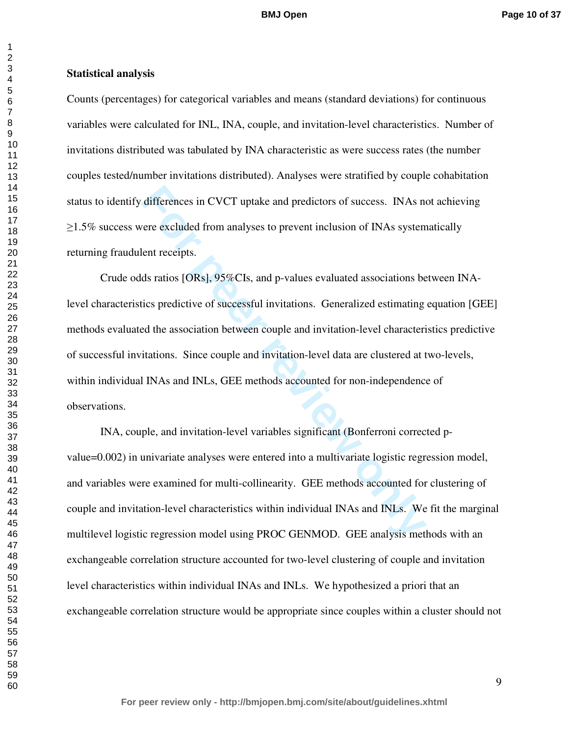**Statistical analysis**

Counts (percentages) for categorical variables and means (standard deviations) for continuous variables were calculated for INL, INA, couple, and invitation-level characteristics. Number of invitations distributed was tabulated by INA characteristic as were success rates (the number couples tested/number invitations distributed). Analyses were stratified by couple cohabitation status to identify differences in CVCT uptake and predictors of success. INAs not achieving ≥1.5% success were excluded from analyses to prevent inclusion of INAs systematically returning fraudulent receipts.

Crude odds ratios [ORs], 95%CIs, and p-values evaluated associations between INA-level characteristics predictive of successful invitations. Generalized estimating equation [GEE] methods evaluated the association between couple and invitation-level characteristics predictive of successful invitations. Since couple and invitation-level data are clustered at two-levels, within individual INAs and INLs, GEE methods accounted for non-independence of observations.

INA, couple, and invitation-level variables significant (Bonferroni corrected p-value=0.002) in univariate analyses were entered into a multivariate logistic regression model, and variables were examined for multi-collinearity. GEE methods accounted for clustering of couple and invitation-level characteristics within individual INAs and INLs. We fit the marginal multilevel logistic regression model using PROC GENMOD. GEE analysis methods with an exchangeable correlation structure accounted for two-level clustering of couple and invitation level characteristics within individual INAs and INLs. We hypothesized a priori that an exchangeable correlation structure would be appropriate since couples within a cluster should not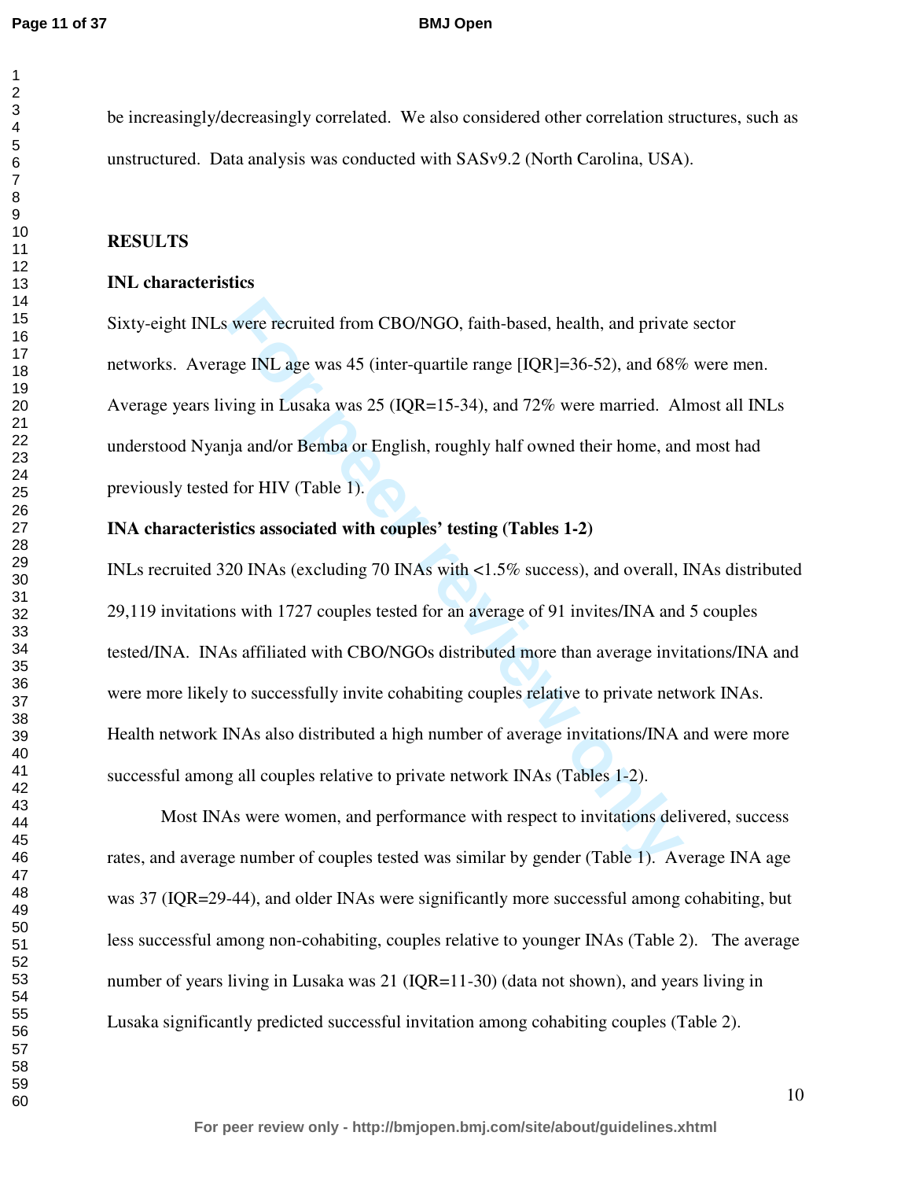be increasingly/decreasingly correlated. We also considered other correlation structures, such as unstructured. Data analysis was conducted with SASv9.2 (North Carolina, USA).

## RESULTS

### INL characteristics

Sixty-eight INLs were recruited from CBO/NGO, faith-based, health, and private sector networks. Average INL age was 45 (inter-quartile range [IQR]=36-52), and 68% were men. Average years living in Lusaka was 25 (IQR=15-34), and 72% were married. Almost all INLs understood Nyanja and/or Bemba or English, roughly half owned their home, and most had previously tested for HIV (Table 1).

### INA characteristics associated with couples' testing (Tables 1-2)

INLs recruited 320 INAs (excluding 70 INAs with <1.5% success), and overall, INAs distributed 29,119 invitations with 1727 couples tested for an average of 91 invites/INA and 5 couples tested/INA. INAs affiliated with CBO/NGOs distributed more than average invitations/INA and were more likely to successfully invite cohabiting couples relative to private network INAs. Health network INAs also distributed a high number of average invitations/INA and were more successful among all couples relative to private network INAs (Tables 1-2).

Most INAs were women, and performance with respect to invitations delivered, success rates, and average number of couples tested was similar by gender (Table 1). Average INA age was 37 (IQR=29-44), and older INAs were significantly more successful among cohabiting, but less successful among non-cohabiting, couples relative to younger INAs (Table 2). The average number of years living in Lusaka was 21 (IQR=11-30) (data not shown), and years living in Lusaka significantly predicted successful invitation among cohabiting couples (Table 2).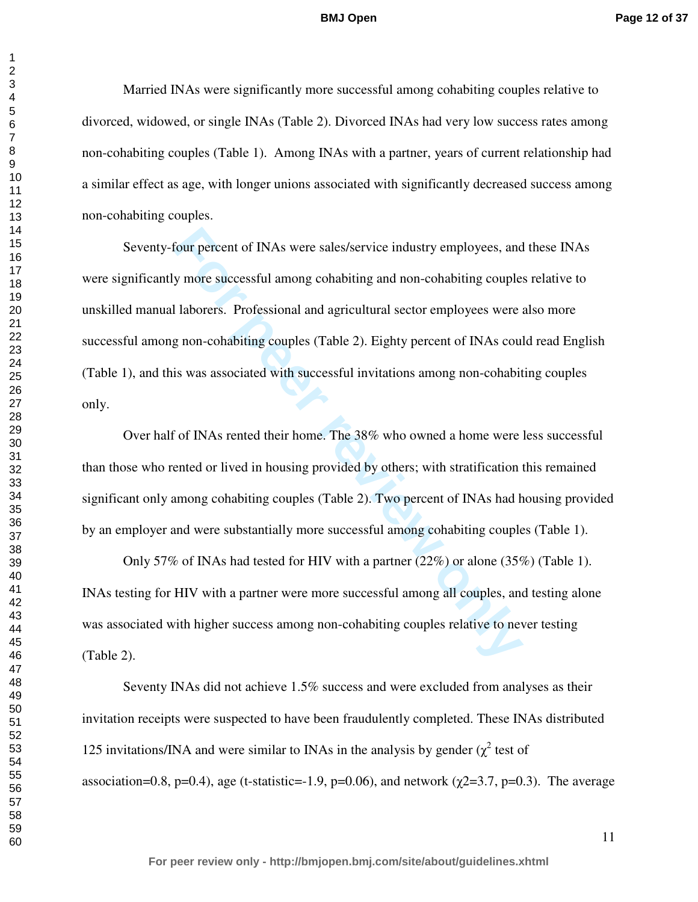Married INAs were significantly more successful among cohabiting couples relative to divorced, widowed, or single INAs (Table 2). Divorced INAs had very low success rates among non-cohabiting couples (Table 1). Among INAs with a partner, years of current relationship had a similar effect as age, with longer unions associated with significantly decreased success among non-cohabiting couples.

Seventy-four percent of INAs were sales/service industry employees, and these INAs were significantly more successful among cohabiting and non-cohabiting couples relative to unskilled manual laborers. Professional and agricultural sector employees were also more successful among non-cohabiting couples (Table 2). Eighty percent of INAs could read English (Table 1), and this was associated with successful invitations among non-cohabiting couples only.

Over half of INAs rented their home. The 38% who owned a home were less successful than those who rented or lived in housing provided by others; with stratification this remained significant only among cohabiting couples (Table 2). Two percent of INAs had housing provided by an employer and were substantially more successful among cohabiting couples (Table 1).

Only 57% of INAs had tested for HIV with a partner (22%) or alone (35%) (Table 1). INAs testing for HIV with a partner were more successful among all couples, and testing alone was associated with higher success among non-cohabiting couples relative to never testing (Table 2).

Seventy INAs did not achieve 1.5% success and were excluded from analyses as their invitation receipts were suspected to have been fraudulently completed. These INAs distributed 125 invitations/INA and were similar to INAs in the analysis by gender ($\chi^2$ test of association=0.8, $p=0.4$), age (t-statistic=-1.9, $p=0.06$), and network ($\chi^2=3.7$, $p=0.3$). The average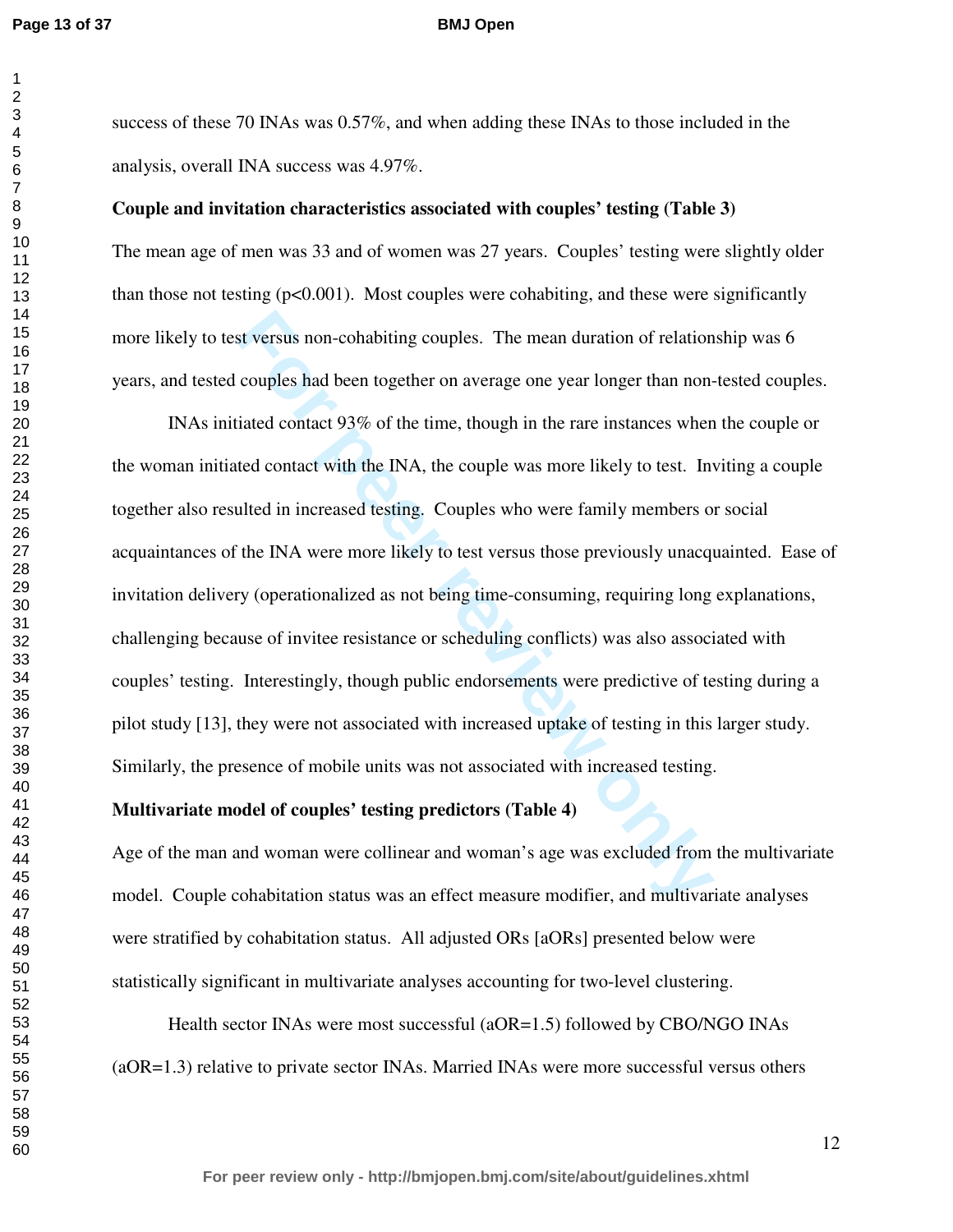success of these 70 INAs was 0.57%, and when adding these INAs to those included in the analysis, overall INA success was 4.97%.

**Couple and invitation characteristics associated with couples' testing (Table 3)**

The mean age of men was 33 and of women was 27 years. Couples' testing were slightly older than those not testing ($p<0.001$). Most couples were cohabiting, and these were significantly more likely to test versus non-cohabiting couples. The mean duration of relationship was 6 years, and tested couples had been together on average one year longer than non-tested couples.

INAs initiated contact 93% of the time, though in the rare instances when the couple or the woman initiated contact with the INA, the couple was more likely to test. Inviting a couple together also resulted in increased testing. Couples who were family members or social acquaintances of the INA were more likely to test versus those previously unacquainted. Ease of invitation delivery (operationalized as not being time-consuming, requiring long explanations, challenging because of invitee resistance or scheduling conflicts) was also associated with couples' testing. Interestingly, though public endorsements were predictive of testing during a pilot study [13], they were not associated with increased uptake of testing in this larger study. Similarly, the presence of mobile units was not associated with increased testing.

**Multivariate model of couples' testing predictors (Table 4)**

Age of the man and woman were collinear and woman's age was excluded from the multivariate model. Couple cohabitation status was an effect measure modifier, and multivariate analyses were stratified by cohabitation status. All adjusted ORs [aORs] presented below were statistically significant in multivariate analyses accounting for two-level clustering.

Health sector INAs were most successful (aOR=1.5) followed by CBO/NGO INAs (aOR=1.3) relative to private sector INAs. Married INAs were more successful versus others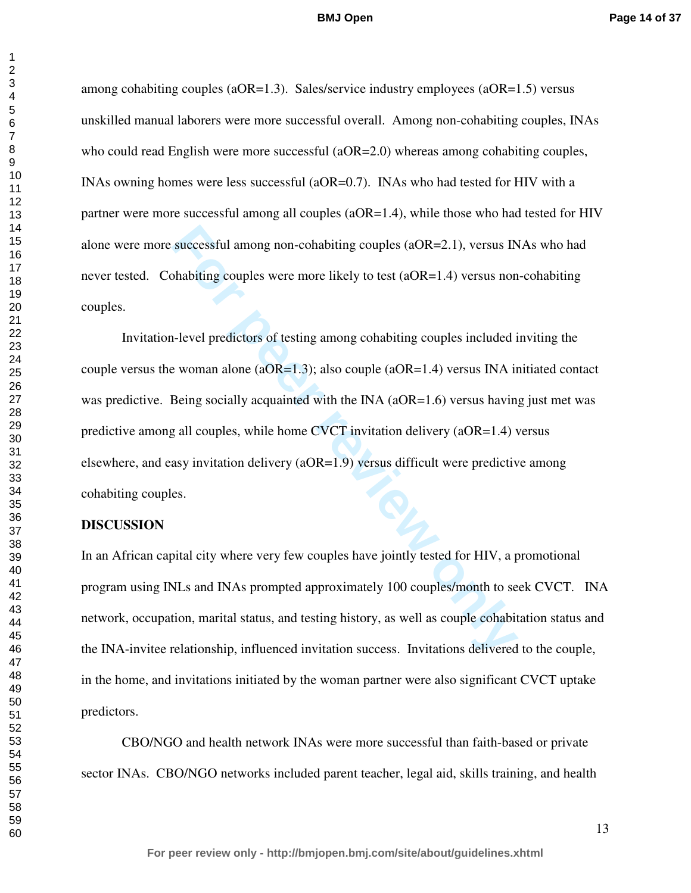among cohabiting couples (aOR=1.3). Sales/service industry employees (aOR=1.5) versus unskilled manual laborers were more successful overall. Among non-cohabiting couples, INAs who could read English were more successful (aOR=2.0) whereas among cohabiting couples, INAs owning homes were less successful (aOR=0.7). INAs who had tested for HIV with a partner were more successful among all couples (aOR=1.4), while those who had tested for HIV alone were more successful among non-cohabiting couples (aOR=2.1), versus INAs who had never tested. Cohabiting couples were more likely to test (aOR=1.4) versus non-cohabiting couples.

Invitation-level predictors of testing among cohabiting couples included inviting the couple versus the woman alone (aOR=1.3); also couple (aOR=1.4) versus INA initiated contact was predictive. Being socially acquainted with the INA (aOR=1.6) versus having just met was predictive among all couples, while home CVCT invitation delivery (aOR=1.4) versus elsewhere, and easy invitation delivery (aOR=1.9) versus difficult were predictive among cohabiting couples.

## DISCUSSION

In an African capital city where very few couples have jointly tested for HIV, a promotional program using INLs and INAs prompted approximately 100 couples/month to seek CVCT. INA network, occupation, marital status, and testing history, as well as couple cohabitation status and the INA-invitee relationship, influenced invitation success. Invitations delivered to the couple, in the home, and invitations initiated by the woman partner were also significant CVCT uptake predictors.

CBO/NGO and health network INAs were more successful than faith-based or private sector INAs. CBO/NGO networks included parent teacher, legal aid, skills training, and health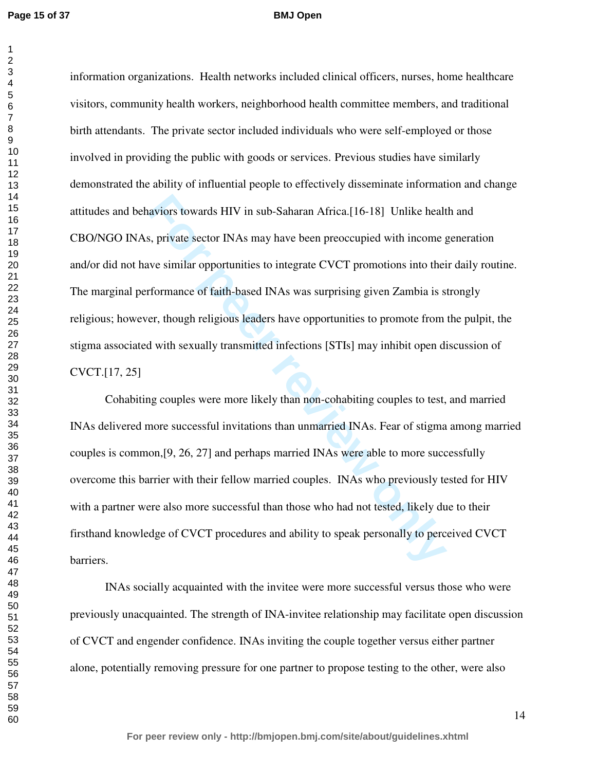information organizations. Health networks included clinical officers, nurses, home healthcare visitors, community health workers, neighborhood health committee members, and traditional birth attendants. The private sector included individuals who were self-employed or those involved in providing the public with goods or services. Previous studies have similarly demonstrated the ability of influential people to effectively disseminate information and change attitudes and behaviors towards HIV in sub-Saharan Africa.[16-18] Unlike health and CBO/NGO INAs, private sector INAs may have been preoccupied with income generation and/or did not have similar opportunities to integrate CVCT promotions into their daily routine. The marginal performance of faith-based INAs was surprising given Zambia is strongly religious; however, though religious leaders have opportunities to promote from the pulpit, the stigma associated with sexually transmitted infections [STIs] may inhibit open discussion of CVCT.[17, 25]

Cohabiting couples were more likely than non-cohabiting couples to test, and married INAs delivered more successful invitations than unmarried INAs. Fear of stigma among married couples is common,[9, 26, 27] and perhaps married INAs were able to more successfully overcome this barrier with their fellow married couples. INAs who previously tested for HIV with a partner were also more successful than those who had not tested, likely due to their firsthand knowledge of CVCT procedures and ability to speak personally to perceived CVCT barriers.

INAs socially acquainted with the invitee were more successful versus those who were previously unacquainted. The strength of INA-invitee relationship may facilitate open discussion of CVCT and engender confidence. INAs inviting the couple together versus either partner alone, potentially removing pressure for one partner to propose testing to the other, were also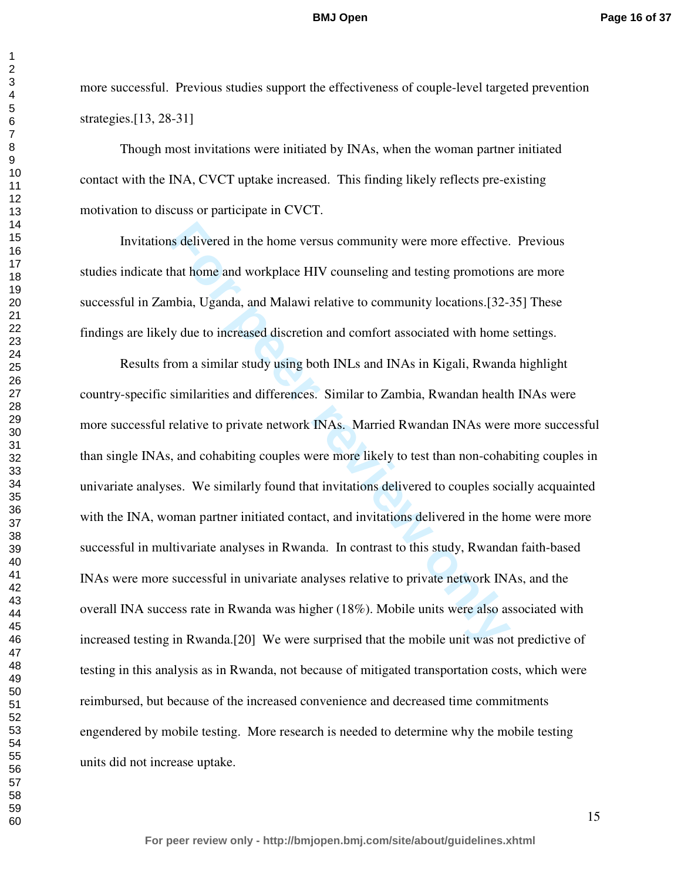more successful. Previous studies support the effectiveness of couple-level targeted prevention strategies.[13, 28-31]

Though most invitations were initiated by INAs, when the woman partner initiated contact with the INA, CVCT uptake increased. This finding likely reflects pre-existing motivation to discuss or participate in CVCT.

Invitations delivered in the home versus community were more effective. Previous studies indicate that home and workplace HIV counseling and testing promotions are more successful in Zambia, Uganda, and Malawi relative to community locations.[32-35] These findings are likely due to increased discretion and comfort associated with home settings.

Results from a similar study using both INLs and INAs in Kigali, Rwanda highlight country-specific similarities and differences. Similar to Zambia, Rwandan health INAs were more successful relative to private network INAs. Married Rwandan INAs were more successful than single INAs, and cohabiting couples were more likely to test than non-cohabiting couples in univariate analyses. We similarly found that invitations delivered to couples socially acquainted with the INA, woman partner initiated contact, and invitations delivered in the home were more successful in multivariate analyses in Rwanda. In contrast to this study, Rwandan faith-based INAs were more successful in univariate analyses relative to private network INAs, and the overall INA success rate in Rwanda was higher (18%). Mobile units were also associated with increased testing in Rwanda.[20] We were surprised that the mobile unit was not predictive of testing in this analysis as in Rwanda, not because of mitigated transportation costs, which were reimbursed, but because of the increased convenience and decreased time commitments engendered by mobile testing. More research is needed to determine why the mobile testing units did not increase uptake.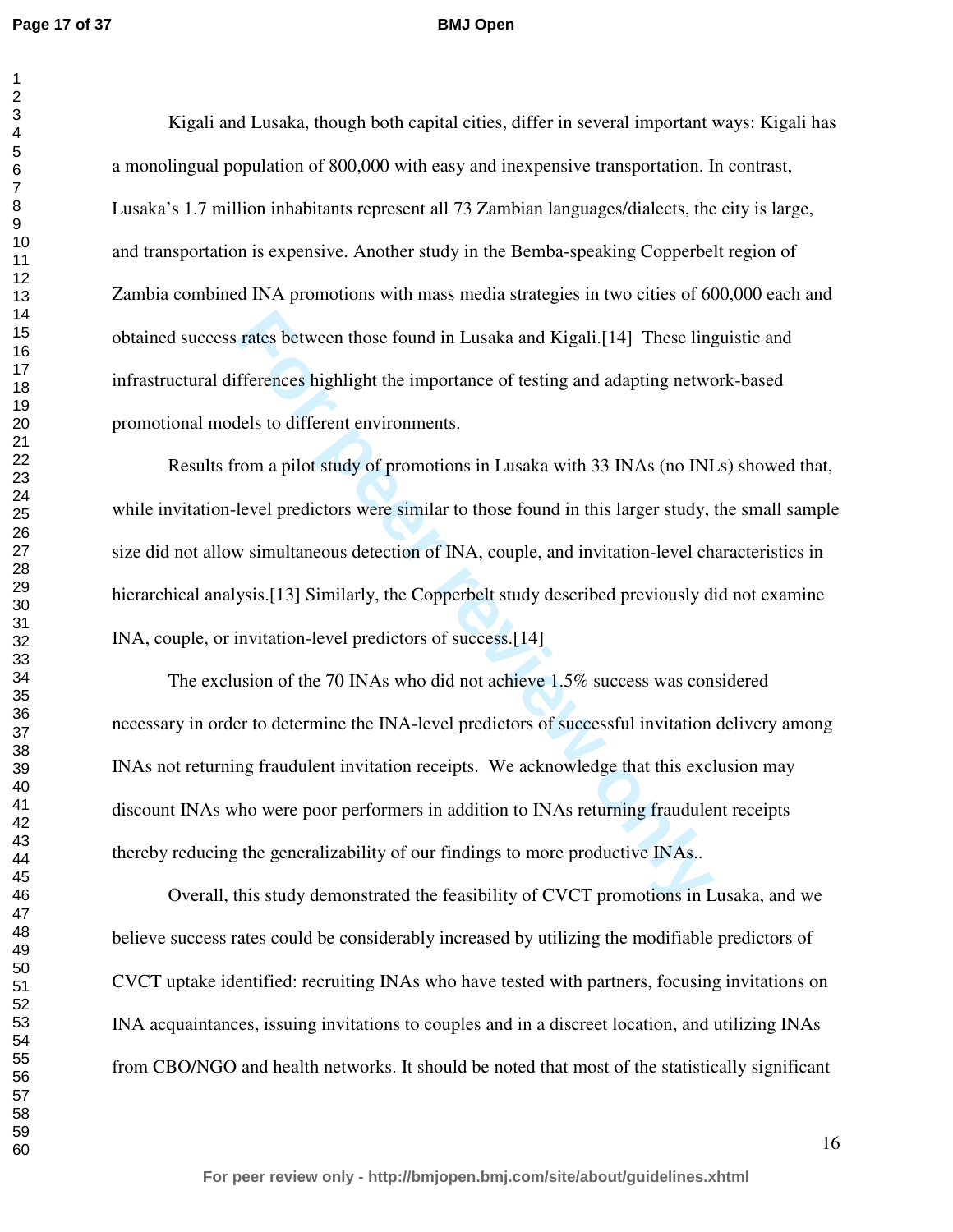Kigali and Lusaka, though both capital cities, differ in several important ways: Kigali has a monolingual population of 800,000 with easy and inexpensive transportation. In contrast, Lusaka's 1.7 million inhabitants represent all 73 Zambian languages/dialects, the city is large, and transportation is expensive. Another study in the Bemba-speaking Copperbelt region of Zambia combined INA promotions with mass media strategies in two cities of 600,000 each and obtained success rates between those found in Lusaka and Kigali.[14] These linguistic and infrastructural differences highlight the importance of testing and adapting network-based promotional models to different environments.

Results from a pilot study of promotions in Lusaka with 33 INAs (no INLs) showed that, while invitation-level predictors were similar to those found in this larger study, the small sample size did not allow simultaneous detection of INA, couple, and invitation-level characteristics in hierarchical analysis.[13] Similarly, the Copperbelt study described previously did not examine INA, couple, or invitation-level predictors of success.[14]

The exclusion of the 70 INAs who did not achieve 1.5% success was considered necessary in order to determine the INA-level predictors of successful invitation delivery among INAs not returning fraudulent invitation receipts. We acknowledge that this exclusion may discount INAs who were poor performers in addition to INAs returning fraudulent receipts thereby reducing the generalizability of our findings to more productive INAs..

Overall, this study demonstrated the feasibility of CVCT promotions in Lusaka, and we believe success rates could be considerably increased by utilizing the modifiable predictors of CVCT uptake identified: recruiting INAs who have tested with partners, focusing invitations on INA acquaintances, issuing invitations to couples and in a discreet location, and utilizing INAs from CBO/NGO and health networks. It should be noted that most of the statistically significant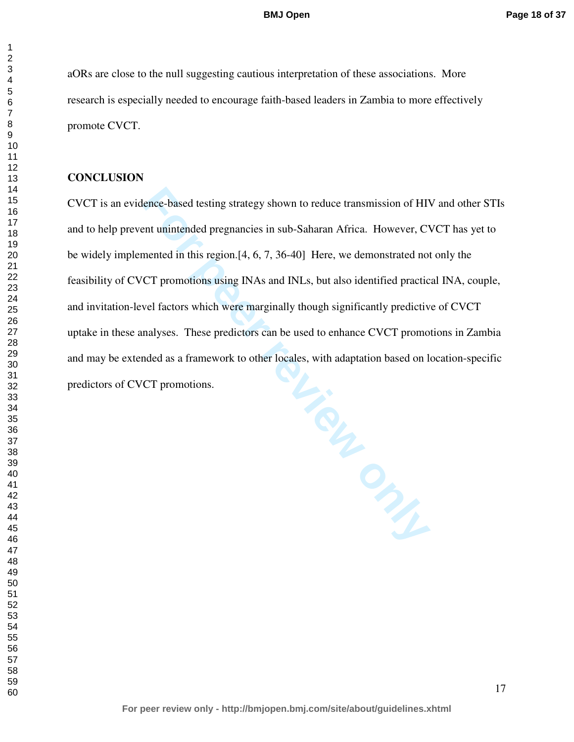aORs are close to the null suggesting cautious interpretation of these associations. More research is especially needed to encourage faith-based leaders in Zambia to more effectively promote CVCT.

## CONCLUSION

CVCT is an evidence-based testing strategy shown to reduce transmission of HIV and other STIs and to help prevent unintended pregnancies in sub-Saharan Africa. However, CVCT has yet to be widely implemented in this region.[4, 6, 7, 36-40] Here, we demonstrated not only the feasibility of CVCT promotions using INAs and INLs, but also identified practical INA, couple, and invitation-level factors which were marginally though significantly predictive of CVCT uptake in these analyses. These predictors can be used to enhance CVCT promotions in Zambia and may be extended as a framework to other locales, with adaptation based on location-specific predictors of CVCT promotions.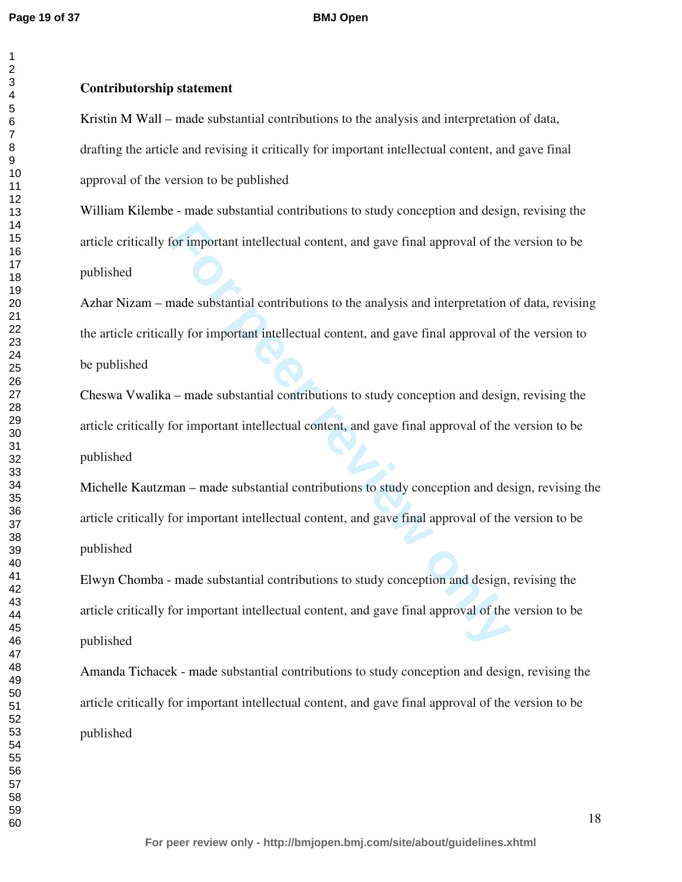**Contributorship statement**

Kristin M Wall – made substantial contributions to the analysis and interpretation of data, drafting the article and revising it critically for important intellectual content, and gave final approval of the version to be published

William Kilembe - made substantial contributions to study conception and design, revising the article critically for important intellectual content, and gave final approval of the version to be published

Azhar Nizam – made substantial contributions to the analysis and interpretation of data, revising the article critically for important intellectual content, and gave final approval of the version to be published

Cheswa Vwalika – made substantial contributions to study conception and design, revising the article critically for important intellectual content, and gave final approval of the version to be published

Michelle Kautzman – made substantial contributions to study conception and design, revising the article critically for important intellectual content, and gave final approval of the version to be published

Elwyn Chomba - made substantial contributions to study conception and design, revising the article critically for important intellectual content, and gave final approval of the version to be published

Amanda Tichacek - made substantial contributions to study conception and design, revising the article critically for important intellectual content, and gave final approval of the version to be published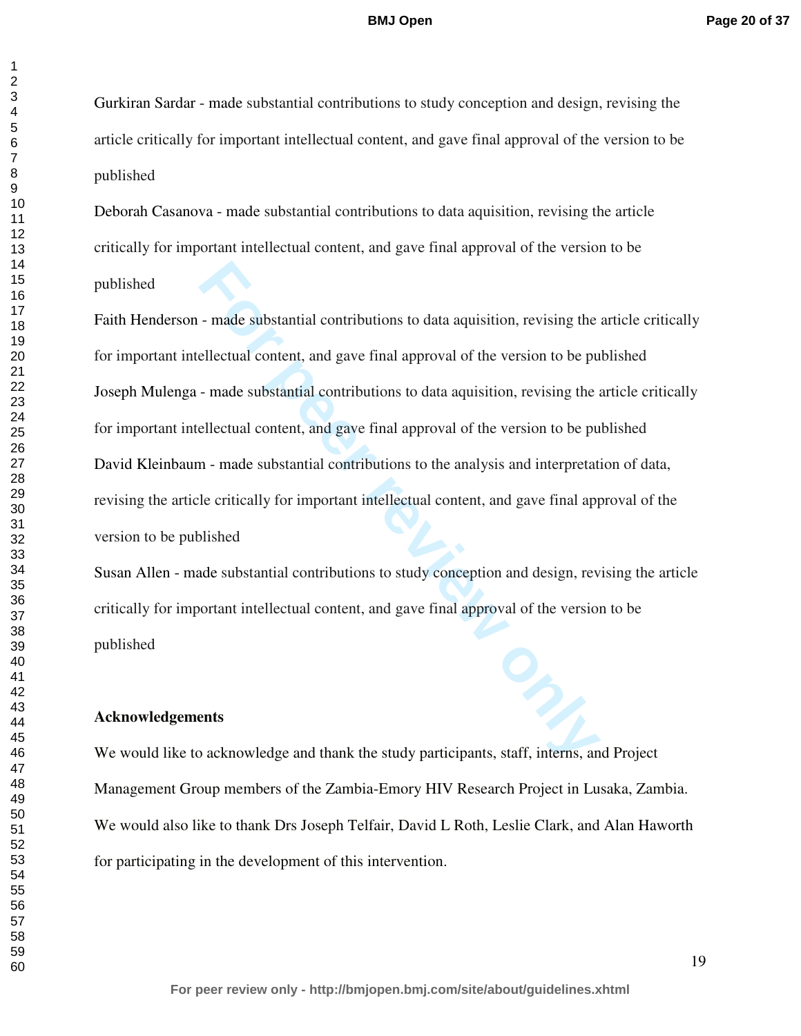Gurkiran Sardar - made substantial contributions to study conception and design, revising the article critically for important intellectual content, and gave final approval of the version to be published

Deborah Casanova - made substantial contributions to data aquisition, revising the article critically for important intellectual content, and gave final approval of the version to be published

Faith Henderson - made substantial contributions to data aquisition, revising the article critically for important intellectual content, and gave final approval of the version to be published

Joseph Mulenga - made substantial contributions to data aquisition, revising the article critically for important intellectual content, and gave final approval of the version to be published

David Kleinbaum - made substantial contributions to the analysis and interpretation of data, revising the article critically for important intellectual content, and gave final approval of the version to be published

Susan Allen - made substantial contributions to study conception and design, revising the article critically for important intellectual content, and gave final approval of the version to be published

**Acknowledgements**

We would like to acknowledge and thank the study participants, staff, interns, and Project Management Group members of the Zambia-Emory HIV Research Project in Lusaka, Zambia. We would also like to thank Drs Joseph Telfair, David L Roth, Leslie Clark, and Alan Haworth for participating in the development of this intervention.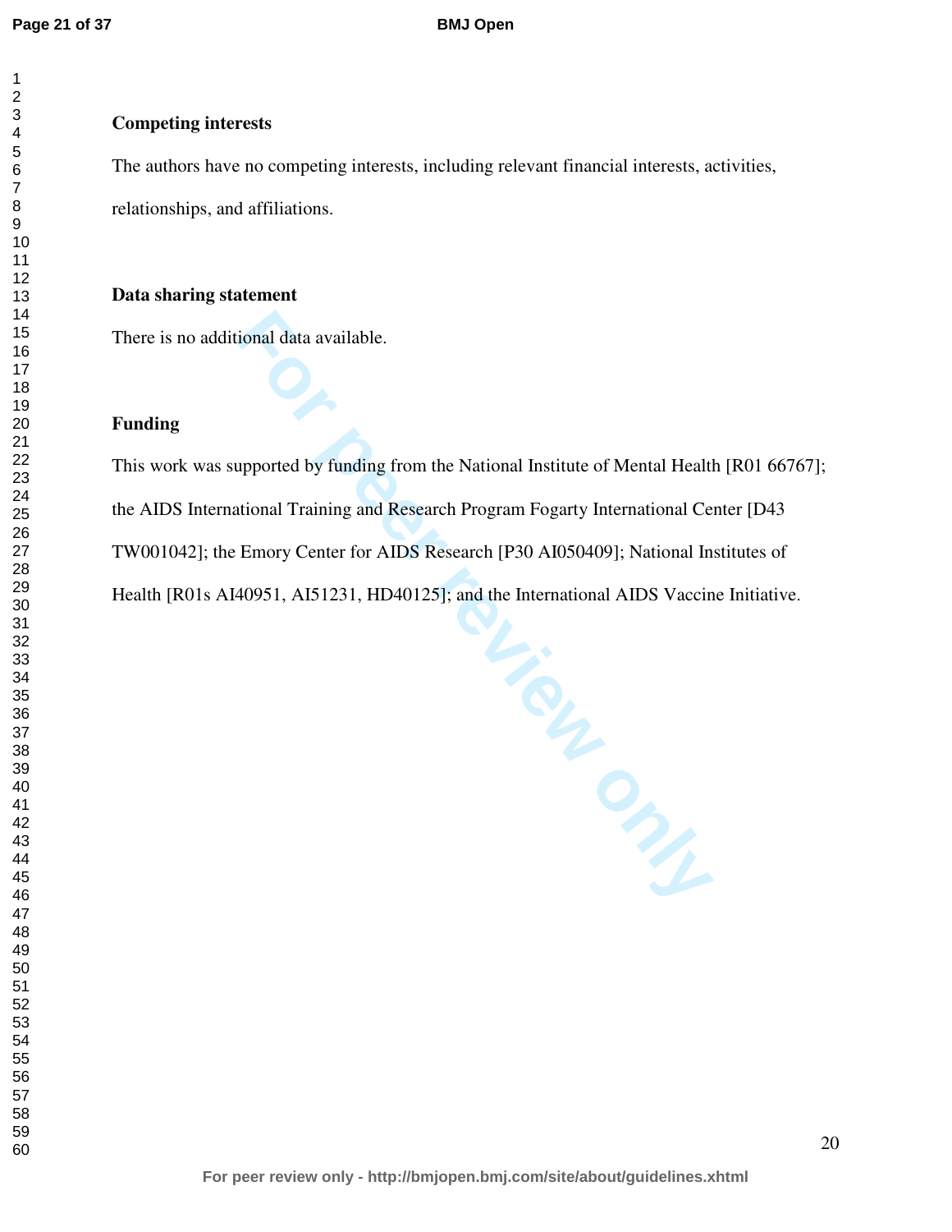**Competing interests**

The authors have no competing interests, including relevant financial interests, activities, relationships, and affiliations.

**Data sharing statement**

There is no additional data available.

**Funding**

This work was supported by funding from the National Institute of Mental Health [R01 66767]; the AIDS International Training and Research Program Fogarty International Center [D43 TW001042]; the Emory Center for AIDS Research [P30 AI050409]; National Institutes of Health [R01s AI40951, AI51231, HD40125]; and the International AIDS Vaccine Initiative.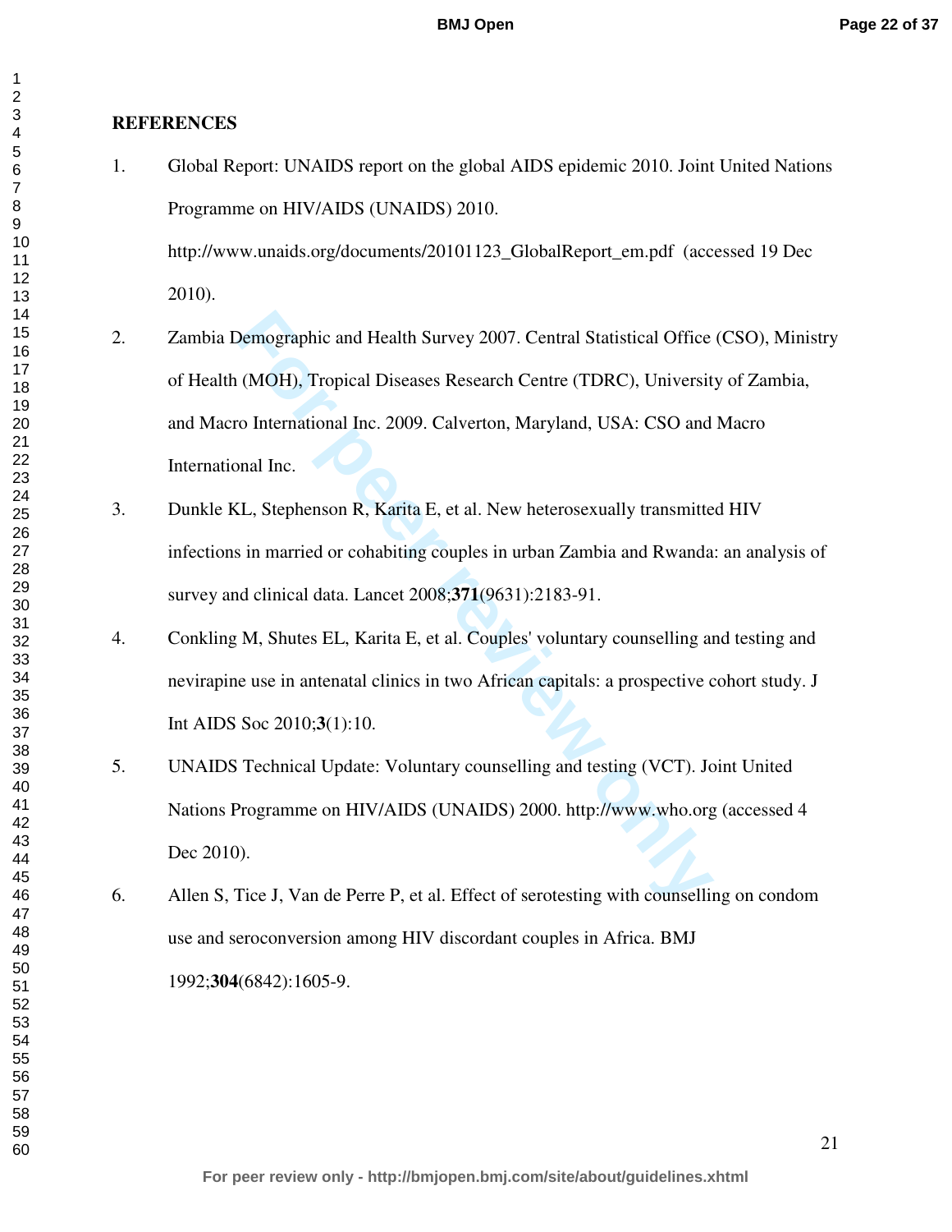## REFERENCES

1. Global Report: UNAIDS report on the global AIDS epidemic 2010. Joint United Nations Programme on HIV/AIDS (UNAIDS) 2010. http://www.unaids.org/documents/20101123_GlobalReport_em.pdf (accessed 19 Dec 2010).
2. Zambia Demographic and Health Survey 2007. Central Statistical Office (CSO), Ministry of Health (MOH), Tropical Diseases Research Centre (TDRC), University of Zambia, and Macro International Inc. 2009. Calverton, Maryland, USA: CSO and Macro International Inc.
3. Dunkle KL, Stephenson R, Karita E, et al. New heterosexually transmitted HIV infections in married or cohabiting couples in urban Zambia and Rwanda: an analysis of survey and clinical data. Lancet 2008;**371**(9631):2183-91.
4. Conkling M, Shutes EL, Karita E, et al. Couples' voluntary counselling and testing and nevirapine use in antenatal clinics in two African capitals: a prospective cohort study. J Int AIDS Soc 2010;**3**(1):10.
5. UNAIDS Technical Update: Voluntary counselling and testing (VCT). Joint United Nations Programme on HIV/AIDS (UNAIDS) 2000. http://www.who.org (accessed 4 Dec 2010).
6. Allen S, Tice J, Van de Perre P, et al. Effect of serotesting with counselling on condom use and seroconversion among HIV discordant couples in Africa. BMJ 1992;**304**(6842):1605-9.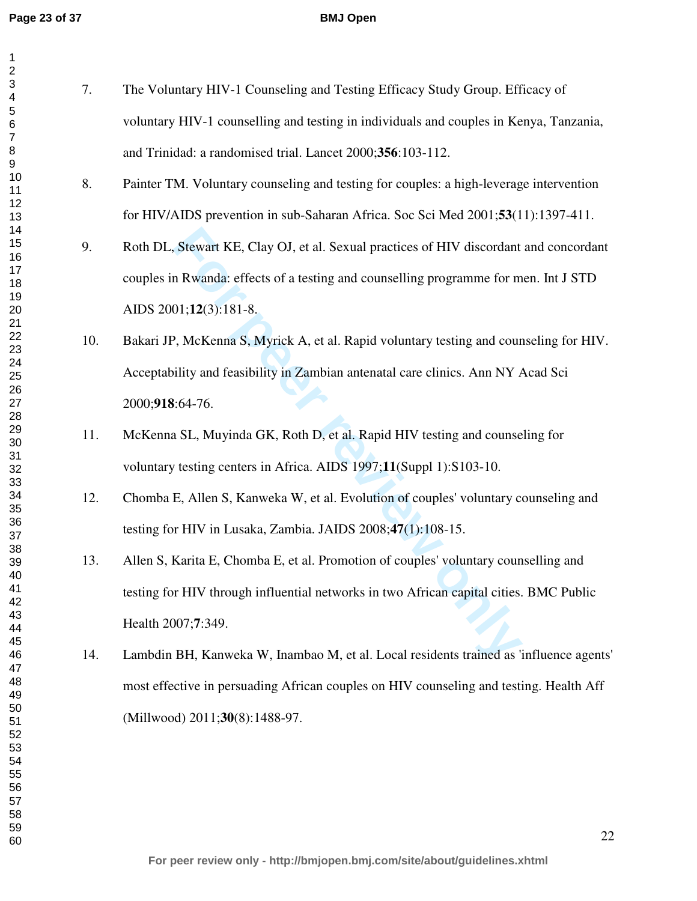7. The Voluntary HIV-1 Counseling and Testing Efficacy Study Group. Efficacy of voluntary HIV-1 counselling and testing in individuals and couples in Kenya, Tanzania, and Trinidad: a randomised trial. Lancet 2000;**356**:103-112.

8. Painter TM. Voluntary counseling and testing for couples: a high-leverage intervention for HIV/AIDS prevention in sub-Saharan Africa. Soc Sci Med 2001;**53**(11):1397-411.

9. Roth DL, Stewart KE, Clay OJ, et al. Sexual practices of HIV discordant and concordant couples in Rwanda: effects of a testing and counselling programme for men. Int J STD AIDS 2001;**12**(3):181-8.

10. Bakari JP, McKenna S, Myrick A, et al. Rapid voluntary testing and counseling for HIV. Acceptability and feasibility in Zambian antenatal care clinics. Ann NY Acad Sci 2000;**918**:64-76.

11. McKenna SL, Muyinda GK, Roth D, et al. Rapid HIV testing and counseling for voluntary testing centers in Africa. AIDS 1997;**11**(Suppl 1):S103-10.

12. Chomba E, Allen S, Kanweka W, et al. Evolution of couples' voluntary counseling and testing for HIV in Lusaka, Zambia. JAIDS 2008;**47**(1):108-15.

13. Allen S, Karita E, Chomba E, et al. Promotion of couples' voluntary counselling and testing for HIV through influential networks in two African capital cities. BMC Public Health 2007;**7**:349.

14. Lambdin BH, Kanweka W, Inambao M, et al. Local residents trained as 'influence agents' most effective in persuading African couples on HIV counseling and testing. Health Aff (Millwood) 2011;**30**(8):1488-97.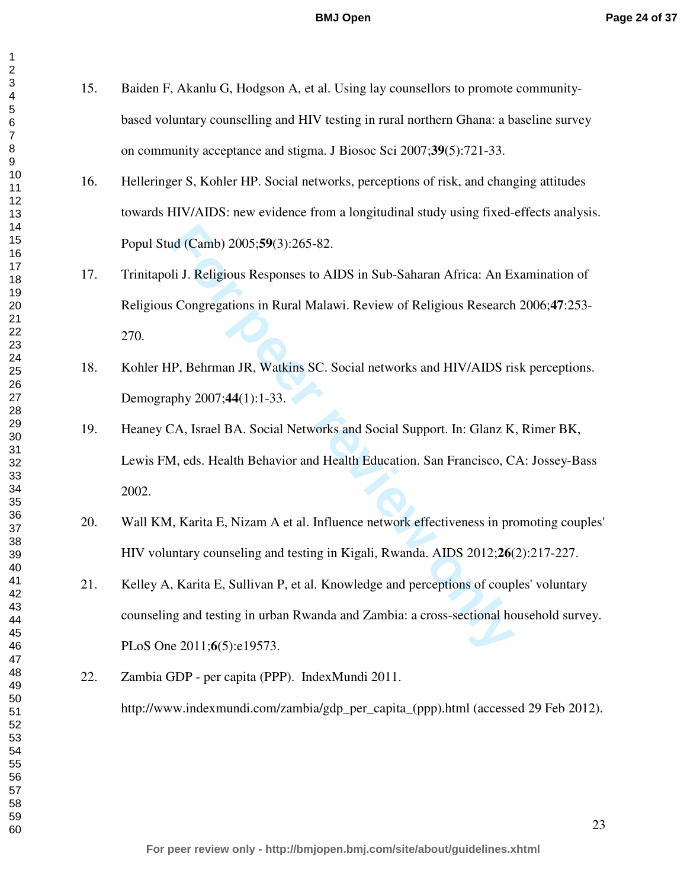15. Baiden F, Akanlu G, Hodgson A, et al. Using lay counsellors to promote community-based voluntary counselling and HIV testing in rural northern Ghana: a baseline survey on community acceptance and stigma. J Biosoc Sci 2007;**39**(5):721-33.

16. Helleringer S, Kohler HP. Social networks, perceptions of risk, and changing attitudes towards HIV/AIDS: new evidence from a longitudinal study using fixed-effects analysis. Popul Stud (Camb) 2005;**59**(3):265-82.

17. Trinitapoli J. Religious Responses to AIDS in Sub-Saharan Africa: An Examination of Religious Congregations in Rural Malawi. Review of Religious Research 2006;**47**:253-270.

18. Kohler HP, Behrman JR, Watkins SC. Social networks and HIV/AIDS risk perceptions. Demography 2007;**44**(1):1-33.

19. Heaney CA, Israel BA. Social Networks and Social Support. In: Glanz K, Rimer BK, Lewis FM, eds. Health Behavior and Health Education. San Francisco, CA: Jossey-Bass 2002.

20. Wall KM, Karita E, Nizam A et al. Influence network effectiveness in promoting couples' HIV voluntary counseling and testing in Kigali, Rwanda. AIDS 2012;**26**(2):217-227.

21. Kelley A, Karita E, Sullivan P, et al. Knowledge and perceptions of couples' voluntary counseling and testing in urban Rwanda and Zambia: a cross-sectional household survey. PLoS One 2011;**6**(5):e19573.

22. Zambia GDP - per capita (PPP). IndexMundi 2011. http://www.indexmundi.com/zambia/gdp_per_capita_(ppp).html (accessed 29 Feb 2012).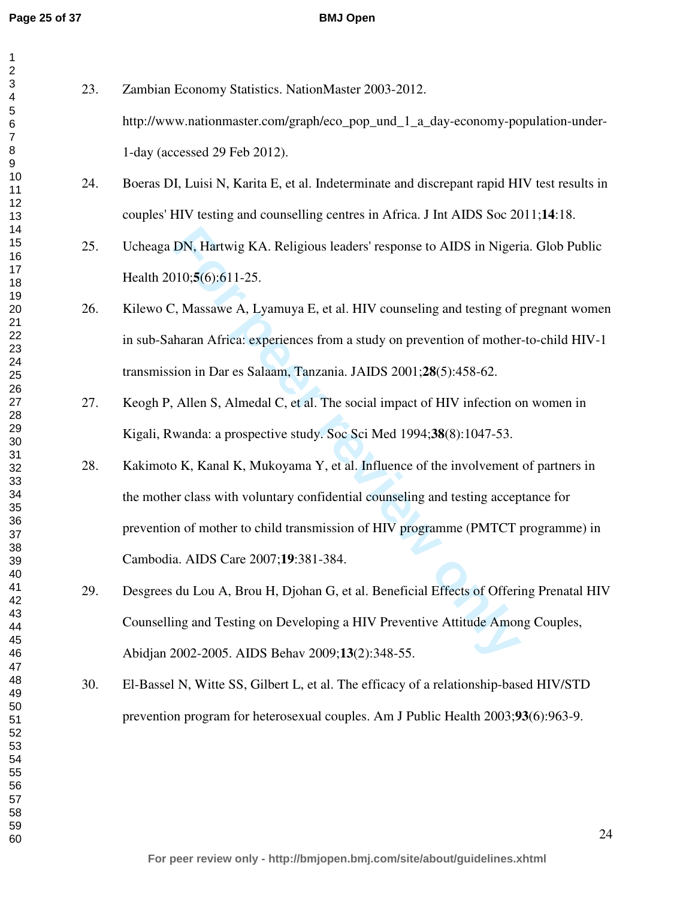23. Zambian Economy Statistics. NationMaster 2003-2012. http://www.nationmaster.com/graph/eco_pop_und_1_a_day-economy-population-under-1-day (accessed 29 Feb 2012).

24. Boeras DI, Luisi N, Karita E, et al. Indeterminate and discrepant rapid HIV test results in couples' HIV testing and counselling centres in Africa. J Int AIDS Soc 2011;**14**:18.

25. Ucheaga DN, Hartwig KA. Religious leaders' response to AIDS in Nigeria. Glob Public Health 2010;**5**(6):611-25.

26. Kilewo C, Massawe A, Lyamuya E, et al. HIV counseling and testing of pregnant women in sub-Saharan Africa: experiences from a study on prevention of mother-to-child HIV-1 transmission in Dar es Salaam, Tanzania. JAIDS 2001;**28**(5):458-62.

27. Keogh P, Allen S, Almedal C, et al. The social impact of HIV infection on women in Kigali, Rwanda: a prospective study. Soc Sci Med 1994;**38**(8):1047-53.

28. Kakimoto K, Kanal K, Mukoyama Y, et al. Influence of the involvement of partners in the mother class with voluntary confidential counseling and testing acceptance for prevention of mother to child transmission of HIV programme (PMTCT programme) in Cambodia. AIDS Care 2007;**19**:381-384.

29. Desgrees du Lou A, Brou H, Djohan G, et al. Beneficial Effects of Offering Prenatal HIV Counselling and Testing on Developing a HIV Preventive Attitude Among Couples, Abidjan 2002-2005. AIDS Behav 2009;**13**(2):348-55.

30. El-Bassel N, Witte SS, Gilbert L, et al. The efficacy of a relationship-based HIV/STD prevention program for heterosexual couples. Am J Public Health 2003;**93**(6):963-9.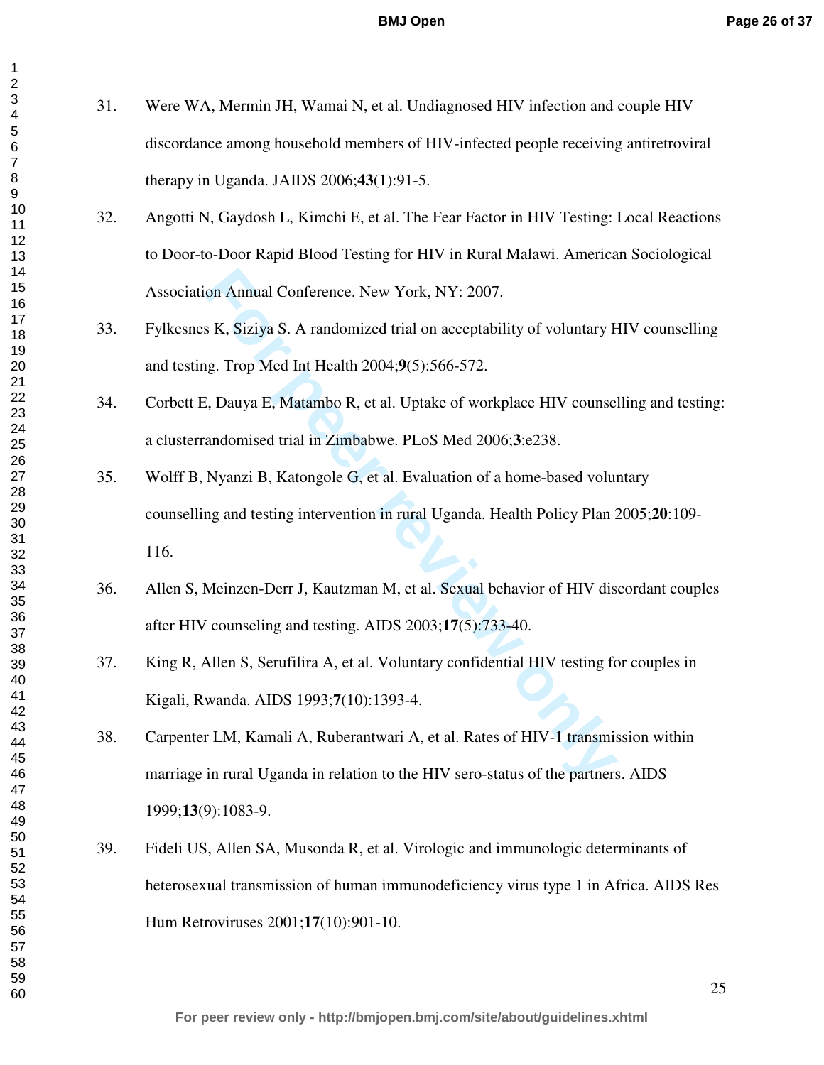31. Were WA, Mermin JH, Wamai N, et al. Undiagnosed HIV infection and couple HIV discordance among household members of HIV-infected people receiving antiretroviral therapy in Uganda. JAIDS 2006;**43**(1):91-5.

32. Angotti N, Gaydosh L, Kimchi E, et al. The Fear Factor in HIV Testing: Local Reactions to Door-to-Door Rapid Blood Testing for HIV in Rural Malawi. American Sociological Association Annual Conference. New York, NY: 2007.

33. Fylkesnes K, Siziya S. A randomized trial on acceptability of voluntary HIV counselling and testing. Trop Med Int Health 2004;**9**(5):566-572.

34. Corbett E, Dauya E, Matambo R, et al. Uptake of workplace HIV counselling and testing: a clusterrandomised trial in Zimbabwe. PLoS Med 2006;**3**:e238.

35. Wolff B, Nyanzi B, Katongole G, et al. Evaluation of a home-based voluntary counselling and testing intervention in rural Uganda. Health Policy Plan 2005;**20**:109-116.

36. Allen S, Meinzen-Derr J, Kautzman M, et al. Sexual behavior of HIV discordant couples after HIV counseling and testing. AIDS 2003;**17**(5):733-40.

37. King R, Allen S, Serufilira A, et al. Voluntary confidential HIV testing for couples in Kigali, Rwanda. AIDS 1993;**7**(10):1393-4.

38. Carpenter LM, Kamali A, Ruberantwari A, et al. Rates of HIV-1 transmission within marriage in rural Uganda in relation to the HIV sero-status of the partners. AIDS 1999;**13**(9):1083-9.

39. Fideli US, Allen SA, Musonda R, et al. Virologic and immunologic determinants of heterosexual transmission of human immunodeficiency virus type 1 in Africa. AIDS Res Hum Retroviruses 2001;**17**(10):901-10.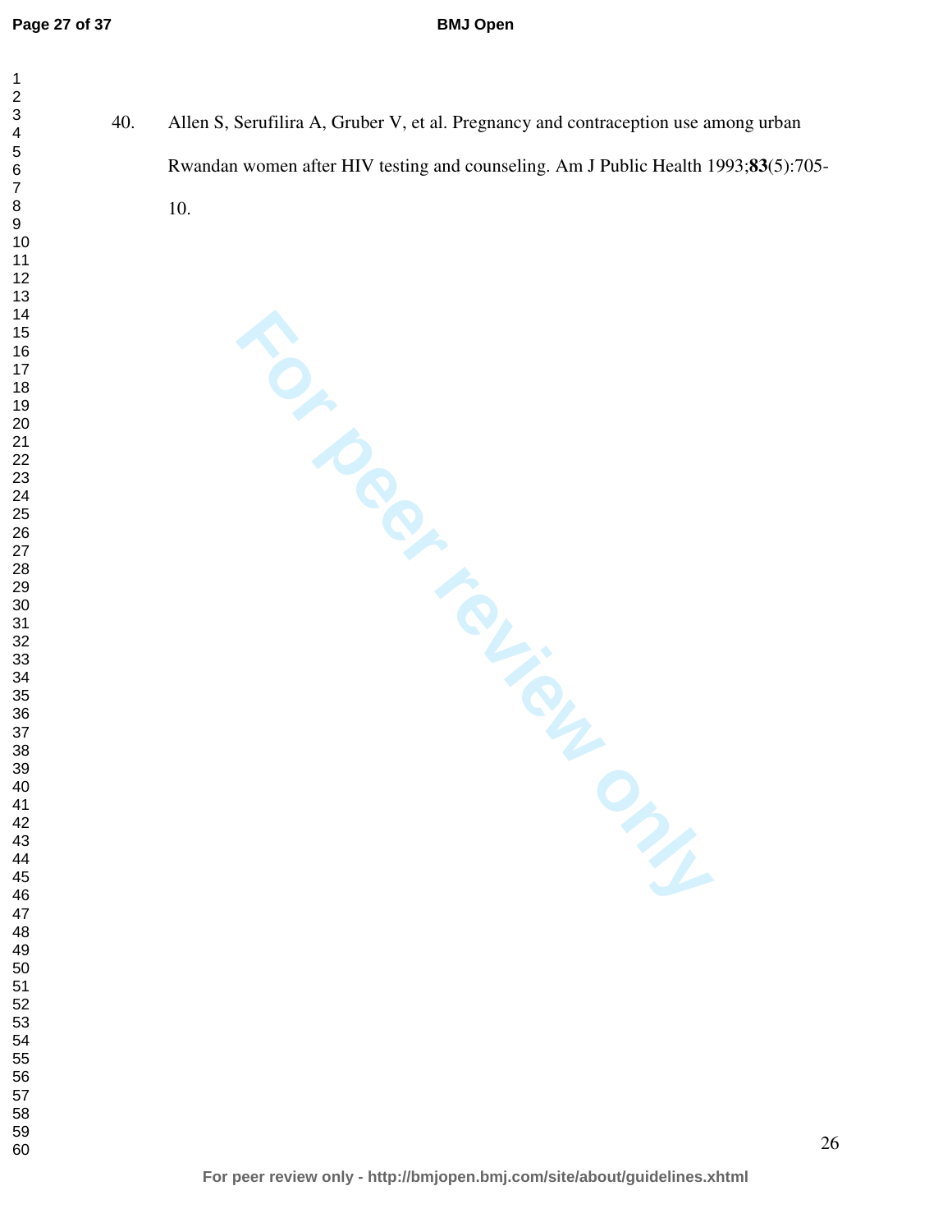40. Allen S, Serufilira A, Gruber V, et al. Pregnancy and contraception use among urban Rwandan women after HIV testing and counseling. Am J Public Health 1993;**83**(5):705-10.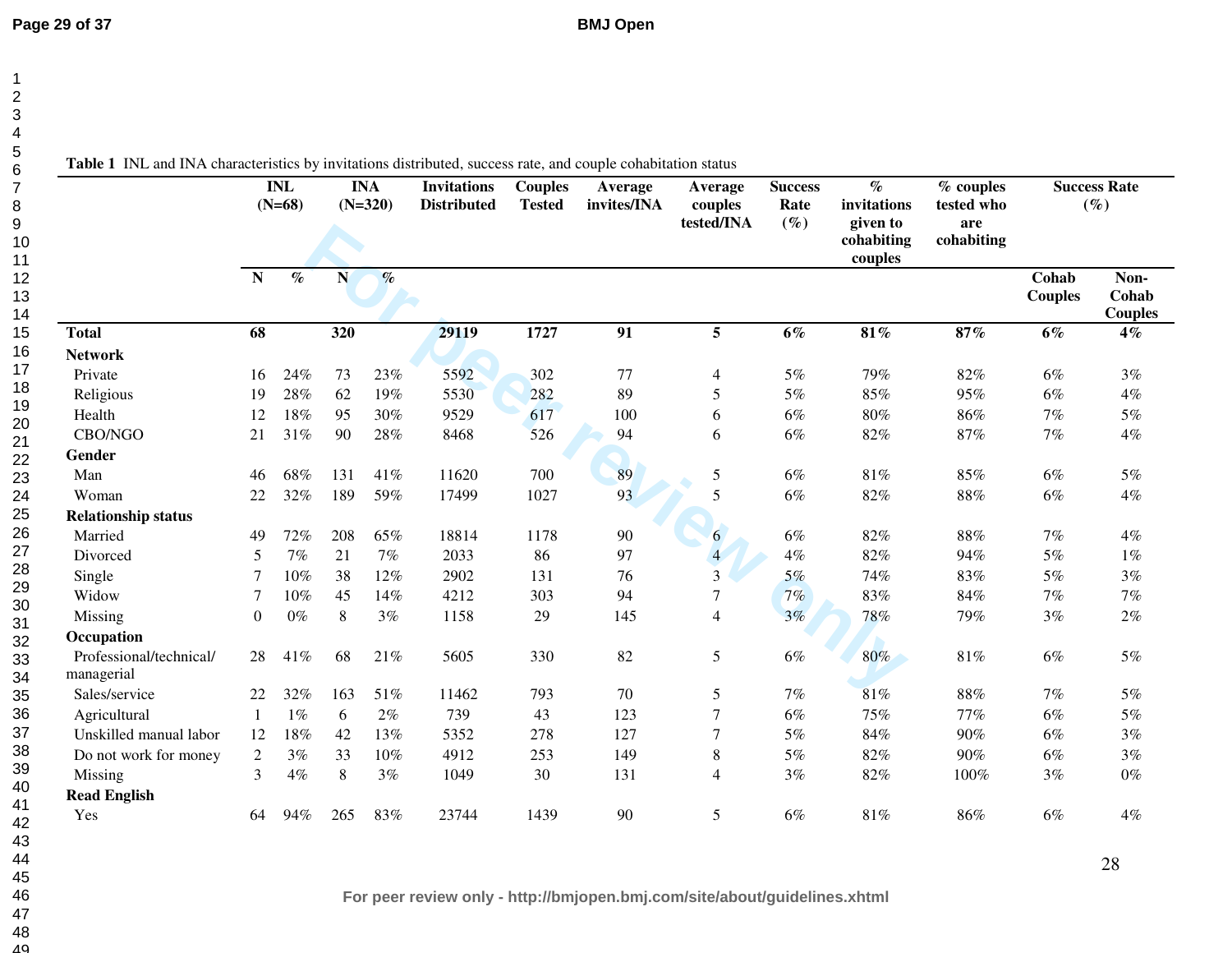**Table 1** INL and INA characteristics by invitations distributed, success rate, and couple cohabitation status

| | INL (N=68) | | INA (N=320) | | Invitations Distributed | Couples Tested | Average invites/INA | Average couples tested/INA | Success Rate (%) | % invitations given to cohabiting couples | % couples tested who are cohabiting | Success Rate (%) | |
|---|---|---|---|---|---|---|---|---|---|---|---|---|---|
| | N | % | N | % | | | | | | | | Cohab Couples | Non-Cohab Couples |
| **Total** | **68** | | **320** | | **29119** | **1727** | **91** | **5** | **6%** | **81%** | **87%** | **6%** | **4%** |
| **Network** | | | | | | | | | | | | | |
| Private | 16 | 24% | 73 | 23% | 5592 | 302 | 77 | 4 | 5% | 79% | 82% | 6% | 3% |
| Religious | 19 | 28% | 62 | 19% | 5530 | 282 | 89 | 5 | 5% | 85% | 95% | 6% | 4% |
| Health | 12 | 18% | 95 | 30% | 9529 | 617 | 100 | 6 | 6% | 80% | 86% | 7% | 5% |
| CBO/NGO | 21 | 31% | 90 | 28% | 8468 | 526 | 94 | 6 | 6% | 82% | 87% | 7% | 4% |
| **Gender** | | | | | | | | | | | | | |
| Man | 46 | 68% | 131 | 41% | 11620 | 700 | 89 | 5 | 6% | 81% | 85% | 6% | 5% |
| Woman | 22 | 32% | 189 | 59% | 17499 | 1027 | 93 | 5 | 6% | 82% | 88% | 6% | 4% |
| **Relationship status** | | | | | | | | | | | | | |
| Married | 49 | 72% | 208 | 65% | 18814 | 1178 | 90 | 6 | 6% | 82% | 88% | 7% | 4% |
| Divorced | 5 | 7% | 21 | 7% | 2033 | 86 | 97 | 4 | 4% | 82% | 94% | 5% | 1% |
| Single | 7 | 10% | 38 | 12% | 2902 | 131 | 76 | 3 | 5% | 74% | 83% | 5% | 3% |
| Widow | 7 | 10% | 45 | 14% | 4212 | 303 | 94 | 7 | 7% | 83% | 84% | 7% | 7% |
| Missing | 0 | 0% | 8 | 3% | 1158 | 29 | 145 | 4 | 3% | 78% | 79% | 3% | 2% |
| **Occupation** | | | | | | | | | | | | | |
| Professional/technical/ managerial | 28 | 41% | 68 | 21% | 5605 | 330 | 82 | 5 | 6% | 80% | 81% | 6% | 5% |
| Sales/service | 22 | 32% | 163 | 51% | 11462 | 793 | 70 | 5 | 7% | 81% | 88% | 7% | 5% |
| Agricultural | 1 | 1% | 6 | 2% | 739 | 43 | 123 | 7 | 6% | 75% | 77% | 6% | 5% |
| Unskilled manual labor | 12 | 18% | 42 | 13% | 5352 | 278 | 127 | 7 | 5% | 84% | 90% | 6% | 3% |
| Do not work for money | 2 | 3% | 33 | 10% | 4912 | 253 | 149 | 8 | 5% | 82% | 90% | 6% | 3% |
| Missing | 3 | 4% | 8 | 3% | 1049 | 30 | 131 | 4 | 3% | 82% | 100% | 3% | 0% |
| **Read English** | | | | | | | | | | | | | |
| Yes | 64 | 94% | 265 | 83% | 23744 | 1439 | 90 | 5 | 6% | 81% | 86% | 6% | 4% |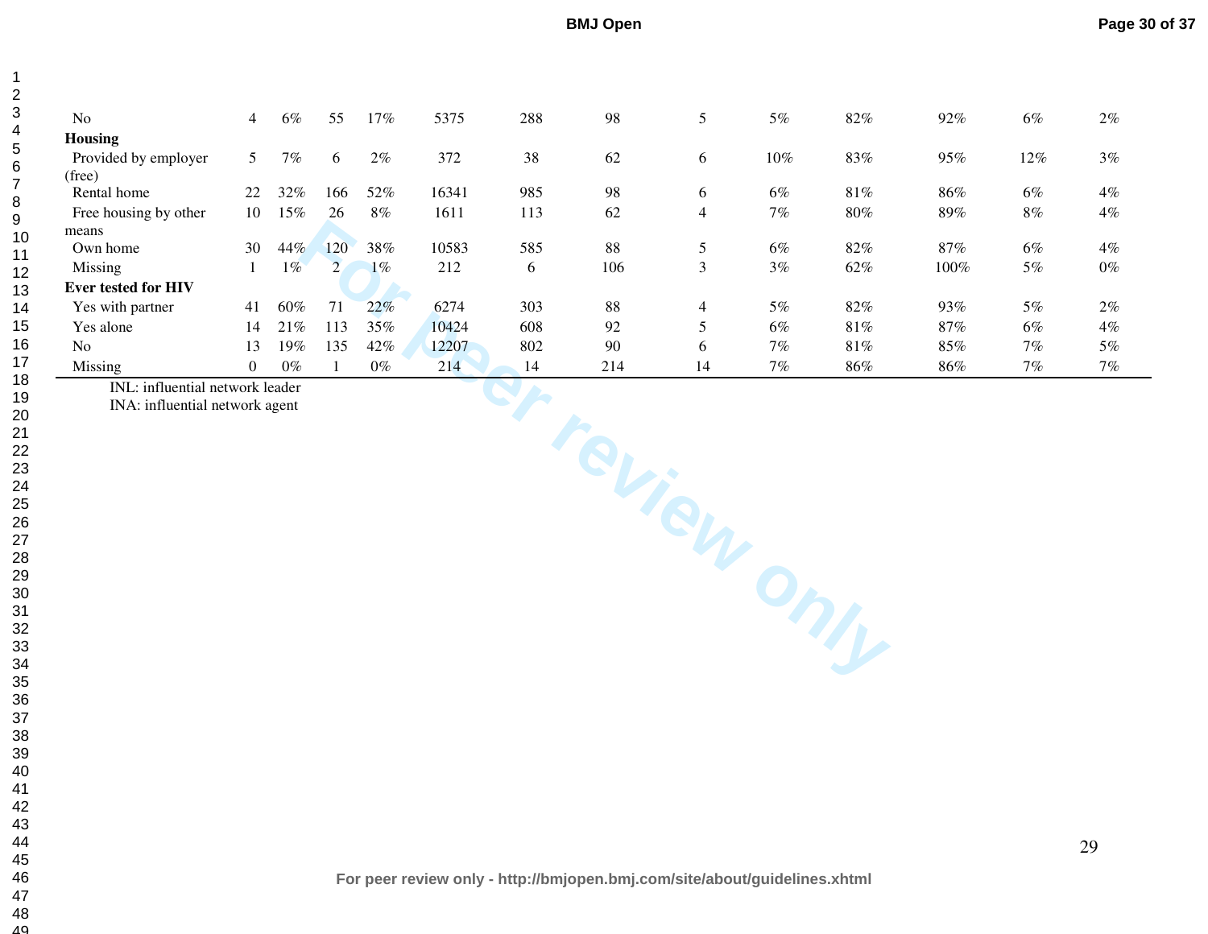| | | | | | | | | | | | | | |
|---|---|---|---|---|---|---|---|---|---|---|---|---|---|
| No | 4 | 6% | 55 | 17% | 5375 | 288 | 98 | 5 | 5% | 82% | 92% | 6% | 2% |
| **Housing** | | | | | | | | | | | | | |
| Provided by employer (free) | 5 | 7% | 6 | 2% | 372 | 38 | 62 | 6 | 10% | 83% | 95% | 12% | 3% |
| Rental home | 22 | 32% | 166 | 52% | 16341 | 985 | 98 | 6 | 6% | 81% | 86% | 6% | 4% |
| Free housing by other means | 10 | 15% | 26 | 8% | 1611 | 113 | 62 | 4 | 7% | 80% | 89% | 8% | 4% |
| Own home | 30 | 44% | 120 | 38% | 10583 | 585 | 88 | 5 | 6% | 82% | 87% | 6% | 4% |
| Missing | 1 | 1% | 2 | 1% | 212 | 6 | 106 | 3 | 3% | 62% | 100% | 5% | 0% |
| **Ever tested for HIV** | | | | | | | | | | | | | |
| Yes with partner | 41 | 60% | 71 | 22% | 6274 | 303 | 88 | 4 | 5% | 82% | 93% | 5% | 2% |
| Yes alone | 14 | 21% | 113 | 35% | 10424 | 608 | 92 | 5 | 6% | 81% | 87% | 6% | 4% |
| No | 13 | 19% | 135 | 42% | 12207 | 802 | 90 | 6 | 7% | 81% | 85% | 7% | 5% |
| Missing | 0 | 0% | 1 | 0% | 214 | 14 | 214 | 14 | 7% | 86% | 86% | 7% | 7% |

INL: influential network leader
INA: influential network agent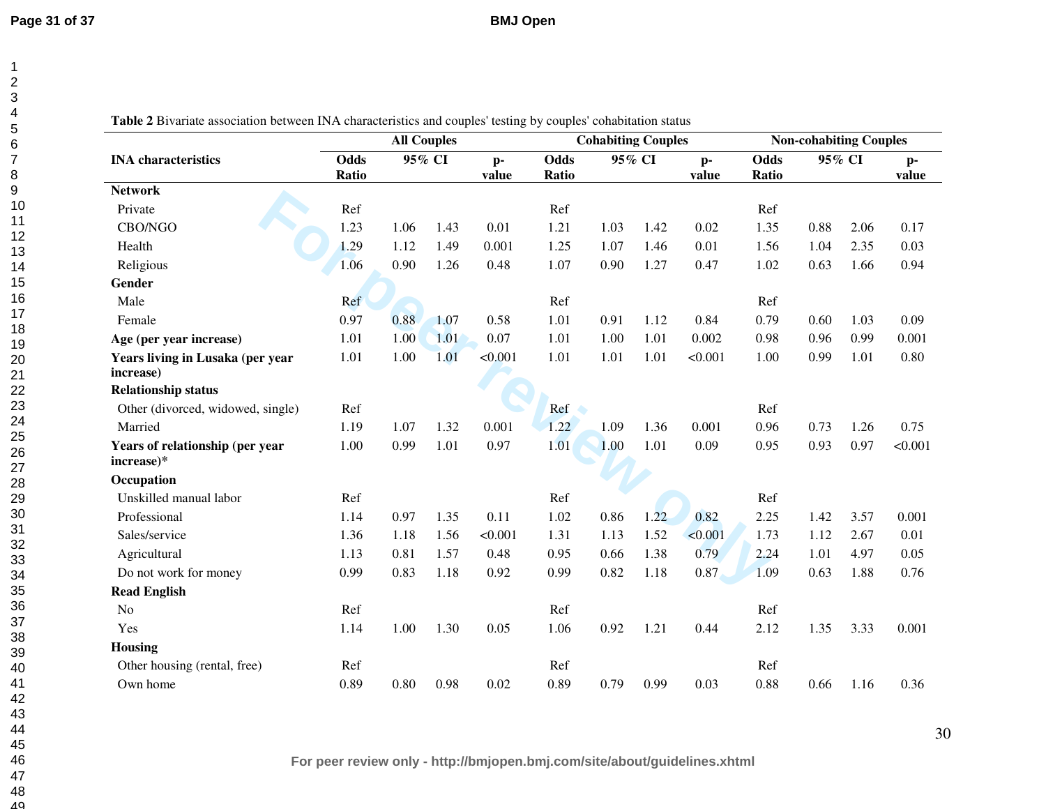**Table 2** Bivariate association between INA characteristics and couples' testing by couples' cohabitation status

| INA characteristics | All Couples | | | | Cohabiting Couples | | | | Non-cohabiting Couples | | | |
|---|---|---|---|---|---|---|---|---|---|---|---|---|
| | Odds Ratio | 95% CI | | p-value | Odds Ratio | 95% CI | | p-value | Odds Ratio | 95% CI | | p-value |
| **Network** | | | | | | | | | | | | |
| Private | Ref | | | | Ref | | | | Ref | | | |
| CBO/NGO | 1.23 | 1.06 | 1.43 | 0.01 | 1.21 | 1.03 | 1.42 | 0.02 | 1.35 | 0.88 | 2.06 | 0.17 |
| Health | 1.29 | 1.12 | 1.49 | 0.001 | 1.25 | 1.07 | 1.46 | 0.01 | 1.56 | 1.04 | 2.35 | 0.03 |
| Religious | 1.06 | 0.90 | 1.26 | 0.48 | 1.07 | 0.90 | 1.27 | 0.47 | 1.02 | 0.63 | 1.66 | 0.94 |
| **Gender** | | | | | | | | | | | | |
| Male | Ref | | | | Ref | | | | Ref | | | |
| Female | 0.97 | 0.88 | 1.07 | 0.58 | 1.01 | 0.91 | 1.12 | 0.84 | 0.79 | 0.60 | 1.03 | 0.09 |
| **Age (per year increase)** | 1.01 | 1.00 | 1.01 | 0.07 | 1.01 | 1.00 | 1.01 | 0.002 | 0.98 | 0.96 | 0.99 | 0.001 |
| **Years living in Lusaka (per year increase)** | 1.01 | 1.00 | 1.01 | <0.001 | 1.01 | 1.01 | 1.01 | <0.001 | 1.00 | 0.99 | 1.01 | 0.80 |
| **Relationship status** | | | | | | | | | | | | |
| Other (divorced, widowed, single) | Ref | | | | Ref | | | | Ref | | | |
| Married | 1.19 | 1.07 | 1.32 | 0.001 | 1.22 | 1.09 | 1.36 | 0.001 | 0.96 | 0.73 | 1.26 | 0.75 |
| **Years of relationship (per year increase)*** | 1.00 | 0.99 | 1.01 | 0.97 | 1.01 | 1.00 | 1.01 | 0.09 | 0.95 | 0.93 | 0.97 | <0.001 |
| **Occupation** | | | | | | | | | | | | |
| Unskilled manual labor | Ref | | | | Ref | | | | Ref | | | |
| Professional | 1.14 | 0.97 | 1.35 | 0.11 | 1.02 | 0.86 | 1.22 | 0.82 | 2.25 | 1.42 | 3.57 | 0.001 |
| Sales/service | 1.36 | 1.18 | 1.56 | <0.001 | 1.31 | 1.13 | 1.52 | <0.001 | 1.73 | 1.12 | 2.67 | 0.01 |
| Agricultural | 1.13 | 0.81 | 1.57 | 0.48 | 0.95 | 0.66 | 1.38 | 0.79 | 2.24 | 1.01 | 4.97 | 0.05 |
| Do not work for money | 0.99 | 0.83 | 1.18 | 0.92 | 0.99 | 0.82 | 1.18 | 0.87 | 1.09 | 0.63 | 1.88 | 0.76 |
| **Read English** | | | | | | | | | | | | |
| No | Ref | | | | Ref | | | | Ref | | | |
| Yes | 1.14 | 1.00 | 1.30 | 0.05 | 1.06 | 0.92 | 1.21 | 0.44 | 2.12 | 1.35 | 3.33 | 0.001 |
| **Housing** | | | | | | | | | | | | |
| Other housing (rental, free) | Ref | | | | Ref | | | | Ref | | | |
| Own home | 0.89 | 0.80 | 0.98 | 0.02 | 0.89 | 0.79 | 0.99 | 0.03 | 0.88 | 0.66 | 1.16 | 0.36 |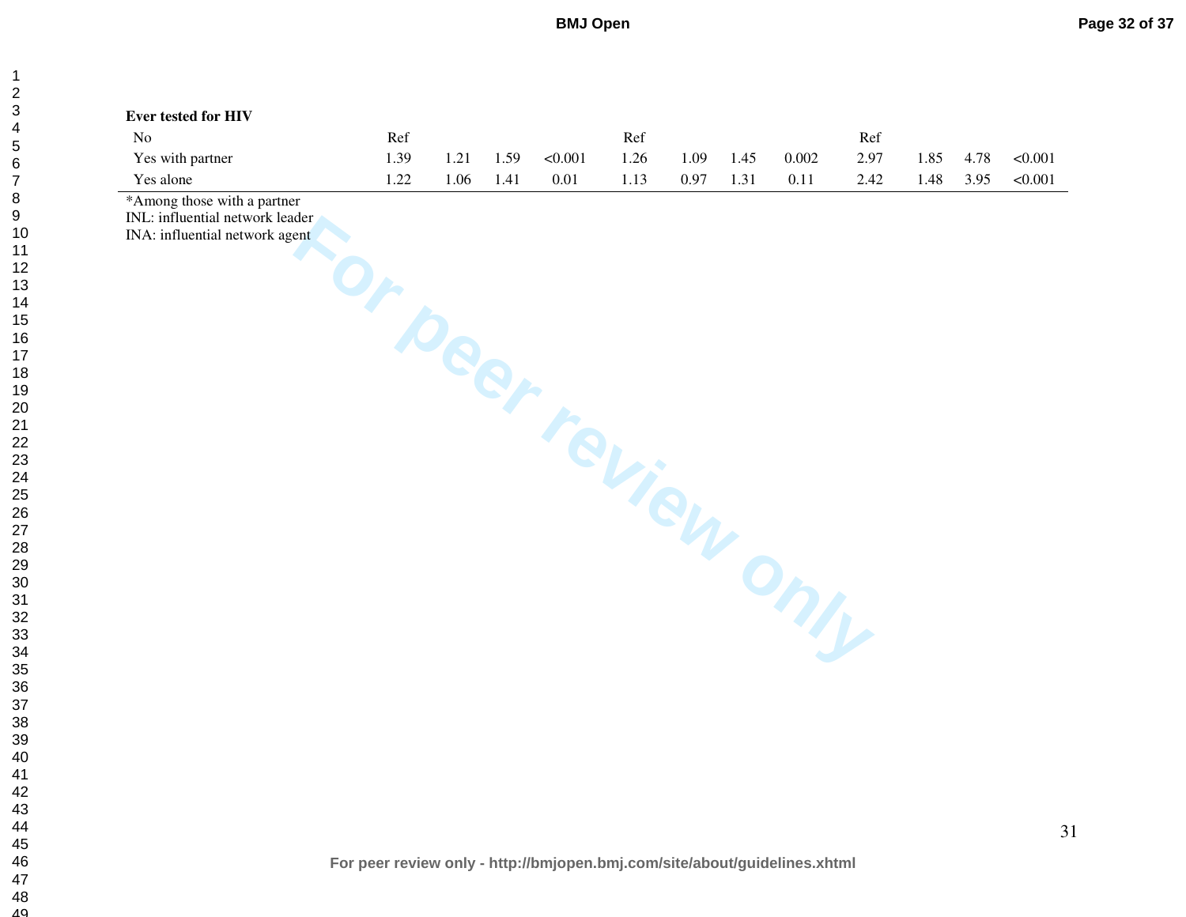| | | | | | | | | | | | | |
|---|---|---|---|---|---|---|---|---|---|---|---|---|
| **Ever tested for HIV** | | | | | | | | | | | | |
| No | Ref | | | | Ref | | | | Ref | | | |
| Yes with partner | 1.39 | 1.21 | 1.59 | <0.001 | 1.26 | 1.09 | 1.45 | 0.002 | 2.97 | 1.85 | 4.78 | <0.001 |
| Yes alone | 1.22 | 1.06 | 1.41 | 0.01 | 1.13 | 0.97 | 1.31 | 0.11 | 2.42 | 1.48 | 3.95 | <0.001 |

*Among those with a partner
INL: influential network leader
INA: influential network agent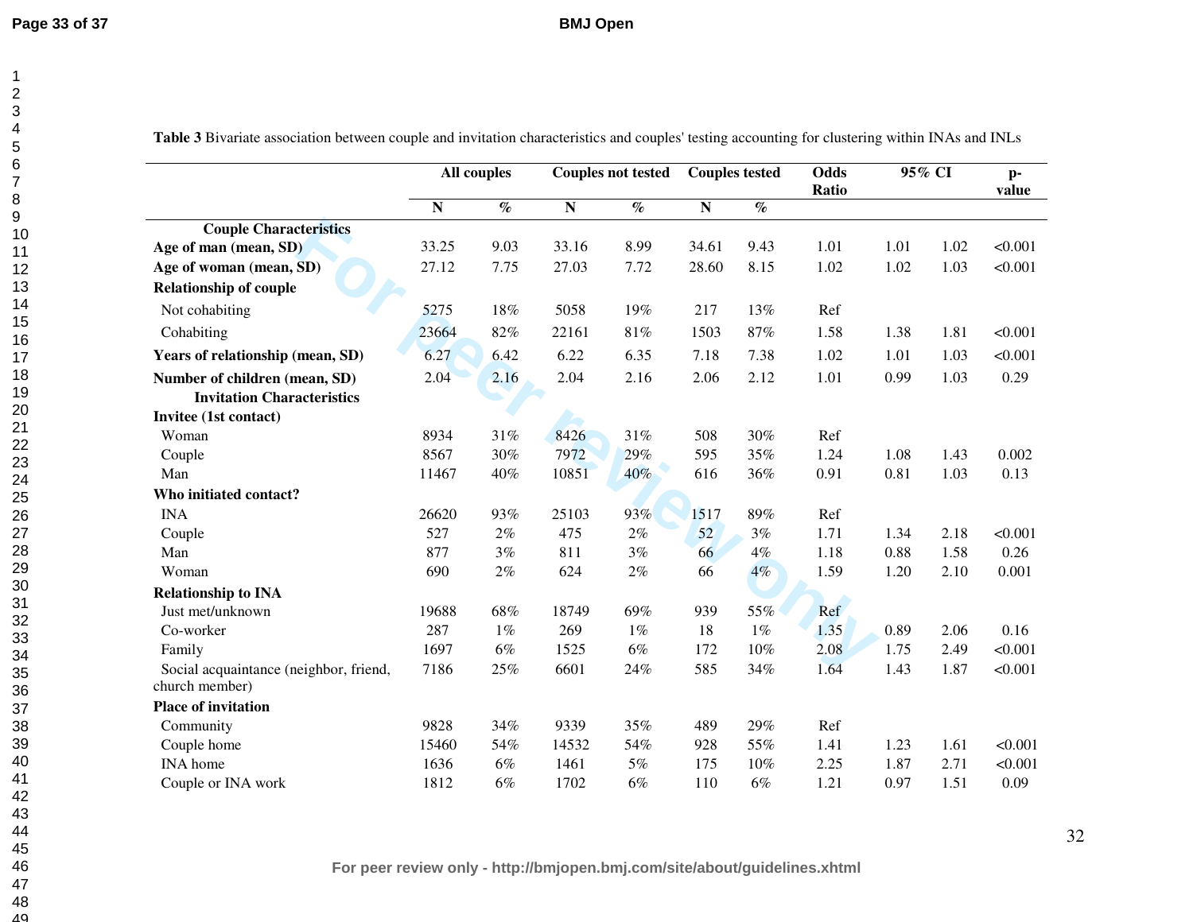**Table 3** Bivariate association between couple and invitation characteristics and couples' testing accounting for clustering within INAs and INLs

| | All couples | | Couples not tested | | Couples tested | | Odds Ratio | 95% CI | | p-value |
|---|---|---|---|---|---|---|---|---|---|---|
| | N | % | N | % | N | % | | | | |
| **Couple Characteristics** | | | | | | | | | | |
| **Age of man (mean, SD)** | 33.25 | 9.03 | 33.16 | 8.99 | 34.61 | 9.43 | 1.01 | 1.01 | 1.02 | <0.001 |
| **Age of woman (mean, SD)** | 27.12 | 7.75 | 27.03 | 7.72 | 28.60 | 8.15 | 1.02 | 1.02 | 1.03 | <0.001 |
| **Relationship of couple** | | | | | | | | | | |
| Not cohabiting | 5275 | 18% | 5058 | 19% | 217 | 13% | Ref | | | |
| Cohabiting | 23664 | 82% | 22161 | 81% | 1503 | 87% | 1.58 | 1.38 | 1.81 | <0.001 |
| **Years of relationship (mean, SD)** | 6.27 | 6.42 | 6.22 | 6.35 | 7.18 | 7.38 | 1.02 | 1.01 | 1.03 | <0.001 |
| **Number of children (mean, SD)** | 2.04 | 2.16 | 2.04 | 2.16 | 2.06 | 2.12 | 1.01 | 0.99 | 1.03 | 0.29 |
| **Invitation Characteristics** | | | | | | | | | | |
| **Invitee (1st contact)** | | | | | | | | | | |
| Woman | 8934 | 31% | 8426 | 31% | 508 | 30% | Ref | | | |
| Couple | 8567 | 30% | 7972 | 29% | 595 | 35% | 1.24 | 1.08 | 1.43 | 0.002 |
| Man | 11467 | 40% | 10851 | 40% | 616 | 36% | 0.91 | 0.81 | 1.03 | 0.13 |
| **Who initiated contact?** | | | | | | | | | | |
| INA | 26620 | 93% | 25103 | 93% | 1517 | 89% | Ref | | | |
| Couple | 527 | 2% | 475 | 2% | 52 | 3% | 1.71 | 1.34 | 2.18 | <0.001 |
| Man | 877 | 3% | 811 | 3% | 66 | 4% | 1.18 | 0.88 | 1.58 | 0.26 |
| Woman | 690 | 2% | 624 | 2% | 66 | 4% | 1.59 | 1.20 | 2.10 | 0.001 |
| **Relationship to INA** | | | | | | | | | | |
| Just met/unknown | 19688 | 68% | 18749 | 69% | 939 | 55% | Ref | | | |
| Co-worker | 287 | 1% | 269 | 1% | 18 | 1% | 1.35 | 0.89 | 2.06 | 0.16 |
| Family | 1697 | 6% | 1525 | 6% | 172 | 10% | 2.08 | 1.75 | 2.49 | <0.001 |
| Social acquaintance (neighbor, friend, church member) | 7186 | 25% | 6601 | 24% | 585 | 34% | 1.64 | 1.43 | 1.87 | <0.001 |
| **Place of invitation** | | | | | | | | | | |
| Community | 9828 | 34% | 9339 | 35% | 489 | 29% | Ref | | | |
| Couple home | 15460 | 54% | 14532 | 54% | 928 | 55% | 1.41 | 1.23 | 1.61 | <0.001 |
| INA home | 1636 | 6% | 1461 | 5% | 175 | 10% | 2.25 | 1.87 | 2.71 | <0.001 |
| Couple or INA work | 1812 | 6% | 1702 | 6% | 110 | 6% | 1.21 | 0.97 | 1.51 | 0.09 |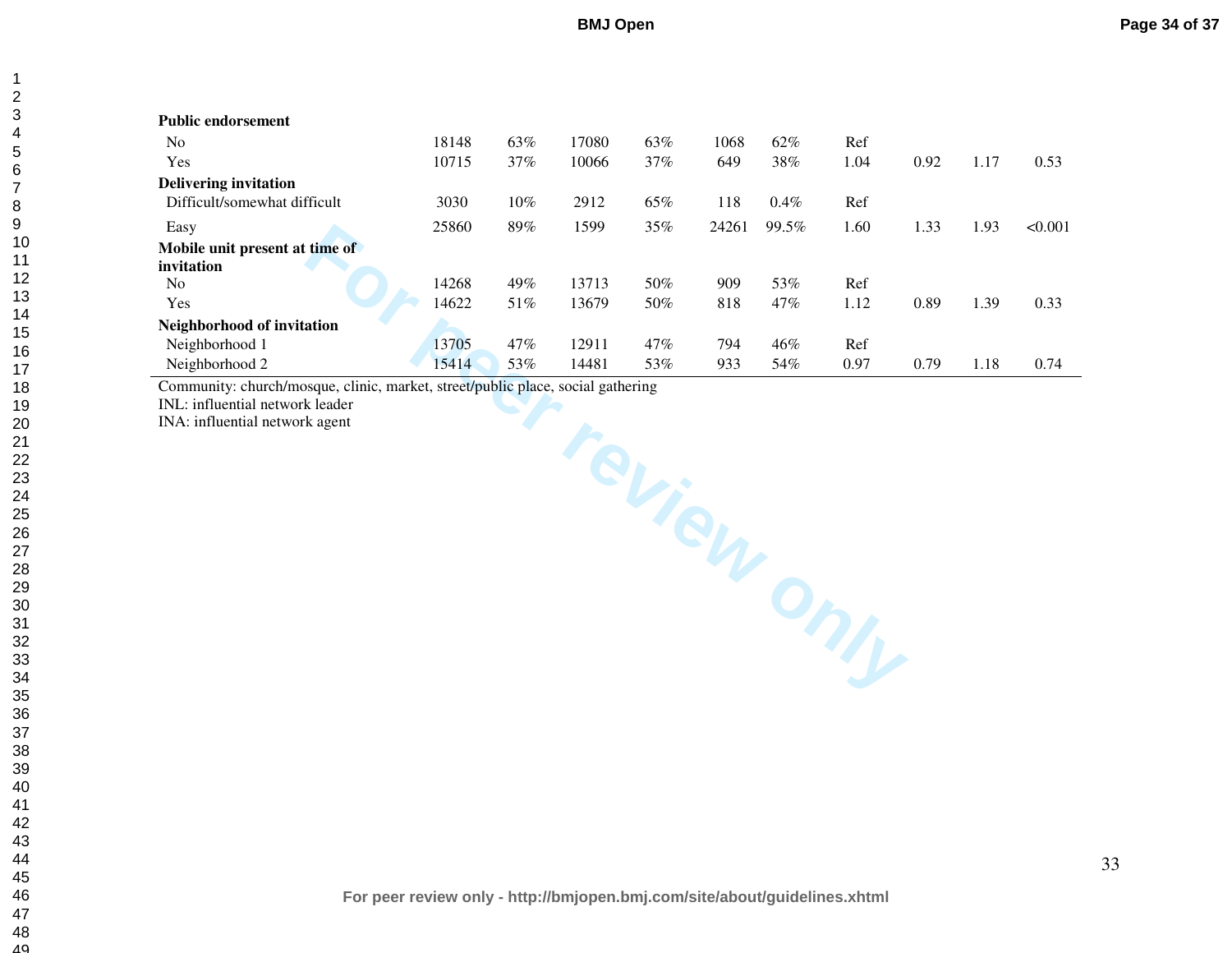| | | | | | | | | | | |
|---|---|---|---|---|---|---|---|---|---|---|
| **Public endorsement** | | | | | | | | | | |
| No | 18148 | 63% | 17080 | 63% | 1068 | 62% | Ref | | | |
| Yes | 10715 | 37% | 10066 | 37% | 649 | 38% | 1.04 | 0.92 | 1.17 | 0.53 |
| **Delivering invitation** | | | | | | | | | | |
| Difficult/somewhat difficult | 3030 | 10% | 2912 | 65% | 118 | 0.4% | Ref | | | |
| Easy | 25860 | 89% | 1599 | 35% | 24261 | 99.5% | 1.60 | 1.33 | 1.93 | <0.001 |
| **Mobile unit present at time of invitation** | | | | | | | | | | |
| No | 14268 | 49% | 13713 | 50% | 909 | 53% | Ref | | | |
| Yes | 14622 | 51% | 13679 | 50% | 818 | 47% | 1.12 | 0.89 | 1.39 | 0.33 |
| **Neighborhood of invitation** | | | | | | | | | | |
| Neighborhood 1 | 13705 | 47% | 12911 | 47% | 794 | 46% | Ref | | | |
| Neighborhood 2 | 15414 | 53% | 14481 | 53% | 933 | 54% | 0.97 | 0.79 | 1.18 | 0.74 |

Community: church/mosque, clinic, market, street/public place, social gathering

INL: influential network leader

INA: influential network agent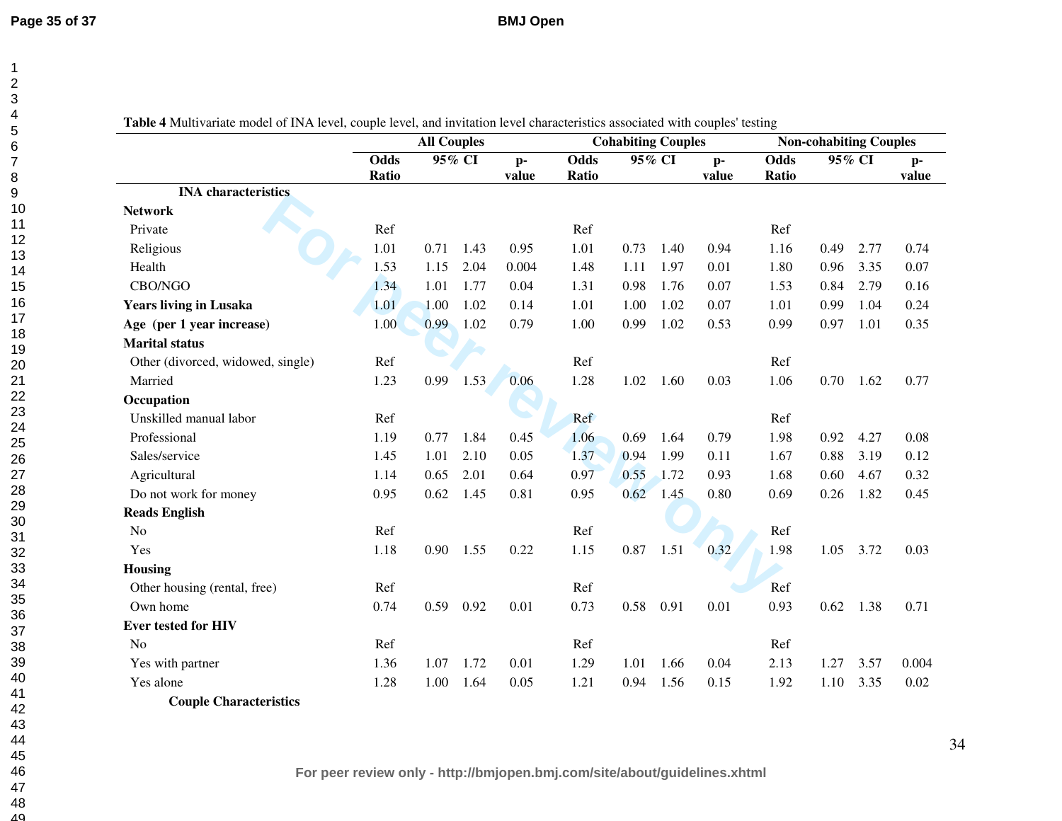**Table 4** Multivariate model of INA level, couple level, and invitation level characteristics associated with couples' testing

| | All Couples | | | | Cohabiting Couples | | | | Non-cohabiting Couples | | | |
|---|---|---|---|---|---|---|---|---|---|---|---|---|
| | Odds Ratio | 95% CI | | p-value | Odds Ratio | 95% CI | | p-value | Odds Ratio | 95% CI | | p-value |
| **INA characteristics** | | | | | | | | | | | | |
| **Network** | | | | | | | | | | | | |
| Private | Ref | | | | Ref | | | | Ref | | | |
| Religious | 1.01 | 0.71 | 1.43 | 0.95 | 1.01 | 0.73 | 1.40 | 0.94 | 1.16 | 0.49 | 2.77 | 0.74 |
| Health | 1.53 | 1.15 | 2.04 | 0.004 | 1.48 | 1.11 | 1.97 | 0.01 | 1.80 | 0.96 | 3.35 | 0.07 |
| CBO/NGO | 1.34 | 1.01 | 1.77 | 0.04 | 1.31 | 0.98 | 1.76 | 0.07 | 1.53 | 0.84 | 2.79 | 0.16 |
| **Years living in Lusaka** | 1.01 | 1.00 | 1.02 | 0.14 | 1.01 | 1.00 | 1.02 | 0.07 | 1.01 | 0.99 | 1.04 | 0.24 |
| **Age (per 1 year increase)** | 1.00 | 0.99 | 1.02 | 0.79 | 1.00 | 0.99 | 1.02 | 0.53 | 0.99 | 0.97 | 1.01 | 0.35 |
| **Marital status** | | | | | | | | | | | | |
| Other (divorced, widowed, single) | Ref | | | | Ref | | | | Ref | | | |
| Married | 1.23 | 0.99 | 1.53 | 0.06 | 1.28 | 1.02 | 1.60 | 0.03 | 1.06 | 0.70 | 1.62 | 0.77 |
| **Occupation** | | | | | | | | | | | | |
| Unskilled manual labor | Ref | | | | Ref | | | | Ref | | | |
| Professional | 1.19 | 0.77 | 1.84 | 0.45 | 1.06 | 0.69 | 1.64 | 0.79 | 1.98 | 0.92 | 4.27 | 0.08 |
| Sales/service | 1.45 | 1.01 | 2.10 | 0.05 | 1.37 | 0.94 | 1.99 | 0.11 | 1.67 | 0.88 | 3.19 | 0.12 |
| Agricultural | 1.14 | 0.65 | 2.01 | 0.64 | 0.97 | 0.55 | 1.72 | 0.93 | 1.68 | 0.60 | 4.67 | 0.32 |
| Do not work for money | 0.95 | 0.62 | 1.45 | 0.81 | 0.95 | 0.62 | 1.45 | 0.80 | 0.69 | 0.26 | 1.82 | 0.45 |
| **Reads English** | | | | | | | | | | | | |
| No | Ref | | | | Ref | | | | Ref | | | |
| Yes | 1.18 | 0.90 | 1.55 | 0.22 | 1.15 | 0.87 | 1.51 | 0.32 | 1.98 | 1.05 | 3.72 | 0.03 |
| **Housing** | | | | | | | | | | | | |
| Other housing (rental, free) | Ref | | | | Ref | | | | Ref | | | |
| Own home | 0.74 | 0.59 | 0.92 | 0.01 | 0.73 | 0.58 | 0.91 | 0.01 | 0.93 | 0.62 | 1.38 | 0.71 |
| **Ever tested for HIV** | | | | | | | | | | | | |
| No | Ref | | | | Ref | | | | Ref | | | |
| Yes with partner | 1.36 | 1.07 | 1.72 | 0.01 | 1.29 | 1.01 | 1.66 | 0.04 | 2.13 | 1.27 | 3.57 | 0.004 |
| Yes alone | 1.28 | 1.00 | 1.64 | 0.05 | 1.21 | 0.94 | 1.56 | 0.15 | 1.92 | 1.10 | 3.35 | 0.02 |
| **Couple Characteristics** | | | | | | | | | | | | |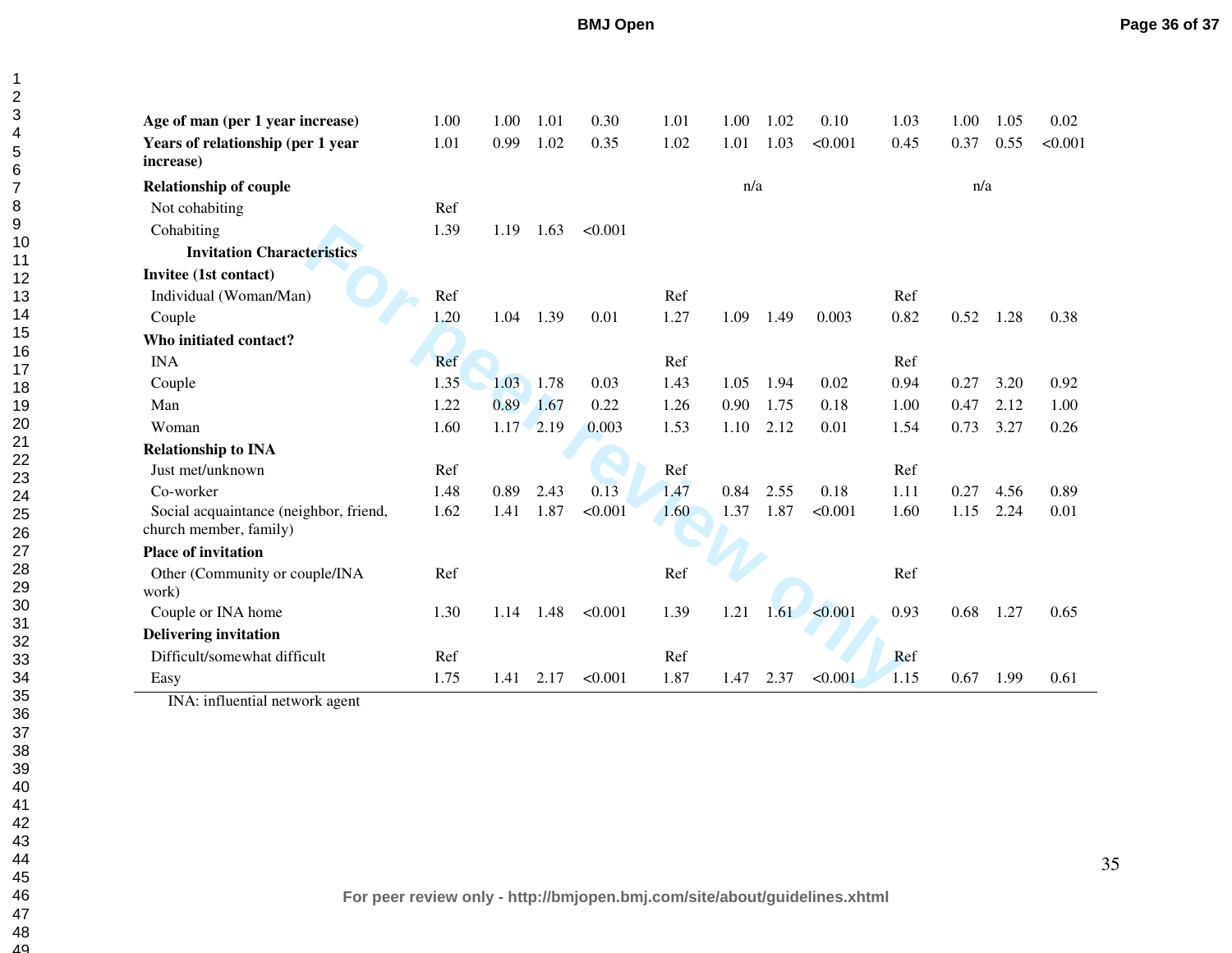| | | | | | | | | | | | | |
|---|---|---|---|---|---|---|---|---|---|---|---|---|
| **Age of man (per 1 year increase)** | 1.00 | 1.00 | 1.01 | 0.30 | 1.01 | 1.00 | 1.02 | 0.10 | 1.03 | 1.00 | 1.05 | 0.02 |
| **Years of relationship (per 1 year increase)** | 1.01 | 0.99 | 1.02 | 0.35 | 1.02 | 1.01 | 1.03 | <0.001 | 0.45 | 0.37 | 0.55 | <0.001 |
| **Relationship of couple** | | | | | | n/a | | | | n/a | | |
| Not cohabiting | Ref | | | | | | | | | | | |
| Cohabiting | 1.39 | 1.19 | 1.63 | <0.001 | | | | | | | | |
| **Invitation Characteristics** | | | | | | | | | | | | |
| **Invitee (1st contact)** | | | | | | | | | | | | |
| Individual (Woman/Man) | Ref | | | | Ref | | | | Ref | | | |
| Couple | 1.20 | 1.04 | 1.39 | 0.01 | 1.27 | 1.09 | 1.49 | 0.003 | 0.82 | 0.52 | 1.28 | 0.38 |
| **Who initiated contact?** | | | | | | | | | | | | |
| INA | Ref | | | | Ref | | | | Ref | | | |
| Couple | 1.35 | 1.03 | 1.78 | 0.03 | 1.43 | 1.05 | 1.94 | 0.02 | 0.94 | 0.27 | 3.20 | 0.92 |
| Man | 1.22 | 0.89 | 1.67 | 0.22 | 1.26 | 0.90 | 1.75 | 0.18 | 1.00 | 0.47 | 2.12 | 1.00 |
| Woman | 1.60 | 1.17 | 2.19 | 0.003 | 1.53 | 1.10 | 2.12 | 0.01 | 1.54 | 0.73 | 3.27 | 0.26 |
| **Relationship to INA** | | | | | | | | | | | | |
| Just met/unknown | Ref | | | | Ref | | | | Ref | | | |
| Co-worker | 1.48 | 0.89 | 2.43 | 0.13 | 1.47 | 0.84 | 2.55 | 0.18 | 1.11 | 0.27 | 4.56 | 0.89 |
| Social acquaintance (neighbor, friend, church member, family) | 1.62 | 1.41 | 1.87 | <0.001 | 1.60 | 1.37 | 1.87 | <0.001 | 1.60 | 1.15 | 2.24 | 0.01 |
| **Place of invitation** | | | | | | | | | | | | |
| Other (Community or couple/INA work) | Ref | | | | Ref | | | | Ref | | | |
| Couple or INA home | 1.30 | 1.14 | 1.48 | <0.001 | 1.39 | 1.21 | 1.61 | <0.001 | 0.93 | 0.68 | 1.27 | 0.65 |
| **Delivering invitation** | | | | | | | | | | | | |
| Difficult/somewhat difficult | Ref | | | | Ref | | | | Ref | | | |
| Easy | 1.75 | 1.41 | 2.17 | <0.001 | 1.87 | 1.47 | 2.37 | <0.001 | 1.15 | 0.67 | 1.99 | 0.61 |

INA: influential network agent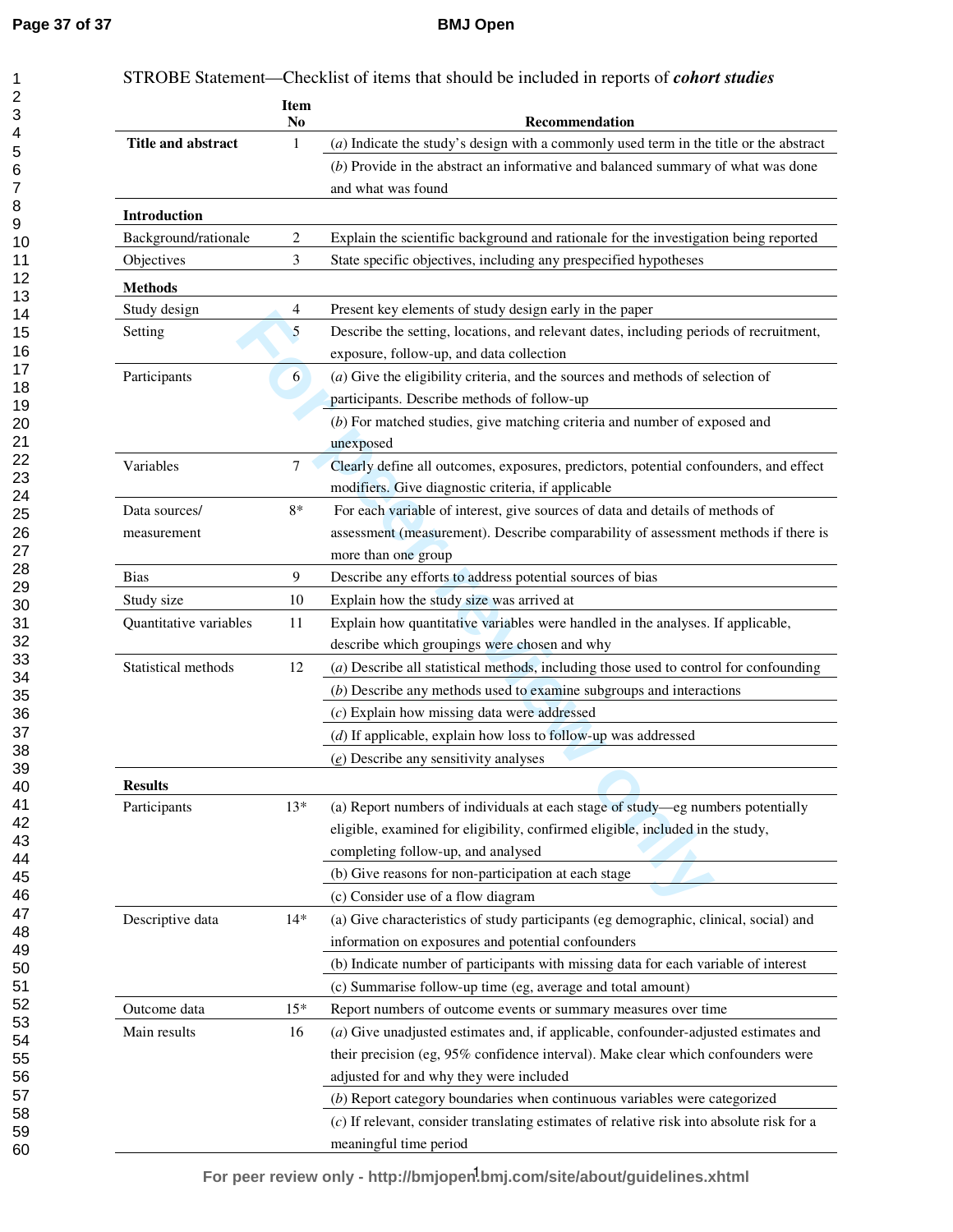STROBE Statement—Checklist of items that should be included in reports of ***cohort studies***

| | Item No | Recommendation |
|---|---|---|
| **Title and abstract** | 1 | (*a*) Indicate the study's design with a commonly used term in the title or the abstract |
| | | (*b*) Provide in the abstract an informative and balanced summary of what was done and what was found |
| **Introduction** | | |
| Background/rationale | 2 | Explain the scientific background and rationale for the investigation being reported |
| Objectives | 3 | State specific objectives, including any prespecified hypotheses |
| **Methods** | | |
| Study design | 4 | Present key elements of study design early in the paper |
| Setting | 5 | Describe the setting, locations, and relevant dates, including periods of recruitment, exposure, follow-up, and data collection |
| Participants | 6 | (*a*) Give the eligibility criteria, and the sources and methods of selection of participants. Describe methods of follow-up |
| | | (*b*) For matched studies, give matching criteria and number of exposed and unexposed |
| Variables | 7 | Clearly define all outcomes, exposures, predictors, potential confounders, and effect modifiers. Give diagnostic criteria, if applicable |
| Data sources/ measurement | 8* | For each variable of interest, give sources of data and details of methods of assessment (measurement). Describe comparability of assessment methods if there is more than one group |
| Bias | 9 | Describe any efforts to address potential sources of bias |
| Study size | 10 | Explain how the study size was arrived at |
| Quantitative variables | 11 | Explain how quantitative variables were handled in the analyses. If applicable, describe which groupings were chosen and why |
| Statistical methods | 12 | (*a*) Describe all statistical methods, including those used to control for confounding |
| | | (*b*) Describe any methods used to examine subgroups and interactions |
| | | (*c*) Explain how missing data were addressed |
| | | (*d*) If applicable, explain how loss to follow-up was addressed |
| | | (*e*) Describe any sensitivity analyses |
| **Results** | | |
| Participants | 13* | (a) Report numbers of individuals at each stage of study—eg numbers potentially eligible, examined for eligibility, confirmed eligible, included in the study, completing follow-up, and analysed |
| | | (b) Give reasons for non-participation at each stage |
| | | (c) Consider use of a flow diagram |
| Descriptive data | 14* | (a) Give characteristics of study participants (eg demographic, clinical, social) and information on exposures and potential confounders |
| | | (b) Indicate number of participants with missing data for each variable of interest |
| | | (c) Summarise follow-up time (eg, average and total amount) |
| Outcome data | 15* | Report numbers of outcome events or summary measures over time |
| Main results | 16 | (*a*) Give unadjusted estimates and, if applicable, confounder-adjusted estimates and their precision (eg, 95% confidence interval). Make clear which confounders were adjusted for and why they were included |
| | | (*b*) Report category boundaries when continuous variables were categorized |
| | | (*c*) If relevant, consider translating estimates of relative risk into absolute risk for a meaningful time period |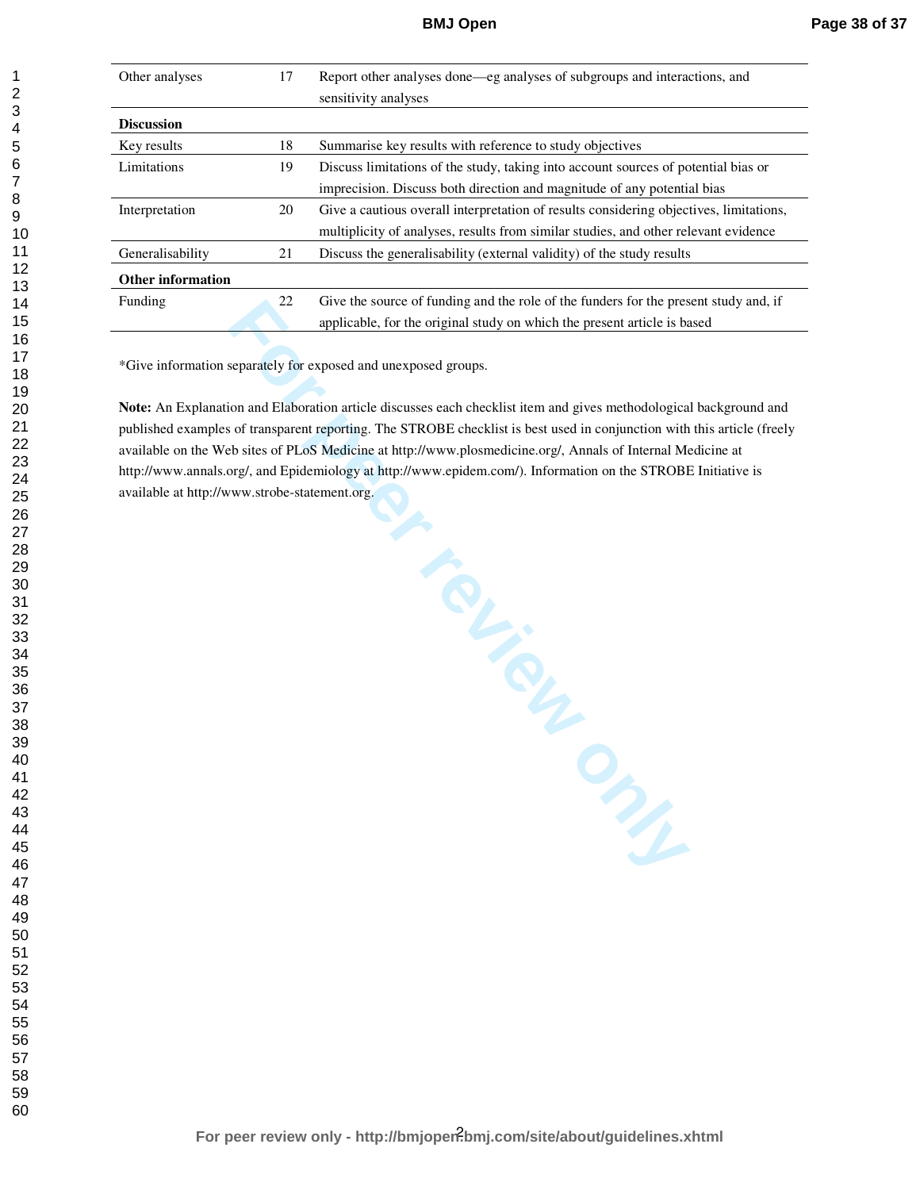| | | |
|---|---|---|
| Other analyses | 17 | Report other analyses done—eg analyses of subgroups and interactions, and sensitivity analyses |
| **Discussion** | | |
| Key results | 18 | Summarise key results with reference to study objectives |
| Limitations | 19 | Discuss limitations of the study, taking into account sources of potential bias or imprecision. Discuss both direction and magnitude of any potential bias |
| Interpretation | 20 | Give a cautious overall interpretation of results considering objectives, limitations, multiplicity of analyses, results from similar studies, and other relevant evidence |
| Generalisability | 21 | Discuss the generalisability (external validity) of the study results |
| **Other information** | | |
| Funding | 22 | Give the source of funding and the role of the funders for the present study and, if applicable, for the original study on which the present article is based |

*Give information separately for exposed and unexposed groups.

**Note:** An Explanation and Elaboration article discusses each checklist item and gives methodological background and published examples of transparent reporting. The STROBE checklist is best used in conjunction with this article (freely available on the Web sites of PLoS Medicine at http://www.plosmedicine.org/, Annals of Internal Medicine at http://www.annals.org/, and Epidemiology at http://www.epidem.com/). Information on the STROBE Initiative is available at http://www.strobe-statement.org.